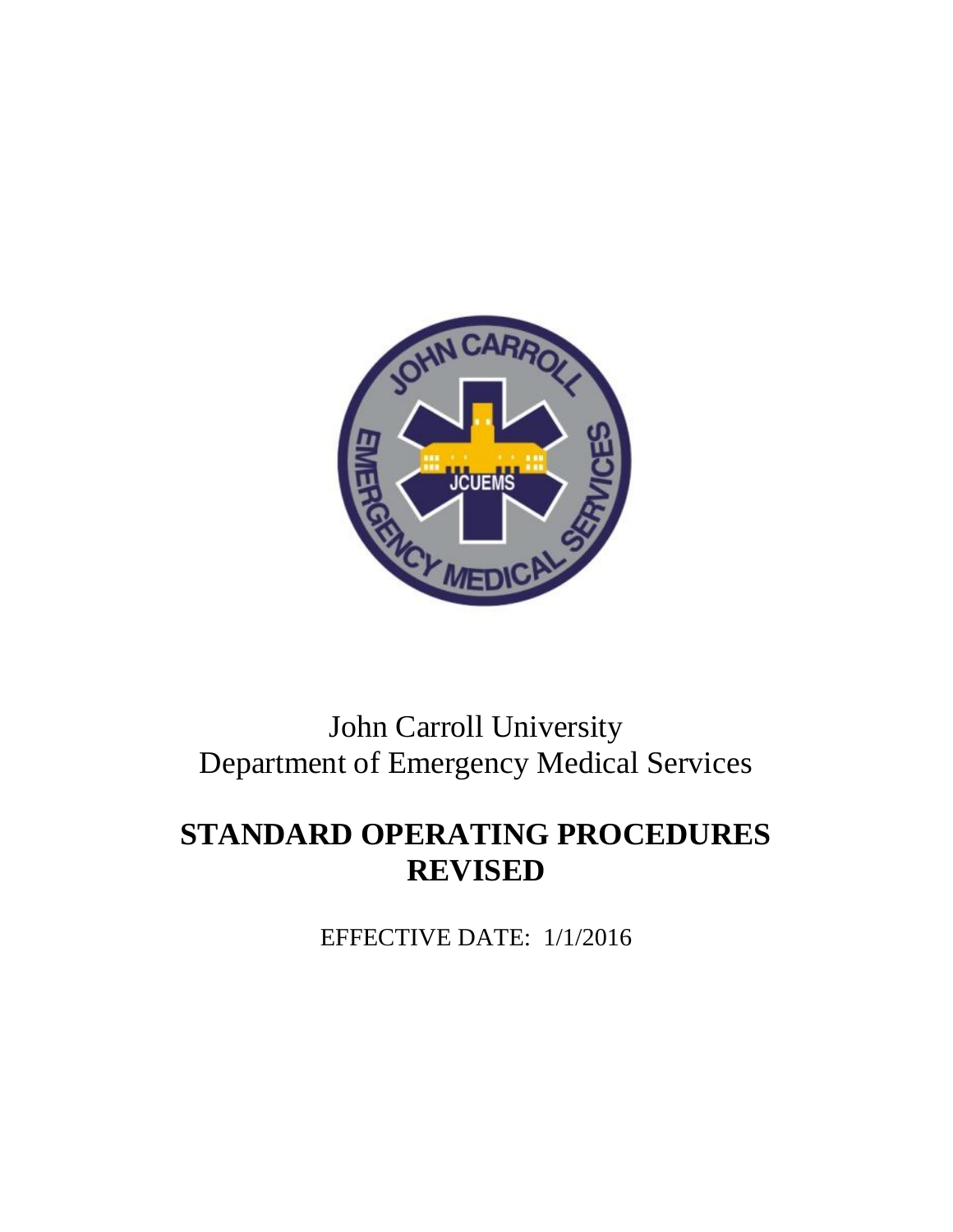John Carroll University
Department of Emergency Medical Services

# STANDARD OPERATING PROCEDURES REVISED

EFFECTIVE DATE: 1/1/2016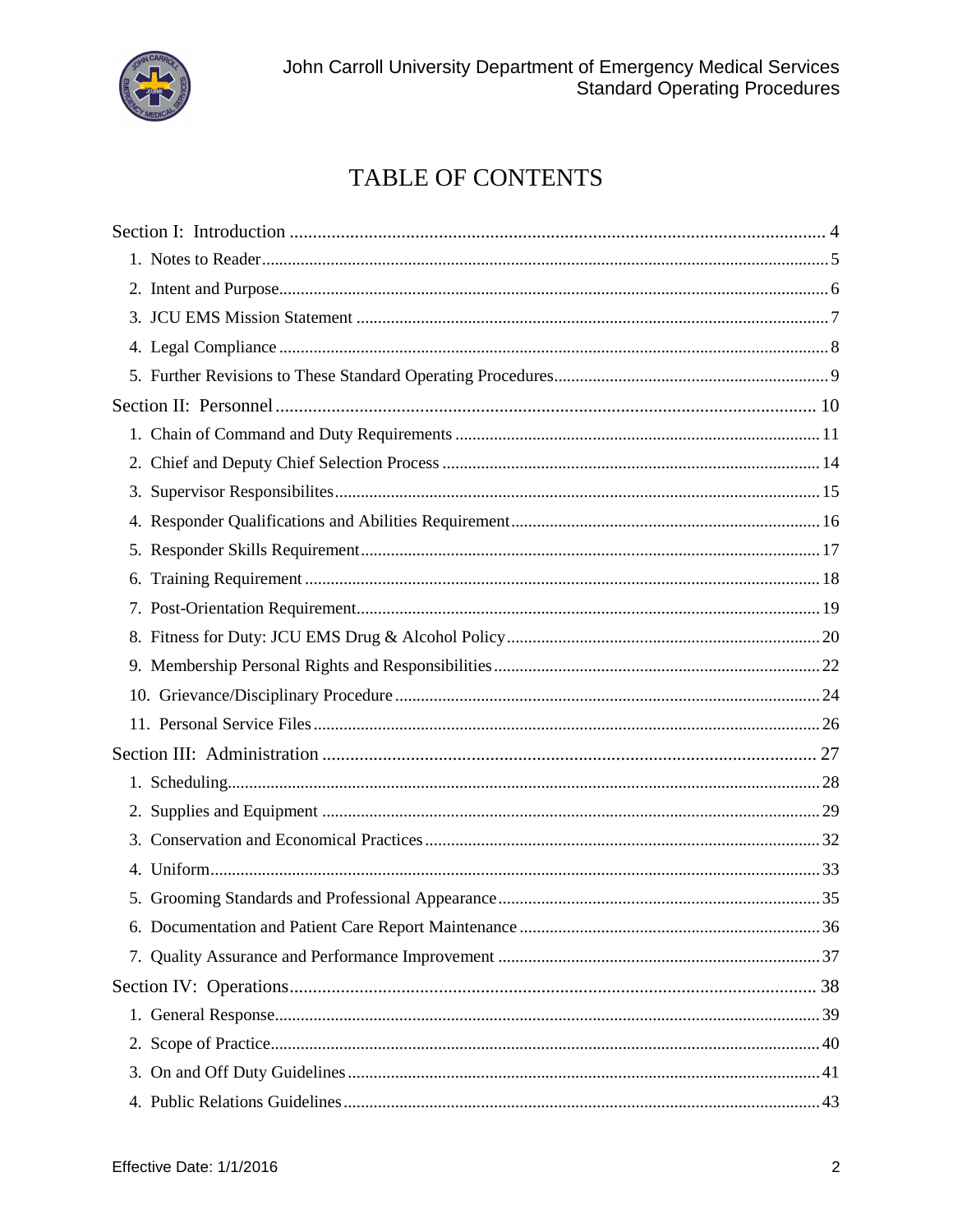# TABLE OF CONTENTS

Section I: Introduction ........................................................................................................ 4

1. Notes to Reader ........................................................................................................ 5
2. Intent and Purpose ..................................................................................................... 6
3. JCU EMS Mission Statement ..................................................................................... 7
4. Legal Compliance ...................................................................................................... 8
5. Further Revisions to These Standard Operating Procedures ...................................... 9

Section II: Personnel ........................................................................................................ 10

1. Chain of Command and Duty Requirements ............................................................ 11
2. Chief and Deputy Chief Selection Process ............................................................... 14
3. Supervisor Responsibilites ........................................................................................ 15
4. Responder Qualifications and Abilities Requirement ............................................... 16
5. Responder Skills Requirement .................................................................................. 17
6. Training Requirement ............................................................................................... 18
7. Post-Orientation Requirement ................................................................................... 19
8. Fitness for Duty: JCU EMS Drug & Alcohol Policy ................................................ 20
9. Membership Personal Rights and Responsibilities ................................................... 22
10. Grievance/Disciplinary Procedure ........................................................................... 24
11. Personal Service Files ............................................................................................. 26

Section III: Administration ............................................................................................... 27

1. Scheduling ................................................................................................................ 28
2. Supplies and Equipment ........................................................................................... 29
3. Conservation and Economical Practices ................................................................... 32
4. Uniform .................................................................................................................... 33
5. Grooming Standards and Professional Appearance .................................................. 35
6. Documentation and Patient Care Report Maintenance .............................................. 36
7. Quality Assurance and Performance Improvement ................................................... 37

Section IV: Operations ..................................................................................................... 38

1. General Response ..................................................................................................... 39
2. Scope of Practice ...................................................................................................... 40
3. On and Off Duty Guidelines ..................................................................................... 41
4. Public Relations Guidelines ...................................................................................... 43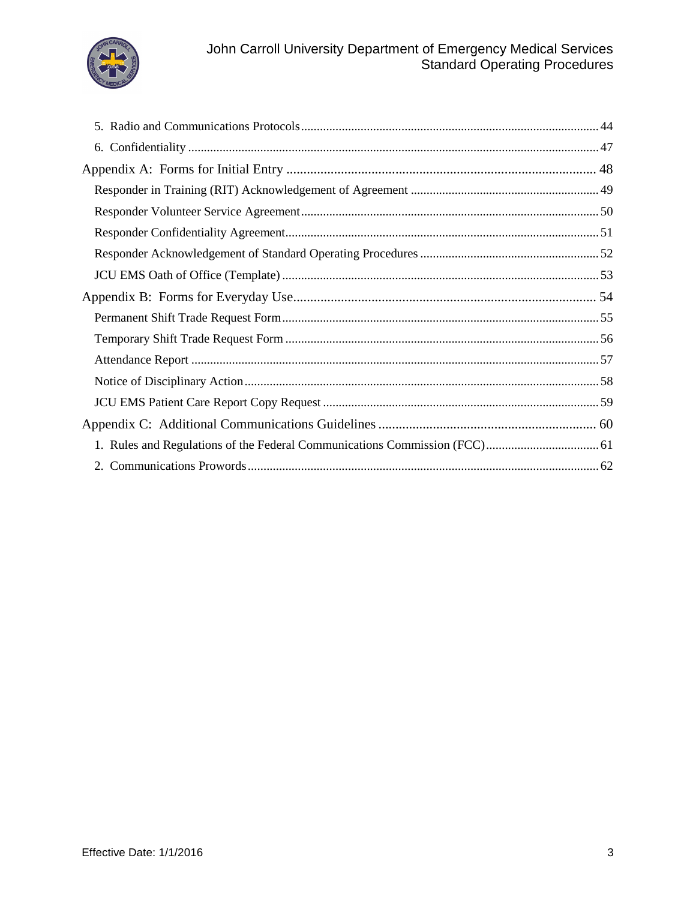5. Radio and Communications Protocols ..... 44
6. Confidentiality ..... 47

Appendix A: Forms for Initial Entry ..... 48

Responder in Training (RIT) Acknowledgement of Agreement ..... 49
Responder Volunteer Service Agreement ..... 50
Responder Confidentiality Agreement ..... 51
Responder Acknowledgement of Standard Operating Procedures ..... 52
JCU EMS Oath of Office (Template) ..... 53

Appendix B: Forms for Everyday Use ..... 54

Permanent Shift Trade Request Form ..... 55
Temporary Shift Trade Request Form ..... 56
Attendance Report ..... 57
Notice of Disciplinary Action ..... 58
JCU EMS Patient Care Report Copy Request ..... 59

Appendix C: Additional Communications Guidelines ..... 60

1. Rules and Regulations of the Federal Communications Commission (FCC) ..... 61
2. Communications Prowords ..... 62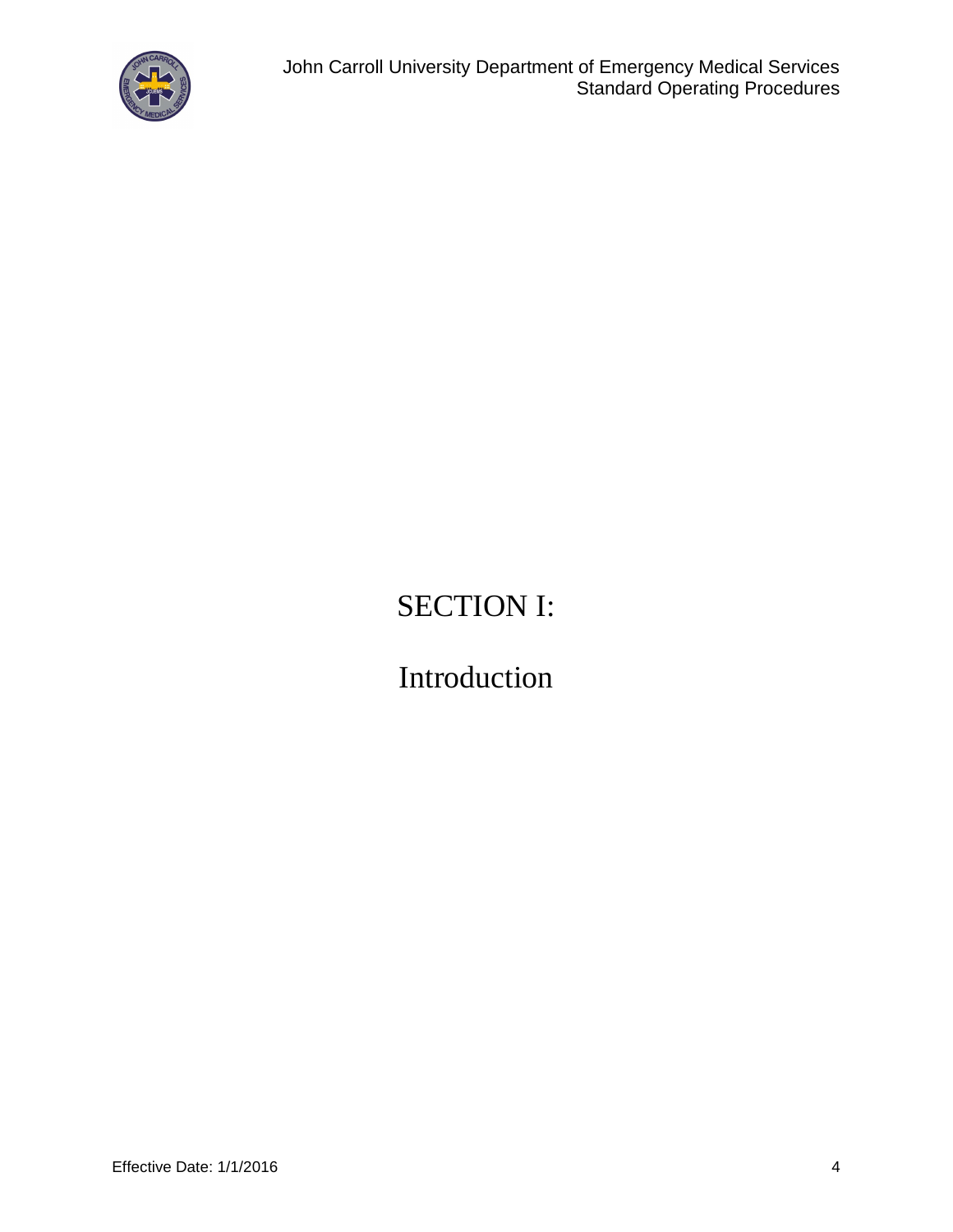# SECTION I:

# Introduction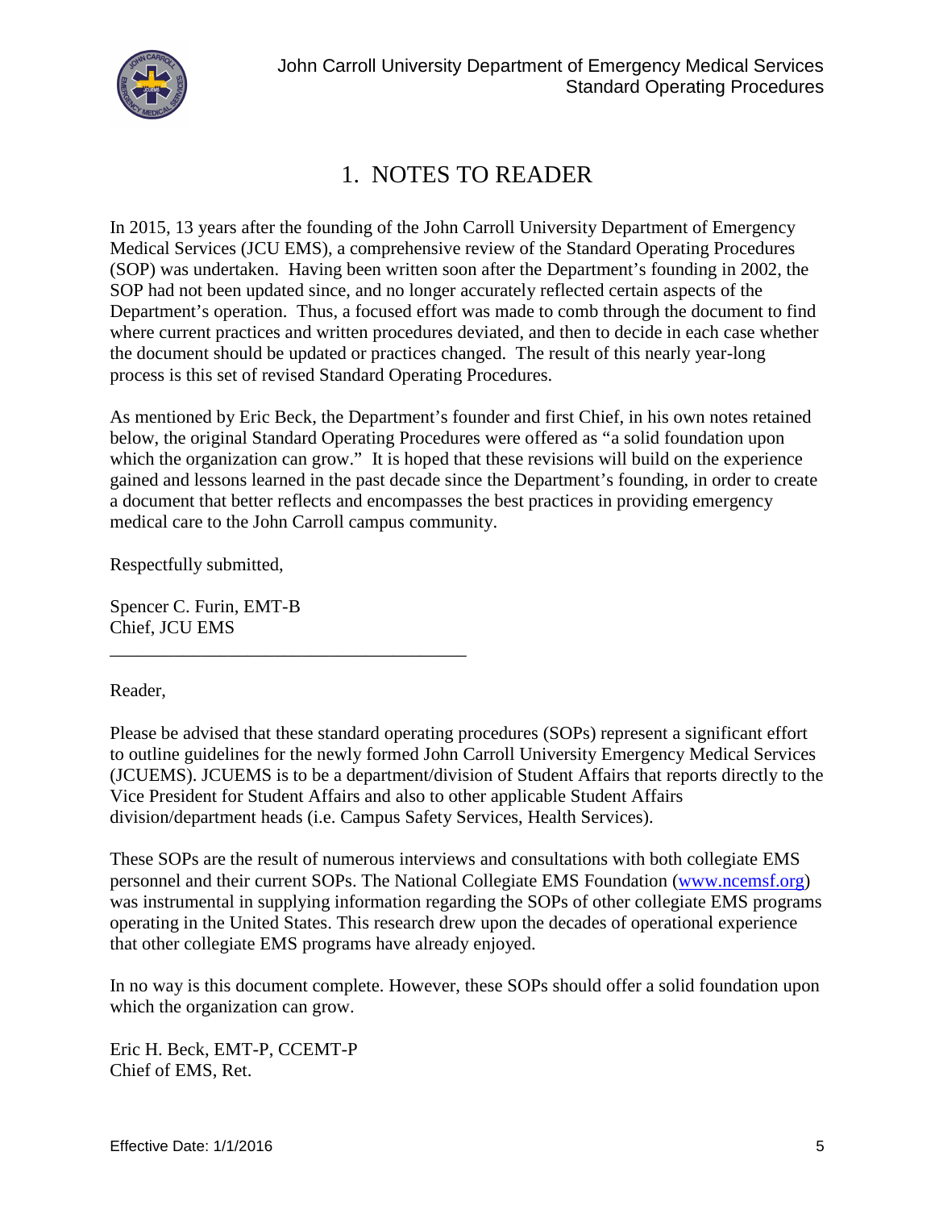# 1. NOTES TO READER

In 2015, 13 years after the founding of the John Carroll University Department of Emergency Medical Services (JCU EMS), a comprehensive review of the Standard Operating Procedures (SOP) was undertaken. Having been written soon after the Department's founding in 2002, the SOP had not been updated since, and no longer accurately reflected certain aspects of the Department's operation. Thus, a focused effort was made to comb through the document to find where current practices and written procedures deviated, and then to decide in each case whether the document should be updated or practices changed. The result of this nearly year-long process is this set of revised Standard Operating Procedures.

As mentioned by Eric Beck, the Department's founder and first Chief, in his own notes retained below, the original Standard Operating Procedures were offered as "a solid foundation upon which the organization can grow." It is hoped that these revisions will build on the experience gained and lessons learned in the past decade since the Department's founding, in order to create a document that better reflects and encompasses the best practices in providing emergency medical care to the John Carroll campus community.

Respectfully submitted,

Spencer C. Furin, EMT-B
Chief, JCU EMS

---

Reader,

Please be advised that these standard operating procedures (SOPs) represent a significant effort to outline guidelines for the newly formed John Carroll University Emergency Medical Services (JCUEMS). JCUEMS is to be a department/division of Student Affairs that reports directly to the Vice President for Student Affairs and also to other applicable Student Affairs division/department heads (i.e. Campus Safety Services, Health Services).

These SOPs are the result of numerous interviews and consultations with both collegiate EMS personnel and their current SOPs. The National Collegiate EMS Foundation (www.ncemsf.org) was instrumental in supplying information regarding the SOPs of other collegiate EMS programs operating in the United States. This research drew upon the decades of operational experience that other collegiate EMS programs have already enjoyed.

In no way is this document complete. However, these SOPs should offer a solid foundation upon which the organization can grow.

Eric H. Beck, EMT-P, CCEMT-P
Chief of EMS, Ret.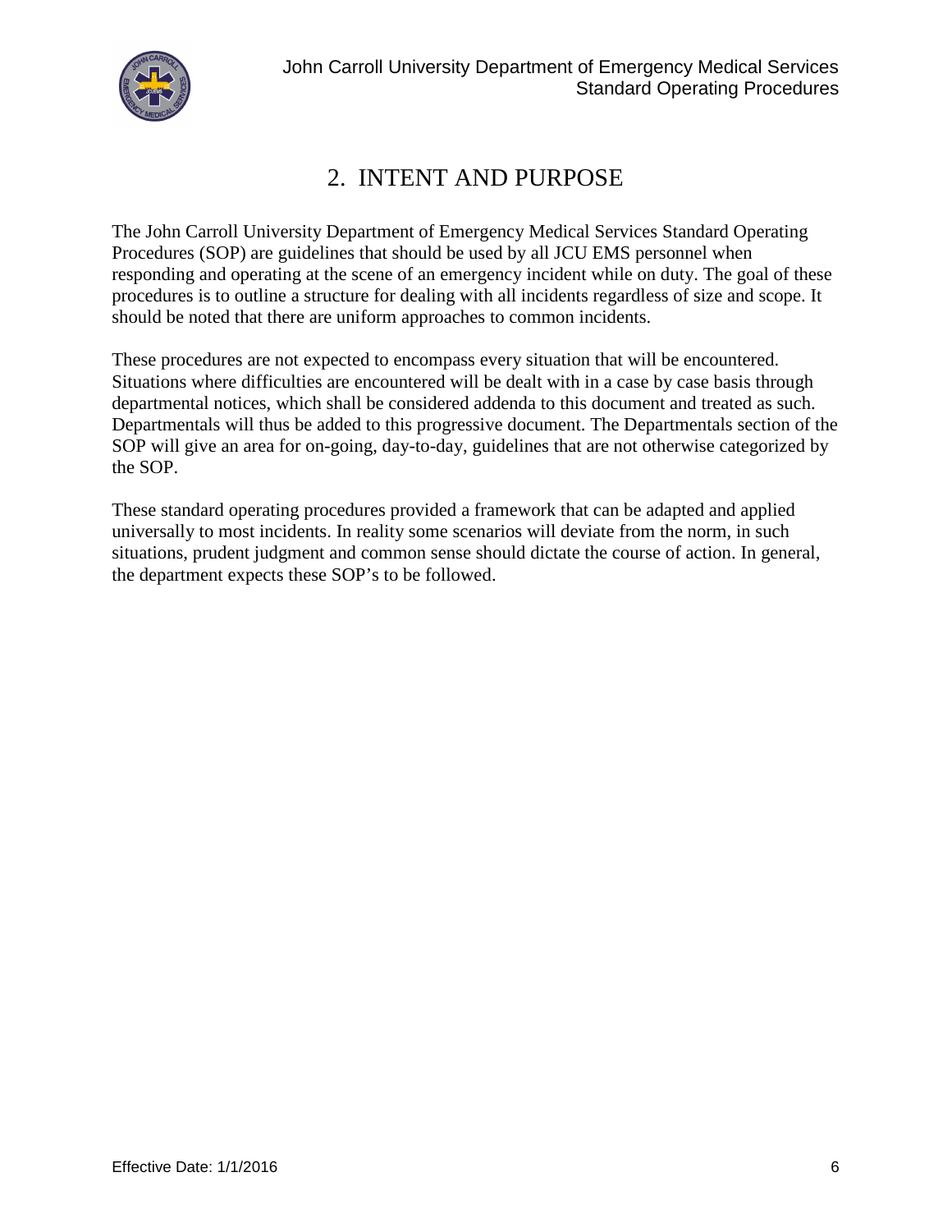# 2. INTENT AND PURPOSE

The John Carroll University Department of Emergency Medical Services Standard Operating Procedures (SOP) are guidelines that should be used by all JCU EMS personnel when responding and operating at the scene of an emergency incident while on duty. The goal of these procedures is to outline a structure for dealing with all incidents regardless of size and scope. It should be noted that there are uniform approaches to common incidents.

These procedures are not expected to encompass every situation that will be encountered. Situations where difficulties are encountered will be dealt with in a case by case basis through departmental notices, which shall be considered addenda to this document and treated as such. Departmentals will thus be added to this progressive document. The Departmentals section of the SOP will give an area for on-going, day-to-day, guidelines that are not otherwise categorized by the SOP.

These standard operating procedures provided a framework that can be adapted and applied universally to most incidents. In reality some scenarios will deviate from the norm, in such situations, prudent judgment and common sense should dictate the course of action. In general, the department expects these SOP's to be followed.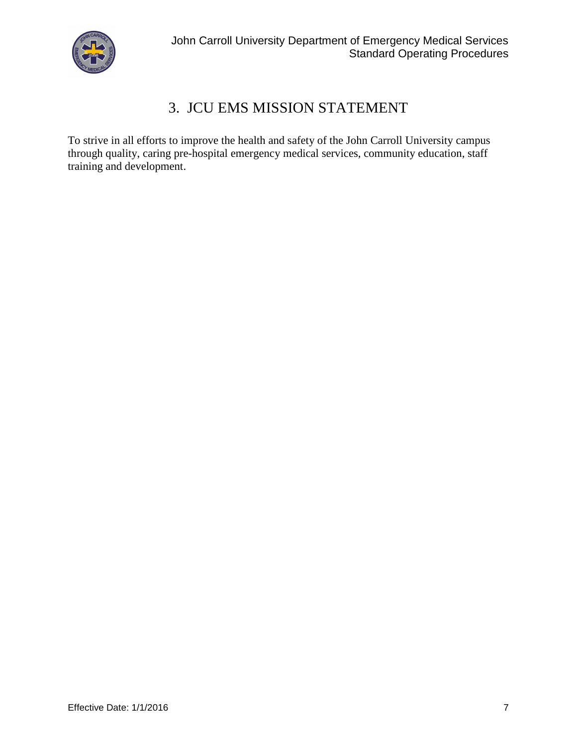# 3. JCU EMS MISSION STATEMENT

To strive in all efforts to improve the health and safety of the John Carroll University campus through quality, caring pre-hospital emergency medical services, community education, staff training and development.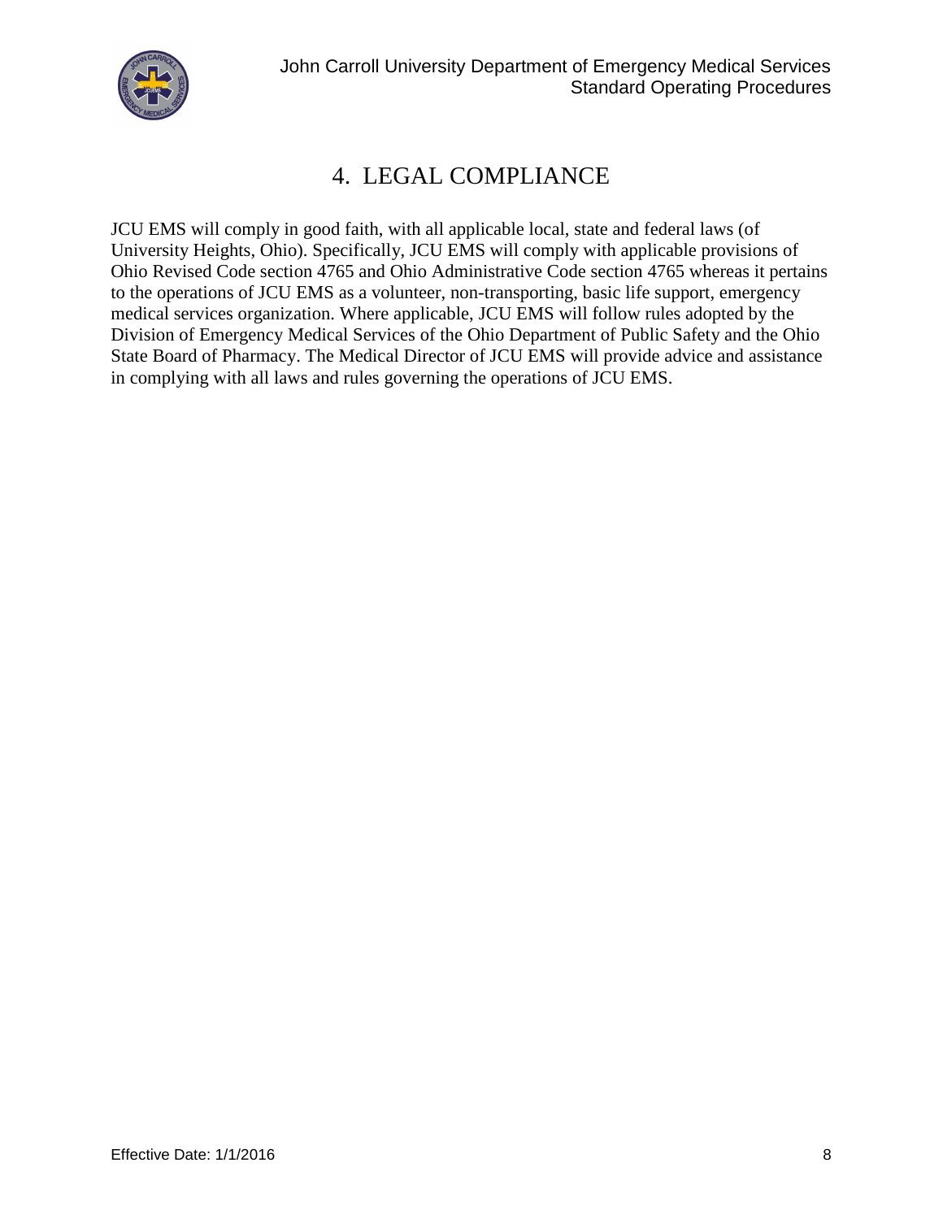# 4. LEGAL COMPLIANCE

JCU EMS will comply in good faith, with all applicable local, state and federal laws (of University Heights, Ohio). Specifically, JCU EMS will comply with applicable provisions of Ohio Revised Code section 4765 and Ohio Administrative Code section 4765 whereas it pertains to the operations of JCU EMS as a volunteer, non-transporting, basic life support, emergency medical services organization. Where applicable, JCU EMS will follow rules adopted by the Division of Emergency Medical Services of the Ohio Department of Public Safety and the Ohio State Board of Pharmacy. The Medical Director of JCU EMS will provide advice and assistance in complying with all laws and rules governing the operations of JCU EMS.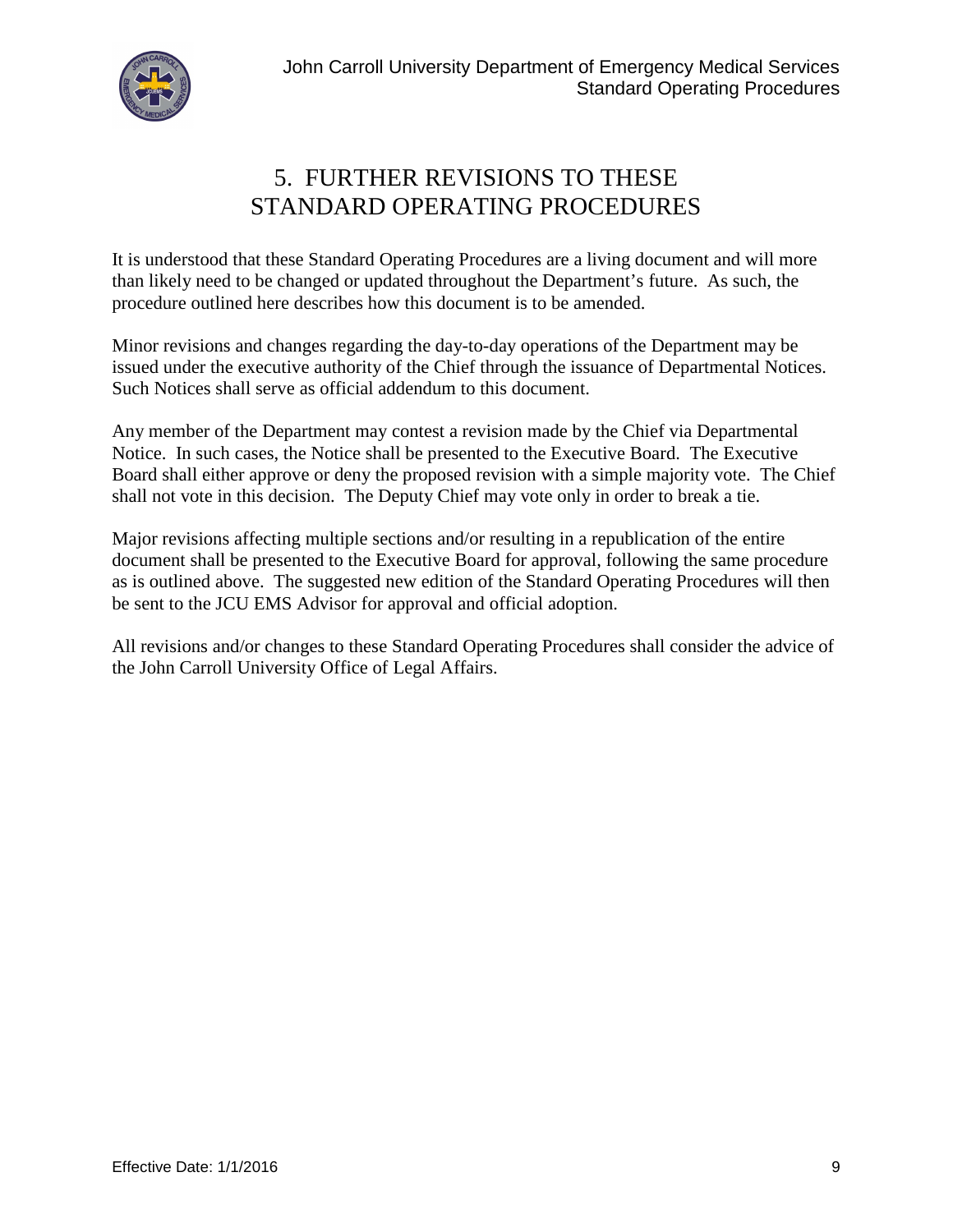# 5. FURTHER REVISIONS TO THESE STANDARD OPERATING PROCEDURES

It is understood that these Standard Operating Procedures are a living document and will more than likely need to be changed or updated throughout the Department's future. As such, the procedure outlined here describes how this document is to be amended.

Minor revisions and changes regarding the day-to-day operations of the Department may be issued under the executive authority of the Chief through the issuance of Departmental Notices. Such Notices shall serve as official addendum to this document.

Any member of the Department may contest a revision made by the Chief via Departmental Notice. In such cases, the Notice shall be presented to the Executive Board. The Executive Board shall either approve or deny the proposed revision with a simple majority vote. The Chief shall not vote in this decision. The Deputy Chief may vote only in order to break a tie.

Major revisions affecting multiple sections and/or resulting in a republication of the entire document shall be presented to the Executive Board for approval, following the same procedure as is outlined above. The suggested new edition of the Standard Operating Procedures will then be sent to the JCU EMS Advisor for approval and official adoption.

All revisions and/or changes to these Standard Operating Procedures shall consider the advice of the John Carroll University Office of Legal Affairs.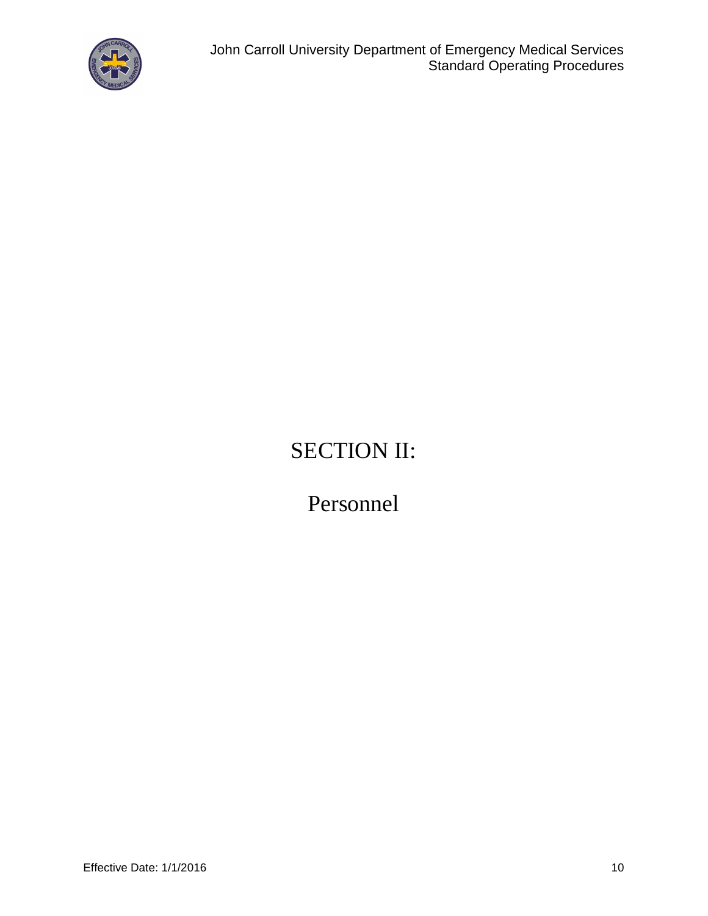# SECTION II:

# Personnel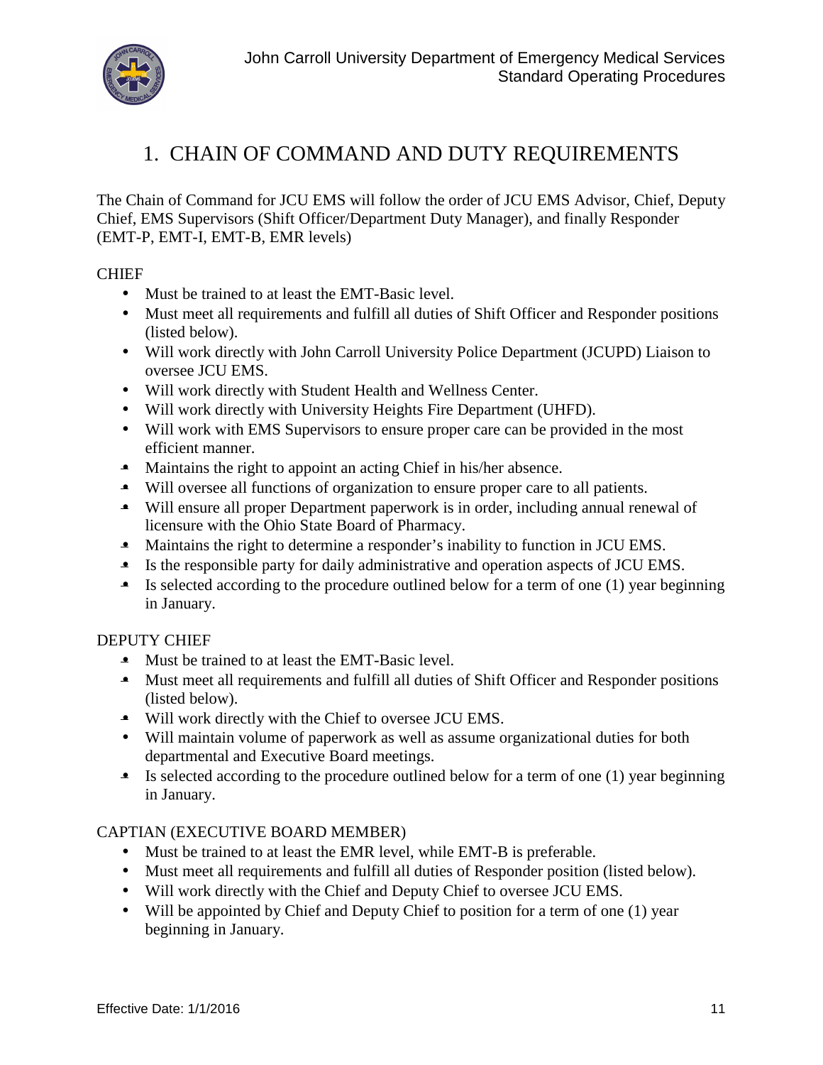# 1. CHAIN OF COMMAND AND DUTY REQUIREMENTS

The Chain of Command for JCU EMS will follow the order of JCU EMS Advisor, Chief, Deputy Chief, EMS Supervisors (Shift Officer/Department Duty Manager), and finally Responder (EMT-P, EMT-I, EMT-B, EMR levels)

CHIEF

- Must be trained to at least the EMT-Basic level.
- Must meet all requirements and fulfill all duties of Shift Officer and Responder positions (listed below).
- Will work directly with John Carroll University Police Department (JCUPD) Liaison to oversee JCU EMS.
- Will work directly with Student Health and Wellness Center.
- Will work directly with University Heights Fire Department (UHFD).
- Will work with EMS Supervisors to ensure proper care can be provided in the most efficient manner.
- Maintains the right to appoint an acting Chief in his/her absence.
- Will oversee all functions of organization to ensure proper care to all patients.
- Will ensure all proper Department paperwork is in order, including annual renewal of licensure with the Ohio State Board of Pharmacy.
- Maintains the right to determine a responder's inability to function in JCU EMS.
- Is the responsible party for daily administrative and operation aspects of JCU EMS.
- Is selected according to the procedure outlined below for a term of one (1) year beginning in January.

DEPUTY CHIEF

- Must be trained to at least the EMT-Basic level.
- Must meet all requirements and fulfill all duties of Shift Officer and Responder positions (listed below).
- Will work directly with the Chief to oversee JCU EMS.
- Will maintain volume of paperwork as well as assume organizational duties for both departmental and Executive Board meetings.
- Is selected according to the procedure outlined below for a term of one (1) year beginning in January.

CAPTIAN (EXECUTIVE BOARD MEMBER)

- Must be trained to at least the EMR level, while EMT-B is preferable.
- Must meet all requirements and fulfill all duties of Responder position (listed below).
- Will work directly with the Chief and Deputy Chief to oversee JCU EMS.
- Will be appointed by Chief and Deputy Chief to position for a term of one (1) year beginning in January.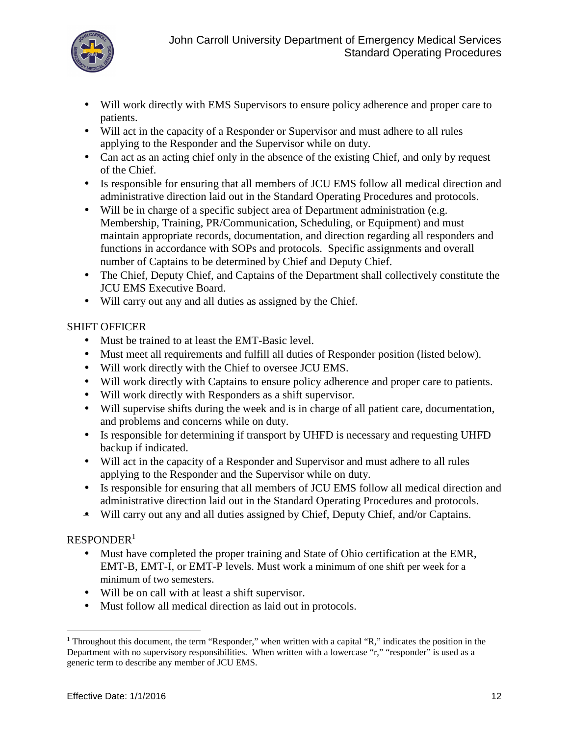- Will work directly with EMS Supervisors to ensure policy adherence and proper care to patients.
- Will act in the capacity of a Responder or Supervisor and must adhere to all rules applying to the Responder and the Supervisor while on duty.
- Can act as an acting chief only in the absence of the existing Chief, and only by request of the Chief.
- Is responsible for ensuring that all members of JCU EMS follow all medical direction and administrative direction laid out in the Standard Operating Procedures and protocols.
- Will be in charge of a specific subject area of Department administration (e.g. Membership, Training, PR/Communication, Scheduling, or Equipment) and must maintain appropriate records, documentation, and direction regarding all responders and functions in accordance with SOPs and protocols. Specific assignments and overall number of Captains to be determined by Chief and Deputy Chief.
- The Chief, Deputy Chief, and Captains of the Department shall collectively constitute the JCU EMS Executive Board.
- Will carry out any and all duties as assigned by the Chief.

SHIFT OFFICER

- Must be trained to at least the EMT-Basic level.
- Must meet all requirements and fulfill all duties of Responder position (listed below).
- Will work directly with the Chief to oversee JCU EMS.
- Will work directly with Captains to ensure policy adherence and proper care to patients.
- Will work directly with Responders as a shift supervisor.
- Will supervise shifts during the week and is in charge of all patient care, documentation, and problems and concerns while on duty.
- Is responsible for determining if transport by UHFD is necessary and requesting UHFD backup if indicated.
- Will act in the capacity of a Responder and Supervisor and must adhere to all rules applying to the Responder and the Supervisor while on duty.
- Is responsible for ensuring that all members of JCU EMS follow all medical direction and administrative direction laid out in the Standard Operating Procedures and protocols.
- Will carry out any and all duties assigned by Chief, Deputy Chief, and/or Captains.

RESPONDER[1]

- Must have completed the proper training and State of Ohio certification at the EMR, EMT-B, EMT-I, or EMT-P levels. Must work a minimum of one shift per week for a minimum of two semesters.
- Will be on call with at least a shift supervisor.
- Must follow all medical direction as laid out in protocols.

[1] Throughout this document, the term "Responder," when written with a capital "R," indicates the position in the Department with no supervisory responsibilities. When written with a lowercase "r," "responder" is used as a generic term to describe any member of JCU EMS.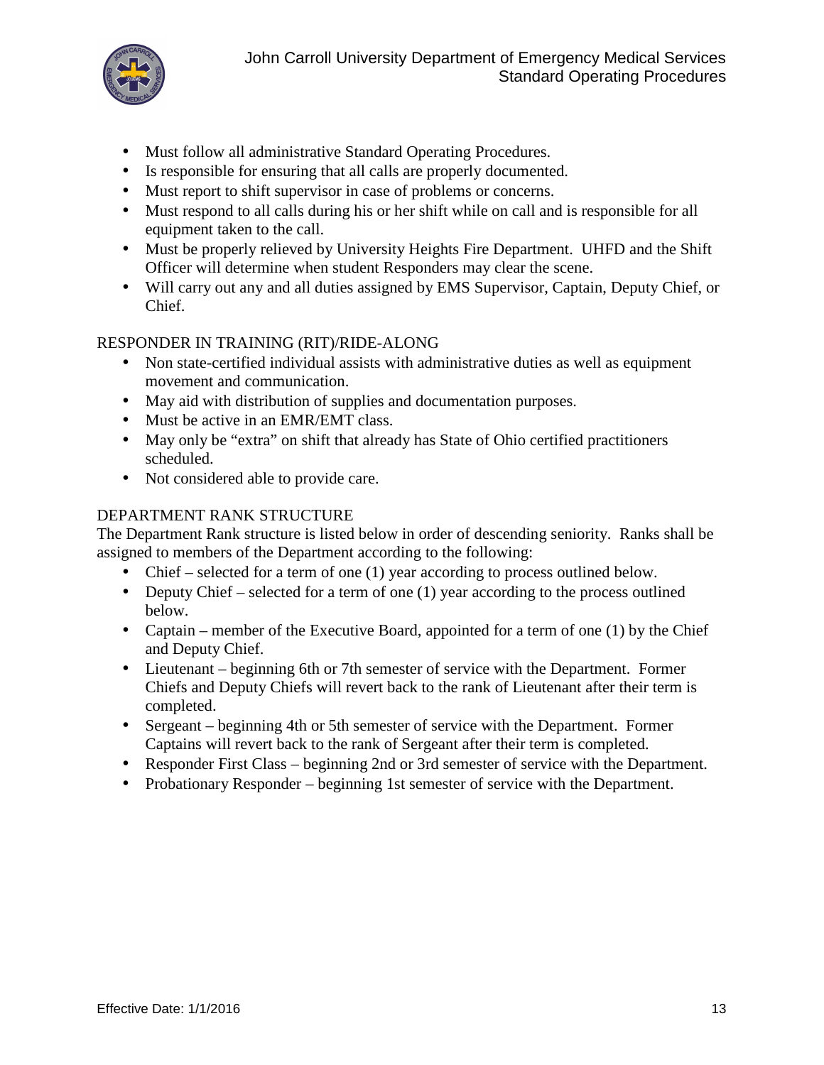- Must follow all administrative Standard Operating Procedures.
- Is responsible for ensuring that all calls are properly documented.
- Must report to shift supervisor in case of problems or concerns.
- Must respond to all calls during his or her shift while on call and is responsible for all equipment taken to the call.
- Must be properly relieved by University Heights Fire Department. UHFD and the Shift Officer will determine when student Responders may clear the scene.
- Will carry out any and all duties assigned by EMS Supervisor, Captain, Deputy Chief, or Chief.

RESPONDER IN TRAINING (RIT)/RIDE-ALONG

- Non state-certified individual assists with administrative duties as well as equipment movement and communication.
- May aid with distribution of supplies and documentation purposes.
- Must be active in an EMR/EMT class.
- May only be "extra" on shift that already has State of Ohio certified practitioners scheduled.
- Not considered able to provide care.

DEPARTMENT RANK STRUCTURE

The Department Rank structure is listed below in order of descending seniority. Ranks shall be assigned to members of the Department according to the following:

- Chief – selected for a term of one (1) year according to process outlined below.
- Deputy Chief – selected for a term of one (1) year according to the process outlined below.
- Captain – member of the Executive Board, appointed for a term of one (1) by the Chief and Deputy Chief.
- Lieutenant – beginning 6th or 7th semester of service with the Department. Former Chiefs and Deputy Chiefs will revert back to the rank of Lieutenant after their term is completed.
- Sergeant – beginning 4th or 5th semester of service with the Department. Former Captains will revert back to the rank of Sergeant after their term is completed.
- Responder First Class – beginning 2nd or 3rd semester of service with the Department.
- Probationary Responder – beginning 1st semester of service with the Department.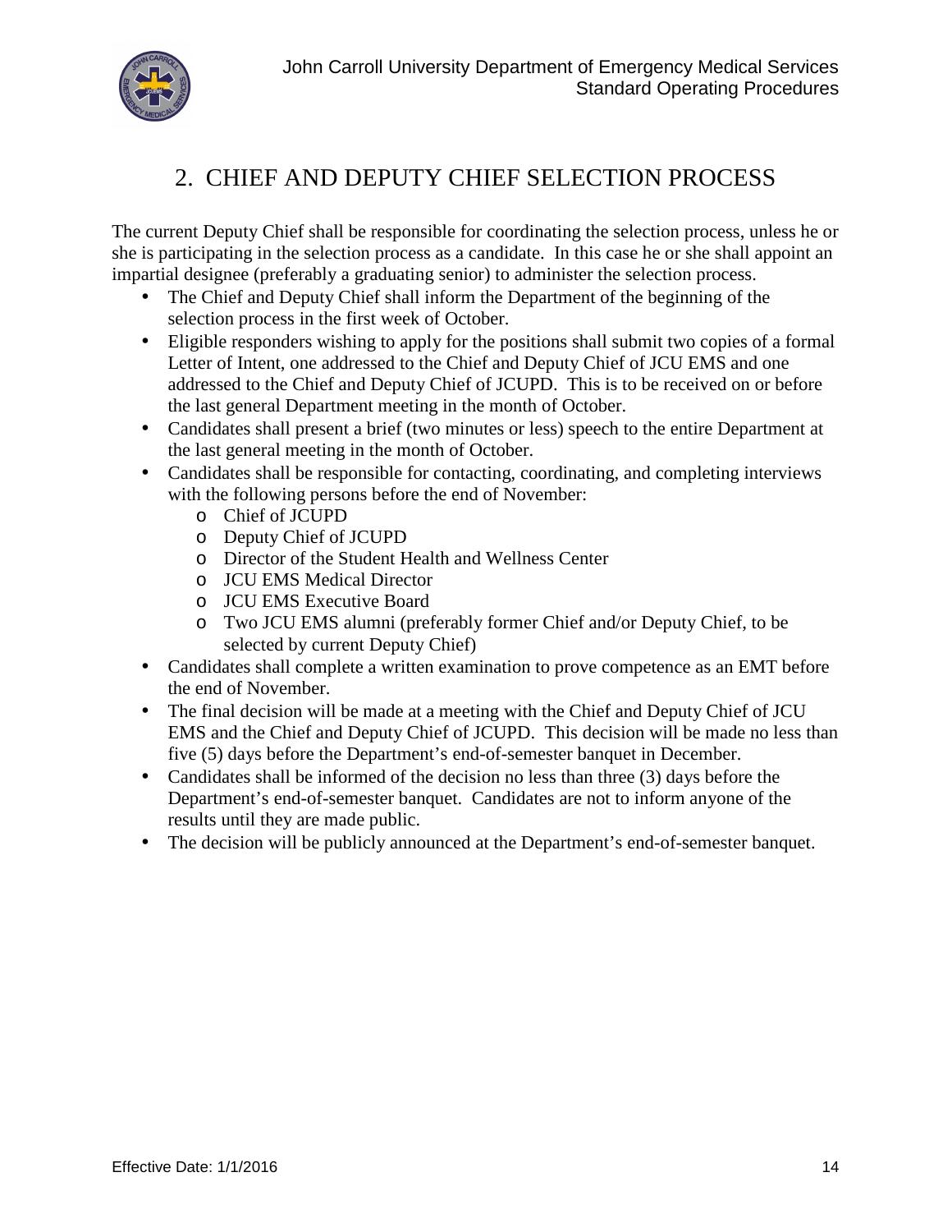## 2. CHIEF AND DEPUTY CHIEF SELECTION PROCESS

The current Deputy Chief shall be responsible for coordinating the selection process, unless he or she is participating in the selection process as a candidate. In this case he or she shall appoint an impartial designee (preferably a graduating senior) to administer the selection process.

- The Chief and Deputy Chief shall inform the Department of the beginning of the selection process in the first week of October.
- Eligible responders wishing to apply for the positions shall submit two copies of a formal Letter of Intent, one addressed to the Chief and Deputy Chief of JCU EMS and one addressed to the Chief and Deputy Chief of JCUPD. This is to be received on or before the last general Department meeting in the month of October.
- Candidates shall present a brief (two minutes or less) speech to the entire Department at the last general meeting in the month of October.
- Candidates shall be responsible for contacting, coordinating, and completing interviews with the following persons before the end of November:
  - Chief of JCUPD
  - Deputy Chief of JCUPD
  - Director of the Student Health and Wellness Center
  - JCU EMS Medical Director
  - JCU EMS Executive Board
  - Two JCU EMS alumni (preferably former Chief and/or Deputy Chief, to be selected by current Deputy Chief)
- Candidates shall complete a written examination to prove competence as an EMT before the end of November.
- The final decision will be made at a meeting with the Chief and Deputy Chief of JCU EMS and the Chief and Deputy Chief of JCUPD. This decision will be made no less than five (5) days before the Department's end-of-semester banquet in December.
- Candidates shall be informed of the decision no less than three (3) days before the Department's end-of-semester banquet. Candidates are not to inform anyone of the results until they are made public.
- The decision will be publicly announced at the Department's end-of-semester banquet.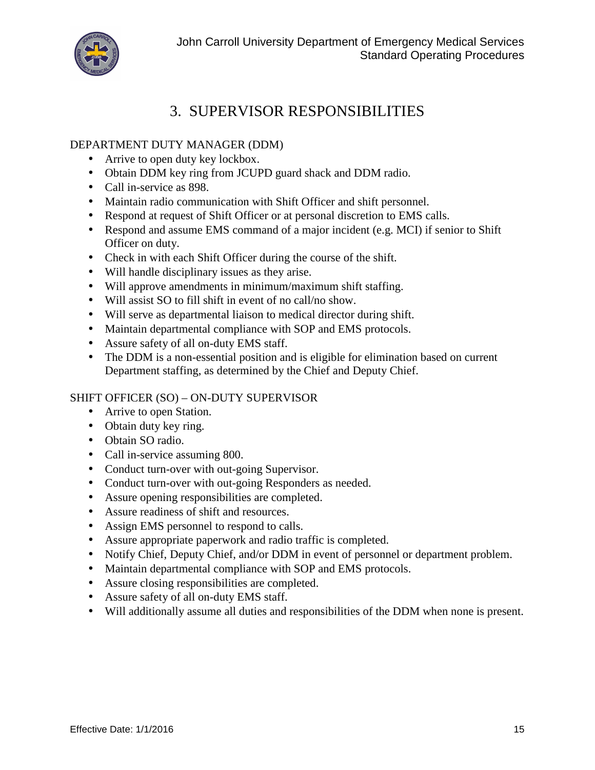# 3. SUPERVISOR RESPONSIBILITIES

## DEPARTMENT DUTY MANAGER (DDM)

- Arrive to open duty key lockbox.
- Obtain DDM key ring from JCUPD guard shack and DDM radio.
- Call in-service as 898.
- Maintain radio communication with Shift Officer and shift personnel.
- Respond at request of Shift Officer or at personal discretion to EMS calls.
- Respond and assume EMS command of a major incident (e.g. MCI) if senior to Shift Officer on duty.
- Check in with each Shift Officer during the course of the shift.
- Will handle disciplinary issues as they arise.
- Will approve amendments in minimum/maximum shift staffing.
- Will assist SO to fill shift in event of no call/no show.
- Will serve as departmental liaison to medical director during shift.
- Maintain departmental compliance with SOP and EMS protocols.
- Assure safety of all on-duty EMS staff.
- The DDM is a non-essential position and is eligible for elimination based on current Department staffing, as determined by the Chief and Deputy Chief.

## SHIFT OFFICER (SO) – ON-DUTY SUPERVISOR

- Arrive to open Station.
- Obtain duty key ring.
- Obtain SO radio.
- Call in-service assuming 800.
- Conduct turn-over with out-going Supervisor.
- Conduct turn-over with out-going Responders as needed.
- Assure opening responsibilities are completed.
- Assure readiness of shift and resources.
- Assign EMS personnel to respond to calls.
- Assure appropriate paperwork and radio traffic is completed.
- Notify Chief, Deputy Chief, and/or DDM in event of personnel or department problem.
- Maintain departmental compliance with SOP and EMS protocols.
- Assure closing responsibilities are completed.
- Assure safety of all on-duty EMS staff.
- Will additionally assume all duties and responsibilities of the DDM when none is present.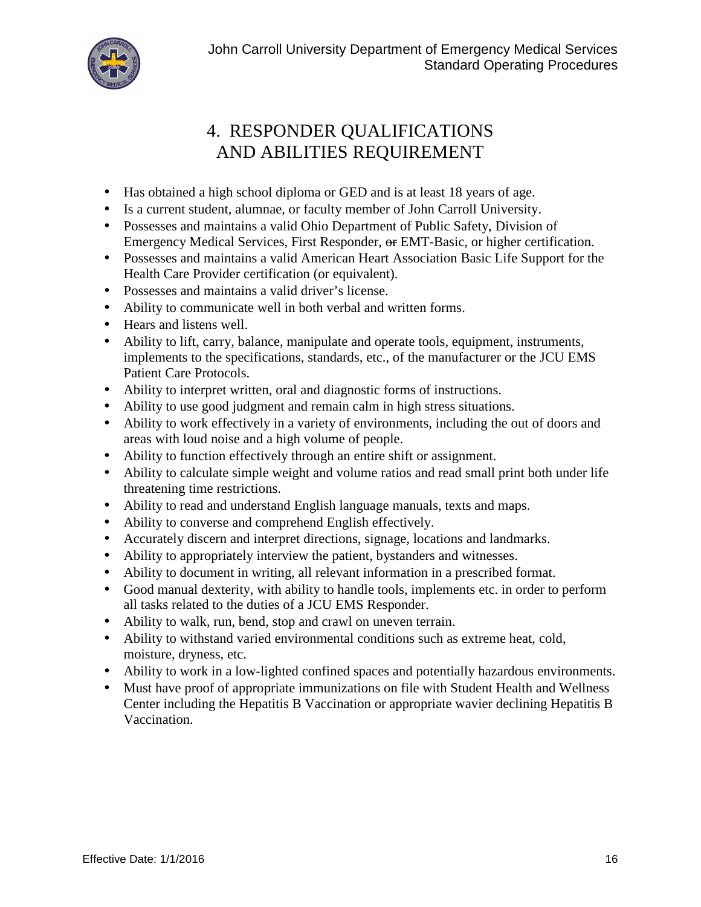# 4. RESPONDER QUALIFICATIONS AND ABILITIES REQUIREMENT

- Has obtained a high school diploma or GED and is at least 18 years of age.
- Is a current student, alumnae, or faculty member of John Carroll University.
- Possesses and maintains a valid Ohio Department of Public Safety, Division of Emergency Medical Services, First Responder, ~~or~~ EMT-Basic, or higher certification.
- Possesses and maintains a valid American Heart Association Basic Life Support for the Health Care Provider certification (or equivalent).
- Possesses and maintains a valid driver's license.
- Ability to communicate well in both verbal and written forms.
- Hears and listens well.
- Ability to lift, carry, balance, manipulate and operate tools, equipment, instruments, implements to the specifications, standards, etc., of the manufacturer or the JCU EMS Patient Care Protocols.
- Ability to interpret written, oral and diagnostic forms of instructions.
- Ability to use good judgment and remain calm in high stress situations.
- Ability to work effectively in a variety of environments, including the out of doors and areas with loud noise and a high volume of people.
- Ability to function effectively through an entire shift or assignment.
- Ability to calculate simple weight and volume ratios and read small print both under life threatening time restrictions.
- Ability to read and understand English language manuals, texts and maps.
- Ability to converse and comprehend English effectively.
- Accurately discern and interpret directions, signage, locations and landmarks.
- Ability to appropriately interview the patient, bystanders and witnesses.
- Ability to document in writing, all relevant information in a prescribed format.
- Good manual dexterity, with ability to handle tools, implements etc. in order to perform all tasks related to the duties of a JCU EMS Responder.
- Ability to walk, run, bend, stop and crawl on uneven terrain.
- Ability to withstand varied environmental conditions such as extreme heat, cold, moisture, dryness, etc.
- Ability to work in a low-lighted confined spaces and potentially hazardous environments.
- Must have proof of appropriate immunizations on file with Student Health and Wellness Center including the Hepatitis B Vaccination or appropriate wavier declining Hepatitis B Vaccination.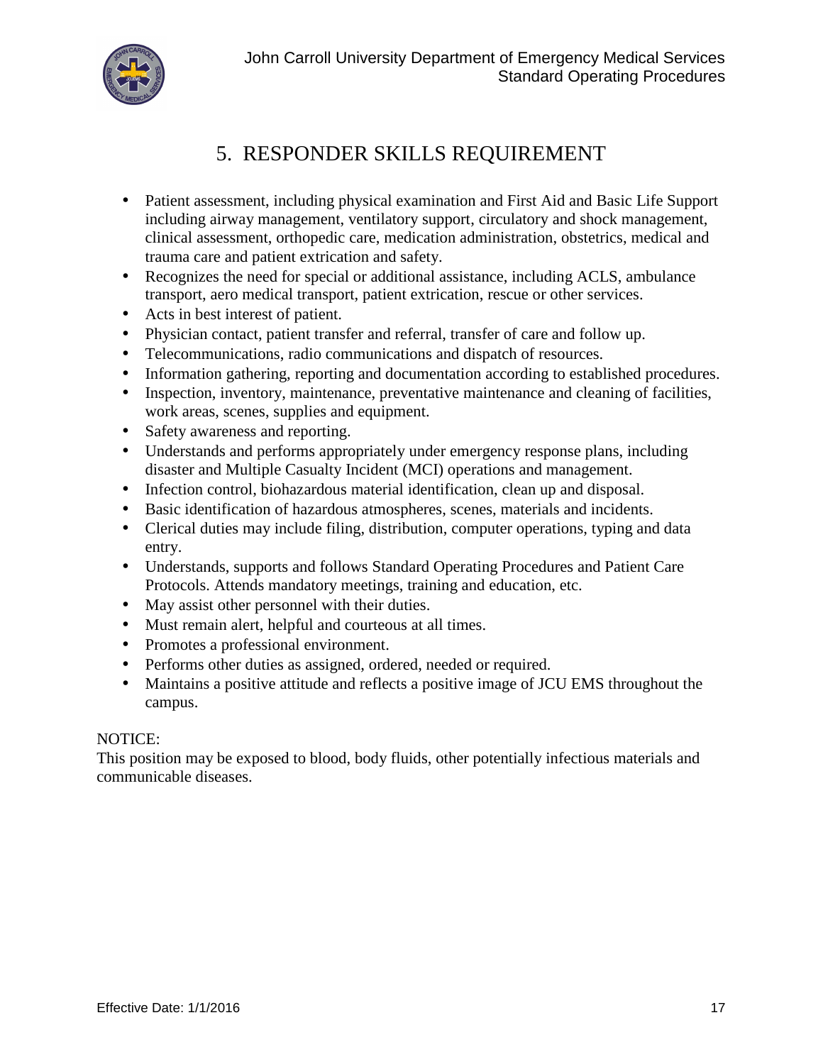# 5. RESPONDER SKILLS REQUIREMENT

- Patient assessment, including physical examination and First Aid and Basic Life Support including airway management, ventilatory support, circulatory and shock management, clinical assessment, orthopedic care, medication administration, obstetrics, medical and trauma care and patient extrication and safety.
- Recognizes the need for special or additional assistance, including ACLS, ambulance transport, aero medical transport, patient extrication, rescue or other services.
- Acts in best interest of patient.
- Physician contact, patient transfer and referral, transfer of care and follow up.
- Telecommunications, radio communications and dispatch of resources.
- Information gathering, reporting and documentation according to established procedures.
- Inspection, inventory, maintenance, preventative maintenance and cleaning of facilities, work areas, scenes, supplies and equipment.
- Safety awareness and reporting.
- Understands and performs appropriately under emergency response plans, including disaster and Multiple Casualty Incident (MCI) operations and management.
- Infection control, biohazardous material identification, clean up and disposal.
- Basic identification of hazardous atmospheres, scenes, materials and incidents.
- Clerical duties may include filing, distribution, computer operations, typing and data entry.
- Understands, supports and follows Standard Operating Procedures and Patient Care Protocols. Attends mandatory meetings, training and education, etc.
- May assist other personnel with their duties.
- Must remain alert, helpful and courteous at all times.
- Promotes a professional environment.
- Performs other duties as assigned, ordered, needed or required.
- Maintains a positive attitude and reflects a positive image of JCU EMS throughout the campus.

NOTICE:
This position may be exposed to blood, body fluids, other potentially infectious materials and communicable diseases.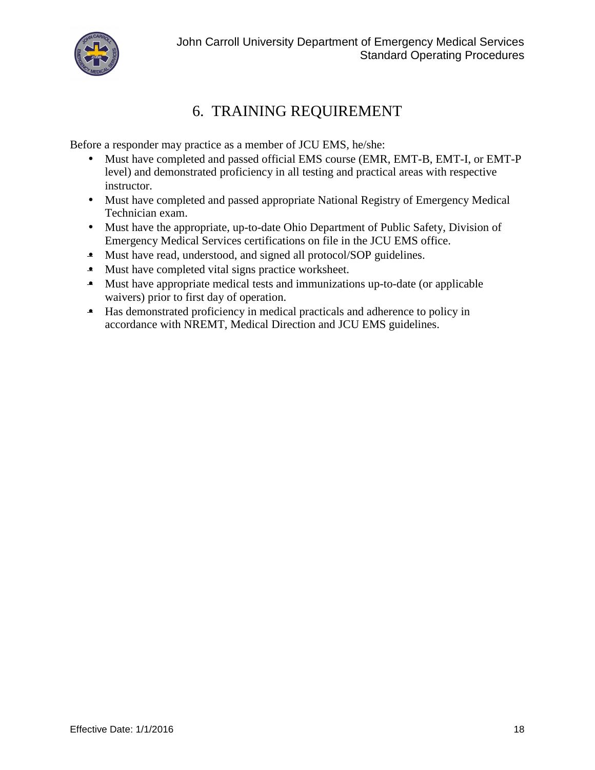# 6. TRAINING REQUIREMENT

Before a responder may practice as a member of JCU EMS, he/she:

- Must have completed and passed official EMS course (EMR, EMT-B, EMT-I, or EMT-P level) and demonstrated proficiency in all testing and practical areas with respective instructor.
- Must have completed and passed appropriate National Registry of Emergency Medical Technician exam.
- Must have the appropriate, up-to-date Ohio Department of Public Safety, Division of Emergency Medical Services certifications on file in the JCU EMS office.
- Must have read, understood, and signed all protocol/SOP guidelines.
- Must have completed vital signs practice worksheet.
- Must have appropriate medical tests and immunizations up-to-date (or applicable waivers) prior to first day of operation.
- Has demonstrated proficiency in medical practicals and adherence to policy in accordance with NREMT, Medical Direction and JCU EMS guidelines.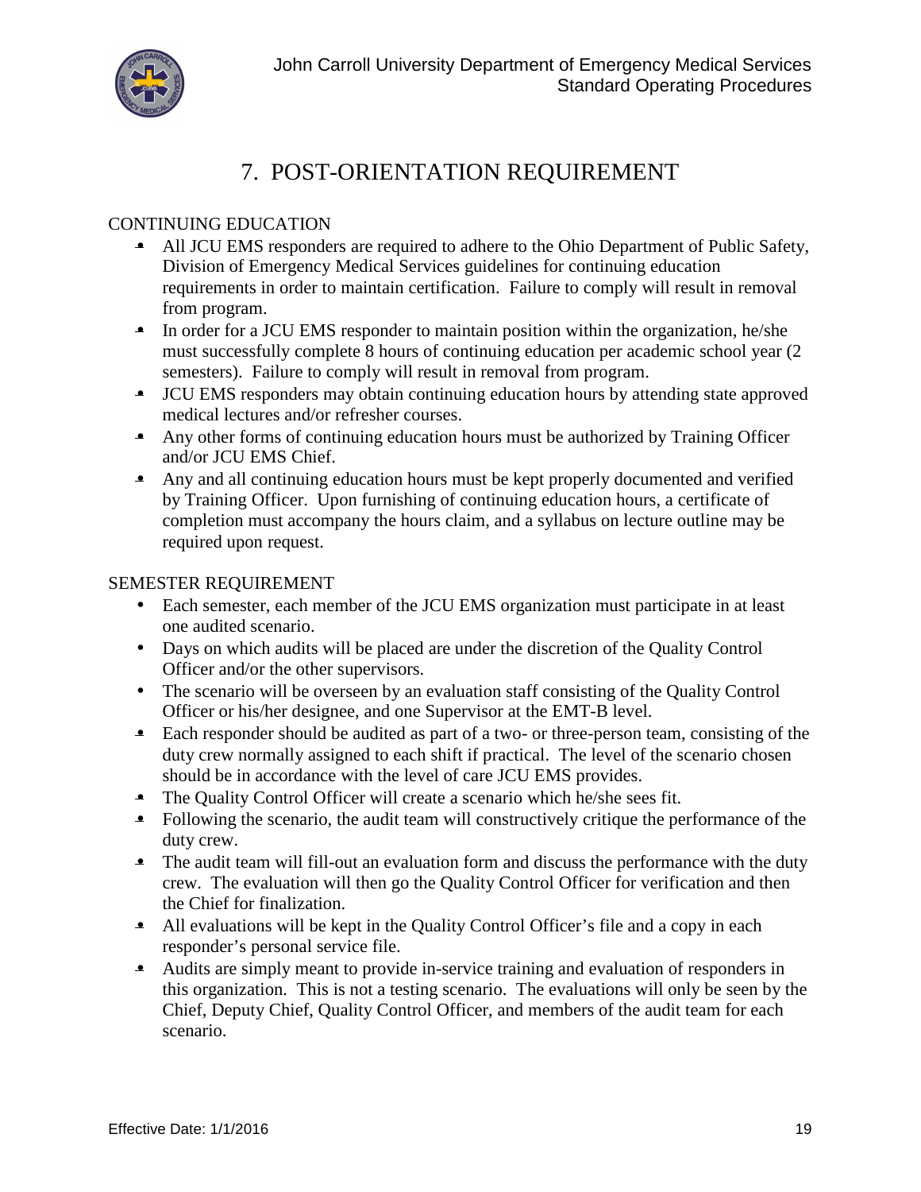# 7. POST-ORIENTATION REQUIREMENT

## CONTINUING EDUCATION

- All JCU EMS responders are required to adhere to the Ohio Department of Public Safety, Division of Emergency Medical Services guidelines for continuing education requirements in order to maintain certification. Failure to comply will result in removal from program.
- In order for a JCU EMS responder to maintain position within the organization, he/she must successfully complete 8 hours of continuing education per academic school year (2 semesters). Failure to comply will result in removal from program.
- JCU EMS responders may obtain continuing education hours by attending state approved medical lectures and/or refresher courses.
- Any other forms of continuing education hours must be authorized by Training Officer and/or JCU EMS Chief.
- Any and all continuing education hours must be kept properly documented and verified by Training Officer. Upon furnishing of continuing education hours, a certificate of completion must accompany the hours claim, and a syllabus on lecture outline may be required upon request.

## SEMESTER REQUIREMENT

- Each semester, each member of the JCU EMS organization must participate in at least one audited scenario.
- Days on which audits will be placed are under the discretion of the Quality Control Officer and/or the other supervisors.
- The scenario will be overseen by an evaluation staff consisting of the Quality Control Officer or his/her designee, and one Supervisor at the EMT-B level.
- Each responder should be audited as part of a two- or three-person team, consisting of the duty crew normally assigned to each shift if practical. The level of the scenario chosen should be in accordance with the level of care JCU EMS provides.
- The Quality Control Officer will create a scenario which he/she sees fit.
- Following the scenario, the audit team will constructively critique the performance of the duty crew.
- The audit team will fill-out an evaluation form and discuss the performance with the duty crew. The evaluation will then go the Quality Control Officer for verification and then the Chief for finalization.
- All evaluations will be kept in the Quality Control Officer's file and a copy in each responder's personal service file.
- Audits are simply meant to provide in-service training and evaluation of responders in this organization. This is not a testing scenario. The evaluations will only be seen by the Chief, Deputy Chief, Quality Control Officer, and members of the audit team for each scenario.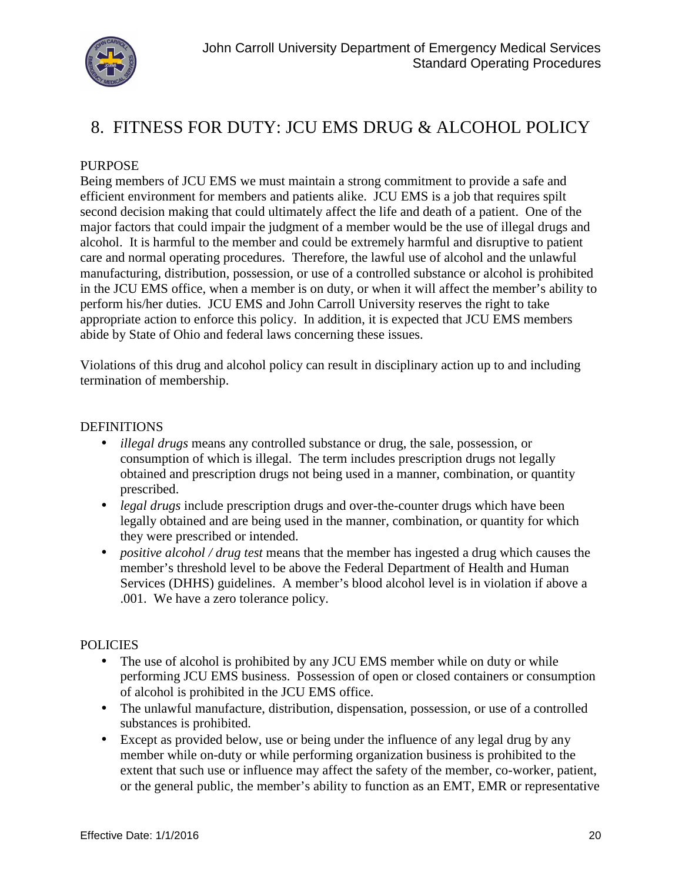# 8. FITNESS FOR DUTY: JCU EMS DRUG & ALCOHOL POLICY

PURPOSE

Being members of JCU EMS we must maintain a strong commitment to provide a safe and efficient environment for members and patients alike. JCU EMS is a job that requires spilt second decision making that could ultimately affect the life and death of a patient. One of the major factors that could impair the judgment of a member would be the use of illegal drugs and alcohol. It is harmful to the member and could be extremely harmful and disruptive to patient care and normal operating procedures. Therefore, the lawful use of alcohol and the unlawful manufacturing, distribution, possession, or use of a controlled substance or alcohol is prohibited in the JCU EMS office, when a member is on duty, or when it will affect the member's ability to perform his/her duties. JCU EMS and John Carroll University reserves the right to take appropriate action to enforce this policy. In addition, it is expected that JCU EMS members abide by State of Ohio and federal laws concerning these issues.

Violations of this drug and alcohol policy can result in disciplinary action up to and including termination of membership.

DEFINITIONS

- *illegal drugs* means any controlled substance or drug, the sale, possession, or consumption of which is illegal. The term includes prescription drugs not legally obtained and prescription drugs not being used in a manner, combination, or quantity prescribed.
- *legal drugs* include prescription drugs and over-the-counter drugs which have been legally obtained and are being used in the manner, combination, or quantity for which they were prescribed or intended.
- *positive alcohol / drug test* means that the member has ingested a drug which causes the member's threshold level to be above the Federal Department of Health and Human Services (DHHS) guidelines. A member's blood alcohol level is in violation if above a .001. We have a zero tolerance policy.

POLICIES

- The use of alcohol is prohibited by any JCU EMS member while on duty or while performing JCU EMS business. Possession of open or closed containers or consumption of alcohol is prohibited in the JCU EMS office.
- The unlawful manufacture, distribution, dispensation, possession, or use of a controlled substances is prohibited.
- Except as provided below, use or being under the influence of any legal drug by any member while on-duty or while performing organization business is prohibited to the extent that such use or influence may affect the safety of the member, co-worker, patient, or the general public, the member's ability to function as an EMT, EMR or representative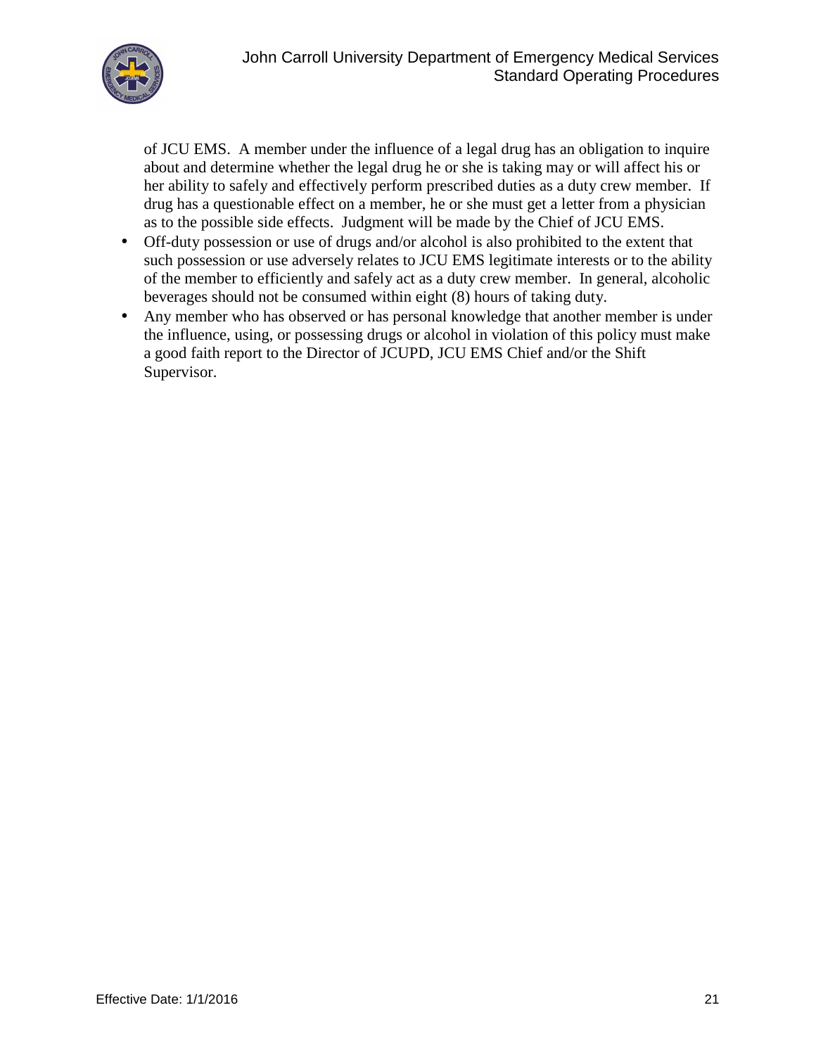of JCU EMS. A member under the influence of a legal drug has an obligation to inquire about and determine whether the legal drug he or she is taking may or will affect his or her ability to safely and effectively perform prescribed duties as a duty crew member. If drug has a questionable effect on a member, he or she must get a letter from a physician as to the possible side effects. Judgment will be made by the Chief of JCU EMS.

- Off-duty possession or use of drugs and/or alcohol is also prohibited to the extent that such possession or use adversely relates to JCU EMS legitimate interests or to the ability of the member to efficiently and safely act as a duty crew member. In general, alcoholic beverages should not be consumed within eight (8) hours of taking duty.
- Any member who has observed or has personal knowledge that another member is under the influence, using, or possessing drugs or alcohol in violation of this policy must make a good faith report to the Director of JCUPD, JCU EMS Chief and/or the Shift Supervisor.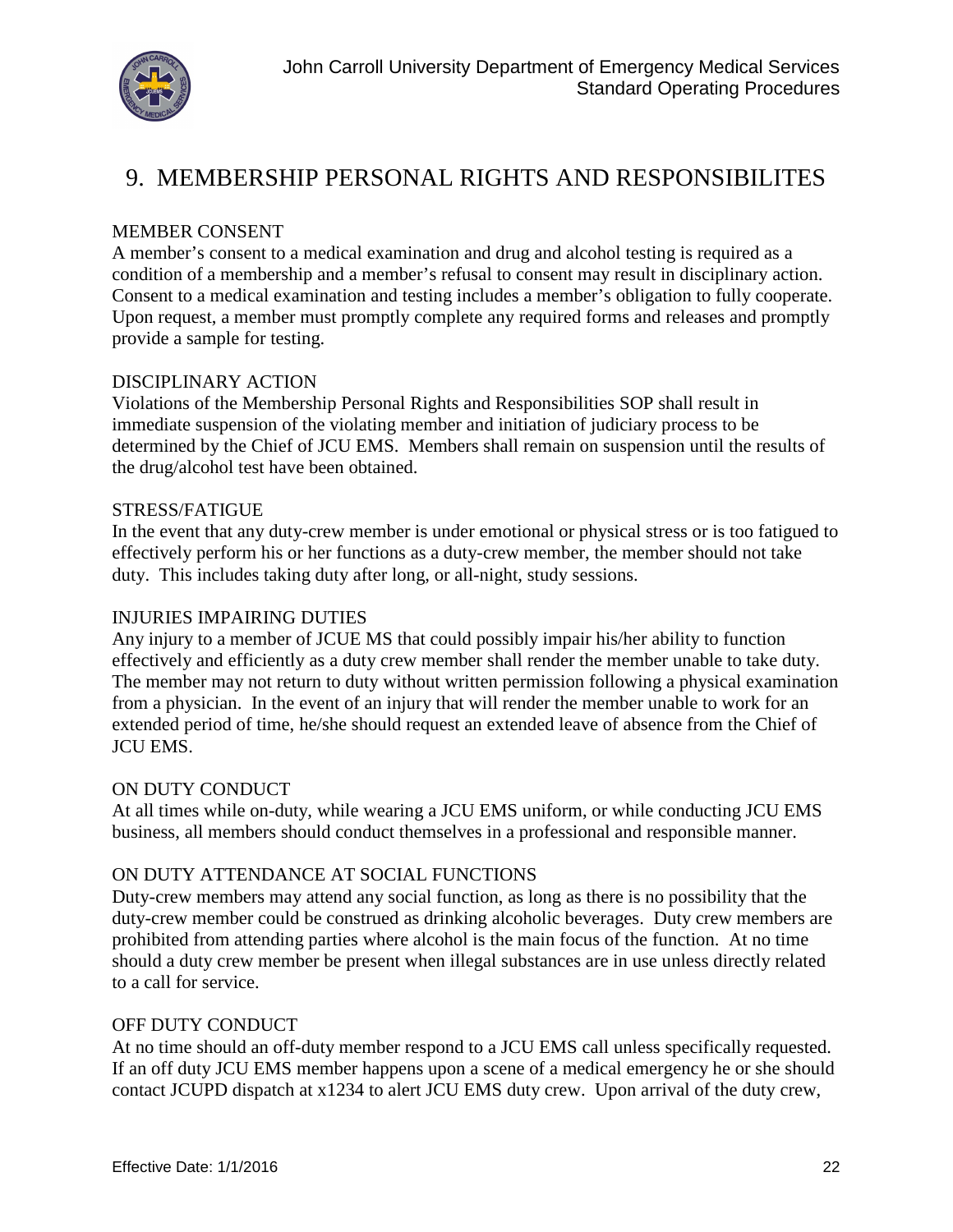# 9. MEMBERSHIP PERSONAL RIGHTS AND RESPONSIBILITES

## MEMBER CONSENT

A member's consent to a medical examination and drug and alcohol testing is required as a condition of a membership and a member's refusal to consent may result in disciplinary action. Consent to a medical examination and testing includes a member's obligation to fully cooperate. Upon request, a member must promptly complete any required forms and releases and promptly provide a sample for testing.

## DISCIPLINARY ACTION

Violations of the Membership Personal Rights and Responsibilities SOP shall result in immediate suspension of the violating member and initiation of judiciary process to be determined by the Chief of JCU EMS. Members shall remain on suspension until the results of the drug/alcohol test have been obtained.

## STRESS/FATIGUE

In the event that any duty-crew member is under emotional or physical stress or is too fatigued to effectively perform his or her functions as a duty-crew member, the member should not take duty. This includes taking duty after long, or all-night, study sessions.

## INJURIES IMPAIRING DUTIES

Any injury to a member of JCUE MS that could possibly impair his/her ability to function effectively and efficiently as a duty crew member shall render the member unable to take duty. The member may not return to duty without written permission following a physical examination from a physician. In the event of an injury that will render the member unable to work for an extended period of time, he/she should request an extended leave of absence from the Chief of JCU EMS.

## ON DUTY CONDUCT

At all times while on-duty, while wearing a JCU EMS uniform, or while conducting JCU EMS business, all members should conduct themselves in a professional and responsible manner.

## ON DUTY ATTENDANCE AT SOCIAL FUNCTIONS

Duty-crew members may attend any social function, as long as there is no possibility that the duty-crew member could be construed as drinking alcoholic beverages. Duty crew members are prohibited from attending parties where alcohol is the main focus of the function. At no time should a duty crew member be present when illegal substances are in use unless directly related to a call for service.

## OFF DUTY CONDUCT

At no time should an off-duty member respond to a JCU EMS call unless specifically requested. If an off duty JCU EMS member happens upon a scene of a medical emergency he or she should contact JCUPD dispatch at x1234 to alert JCU EMS duty crew. Upon arrival of the duty crew,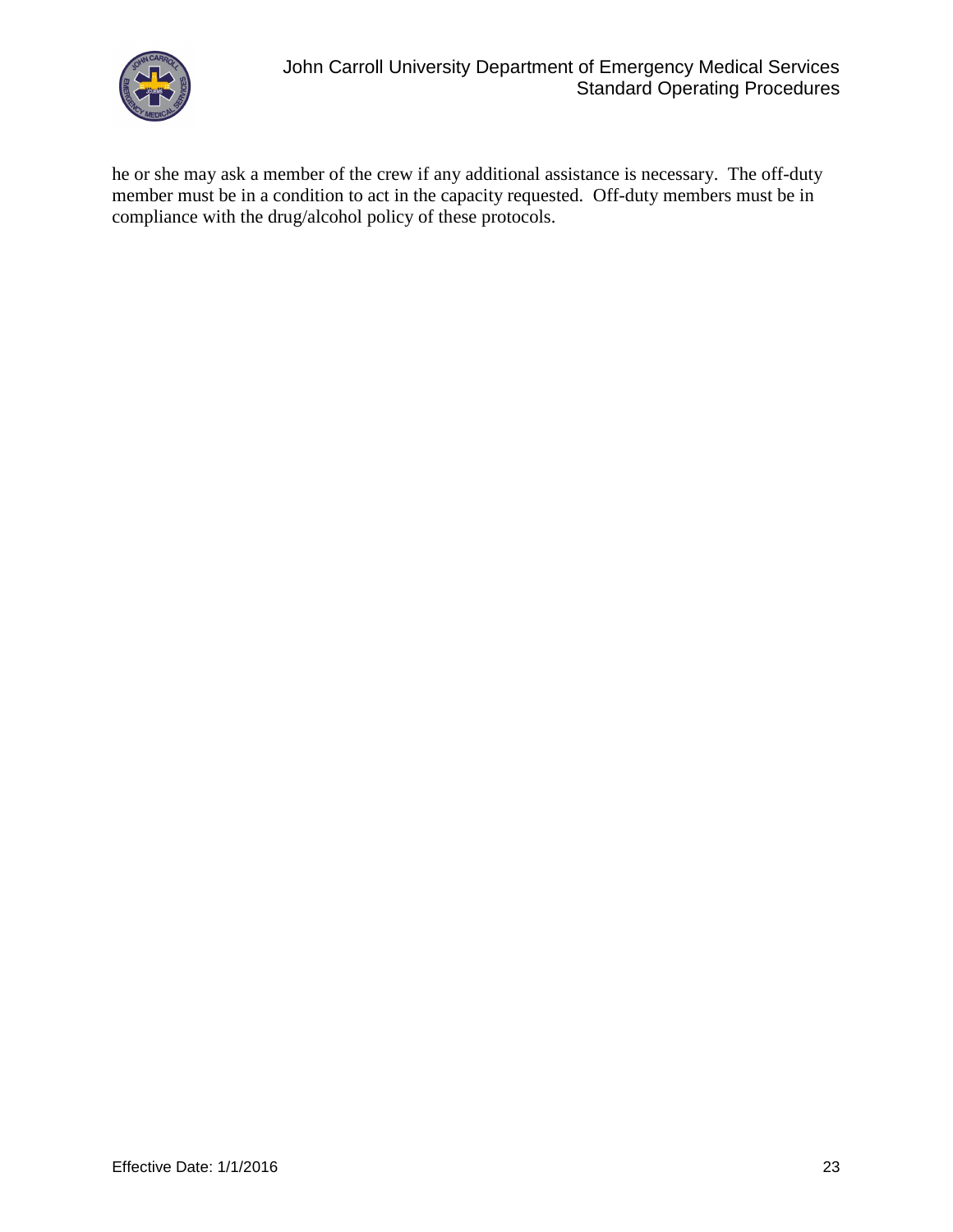he or she may ask a member of the crew if any additional assistance is necessary. The off-duty member must be in a condition to act in the capacity requested. Off-duty members must be in compliance with the drug/alcohol policy of these protocols.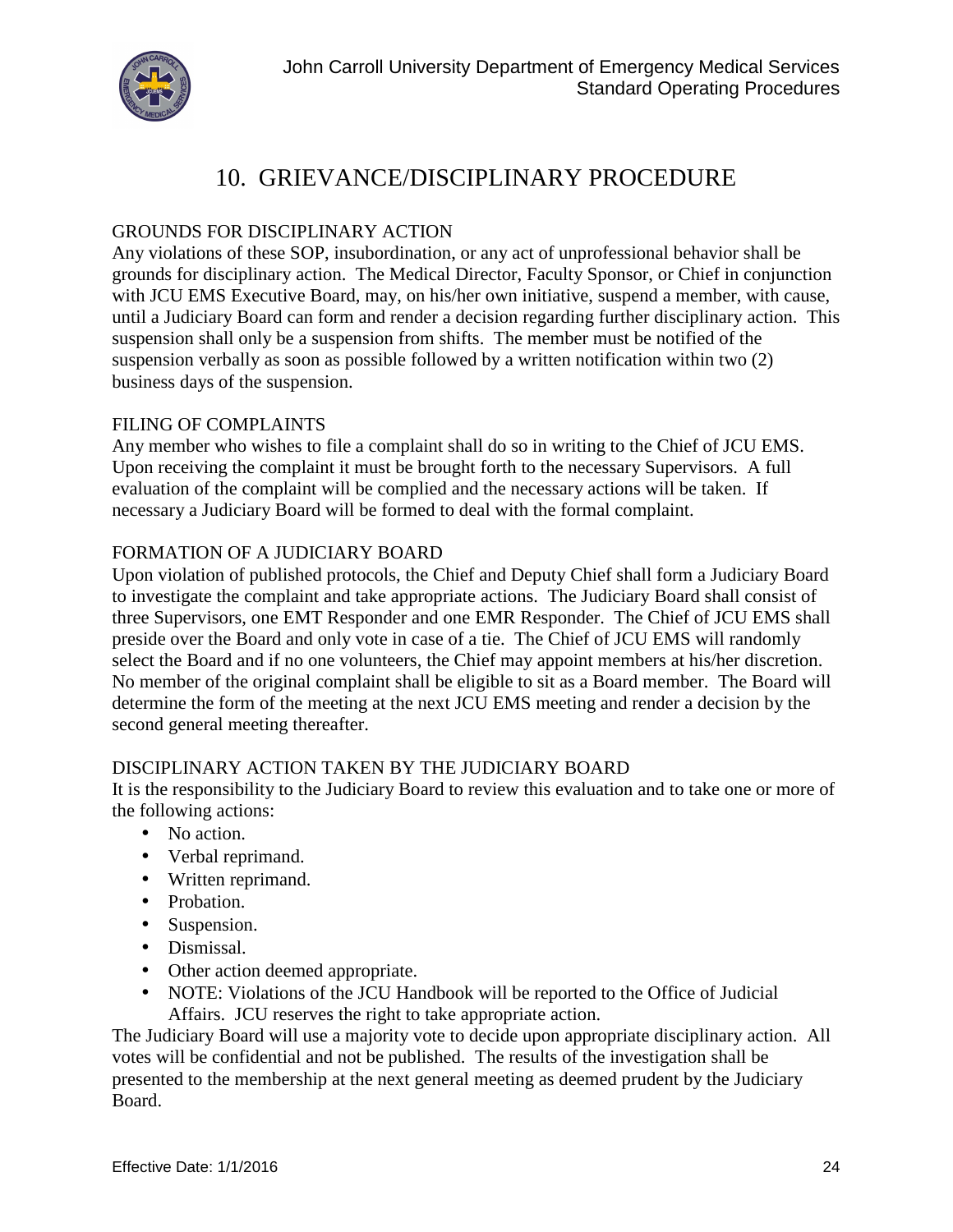# 10. GRIEVANCE/DISCIPLINARY PROCEDURE

GROUNDS FOR DISCIPLINARY ACTION

Any violations of these SOP, insubordination, or any act of unprofessional behavior shall be grounds for disciplinary action. The Medical Director, Faculty Sponsor, or Chief in conjunction with JCU EMS Executive Board, may, on his/her own initiative, suspend a member, with cause, until a Judiciary Board can form and render a decision regarding further disciplinary action. This suspension shall only be a suspension from shifts. The member must be notified of the suspension verbally as soon as possible followed by a written notification within two (2) business days of the suspension.

FILING OF COMPLAINTS

Any member who wishes to file a complaint shall do so in writing to the Chief of JCU EMS. Upon receiving the complaint it must be brought forth to the necessary Supervisors. A full evaluation of the complaint will be complied and the necessary actions will be taken. If necessary a Judiciary Board will be formed to deal with the formal complaint.

FORMATION OF A JUDICIARY BOARD

Upon violation of published protocols, the Chief and Deputy Chief shall form a Judiciary Board to investigate the complaint and take appropriate actions. The Judiciary Board shall consist of three Supervisors, one EMT Responder and one EMR Responder. The Chief of JCU EMS shall preside over the Board and only vote in case of a tie. The Chief of JCU EMS will randomly select the Board and if no one volunteers, the Chief may appoint members at his/her discretion. No member of the original complaint shall be eligible to sit as a Board member. The Board will determine the form of the meeting at the next JCU EMS meeting and render a decision by the second general meeting thereafter.

DISCIPLINARY ACTION TAKEN BY THE JUDICIARY BOARD

It is the responsibility to the Judiciary Board to review this evaluation and to take one or more of the following actions:

- No action.
- Verbal reprimand.
- Written reprimand.
- Probation.
- Suspension.
- Dismissal.
- Other action deemed appropriate.
- NOTE: Violations of the JCU Handbook will be reported to the Office of Judicial Affairs. JCU reserves the right to take appropriate action.

The Judiciary Board will use a majority vote to decide upon appropriate disciplinary action. All votes will be confidential and not be published. The results of the investigation shall be presented to the membership at the next general meeting as deemed prudent by the Judiciary Board.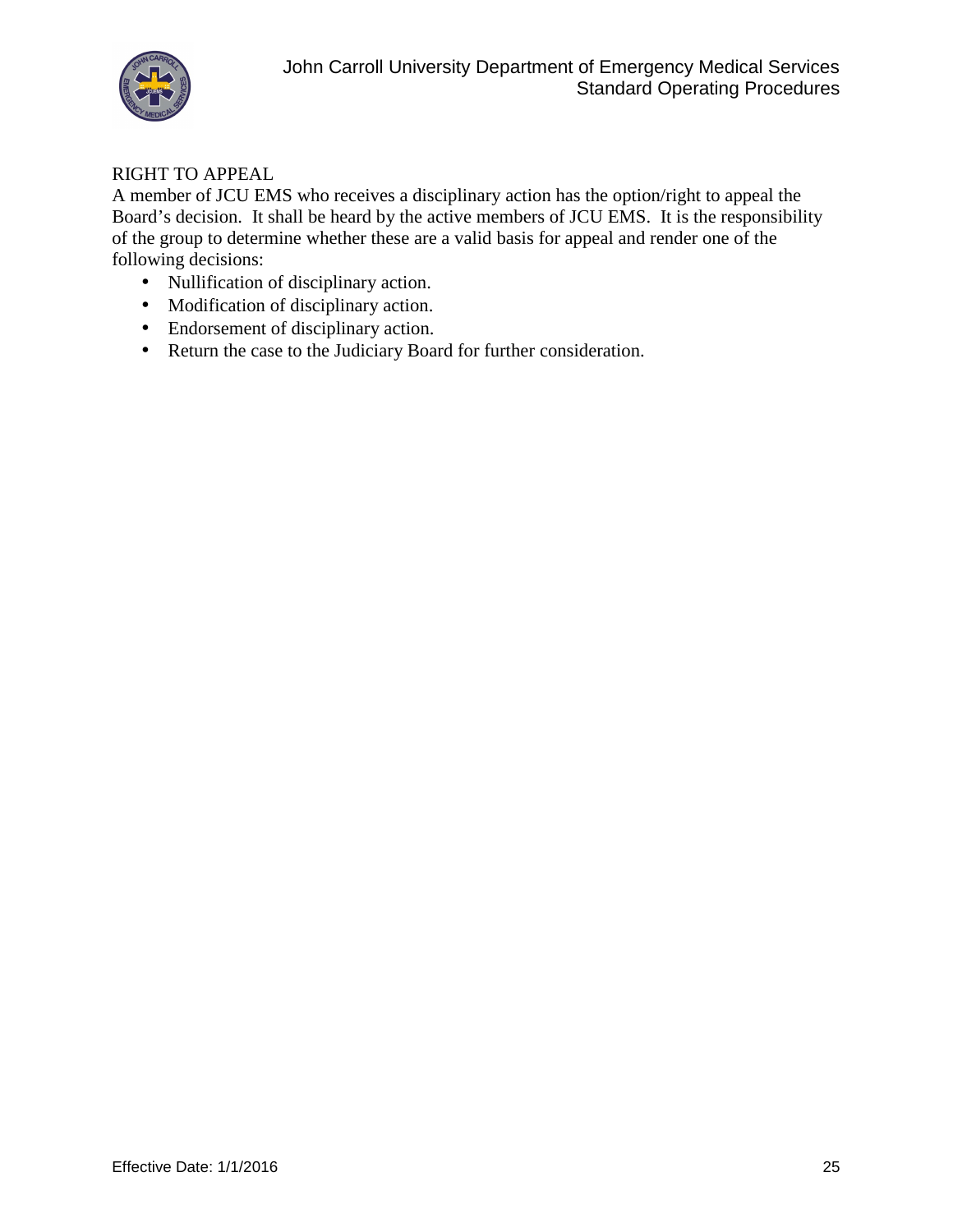## RIGHT TO APPEAL

A member of JCU EMS who receives a disciplinary action has the option/right to appeal the Board's decision. It shall be heard by the active members of JCU EMS. It is the responsibility of the group to determine whether these are a valid basis for appeal and render one of the following decisions:

- Nullification of disciplinary action.
- Modification of disciplinary action.
- Endorsement of disciplinary action.
- Return the case to the Judiciary Board for further consideration.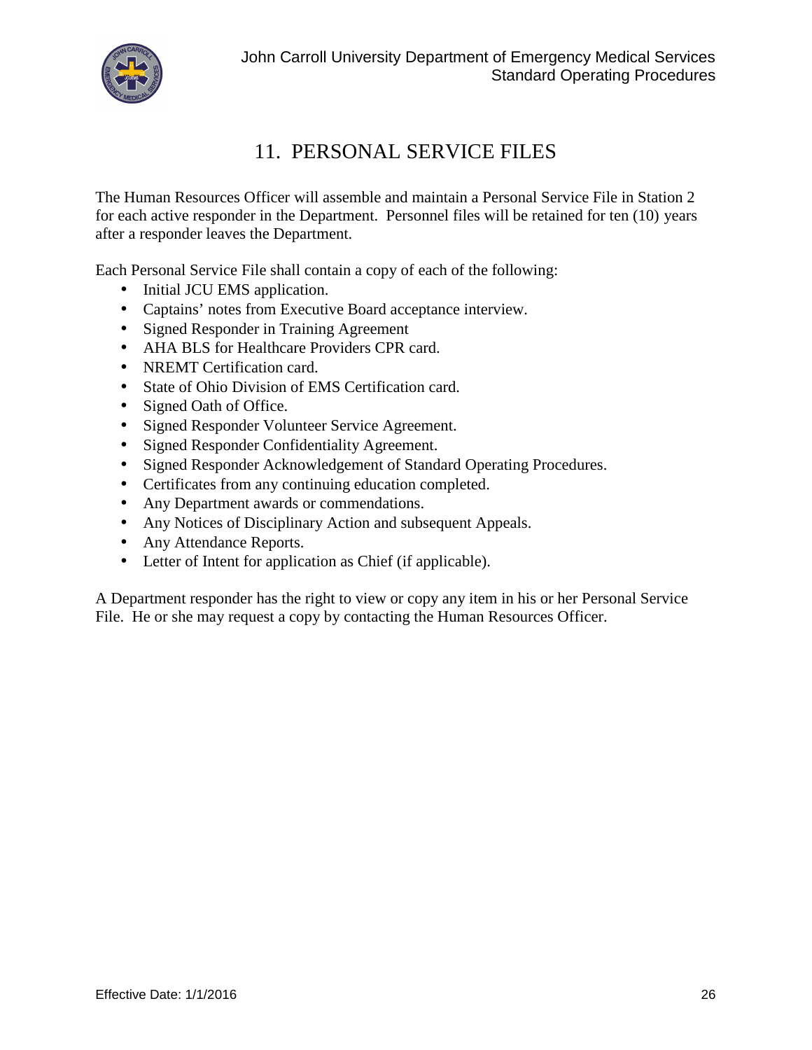# 11. PERSONAL SERVICE FILES

The Human Resources Officer will assemble and maintain a Personal Service File in Station 2 for each active responder in the Department. Personnel files will be retained for ten (10) years after a responder leaves the Department.

Each Personal Service File shall contain a copy of each of the following:

- Initial JCU EMS application.
- Captains' notes from Executive Board acceptance interview.
- Signed Responder in Training Agreement
- AHA BLS for Healthcare Providers CPR card.
- NREMT Certification card.
- State of Ohio Division of EMS Certification card.
- Signed Oath of Office.
- Signed Responder Volunteer Service Agreement.
- Signed Responder Confidentiality Agreement.
- Signed Responder Acknowledgement of Standard Operating Procedures.
- Certificates from any continuing education completed.
- Any Department awards or commendations.
- Any Notices of Disciplinary Action and subsequent Appeals.
- Any Attendance Reports.
- Letter of Intent for application as Chief (if applicable).

A Department responder has the right to view or copy any item in his or her Personal Service File. He or she may request a copy by contacting the Human Resources Officer.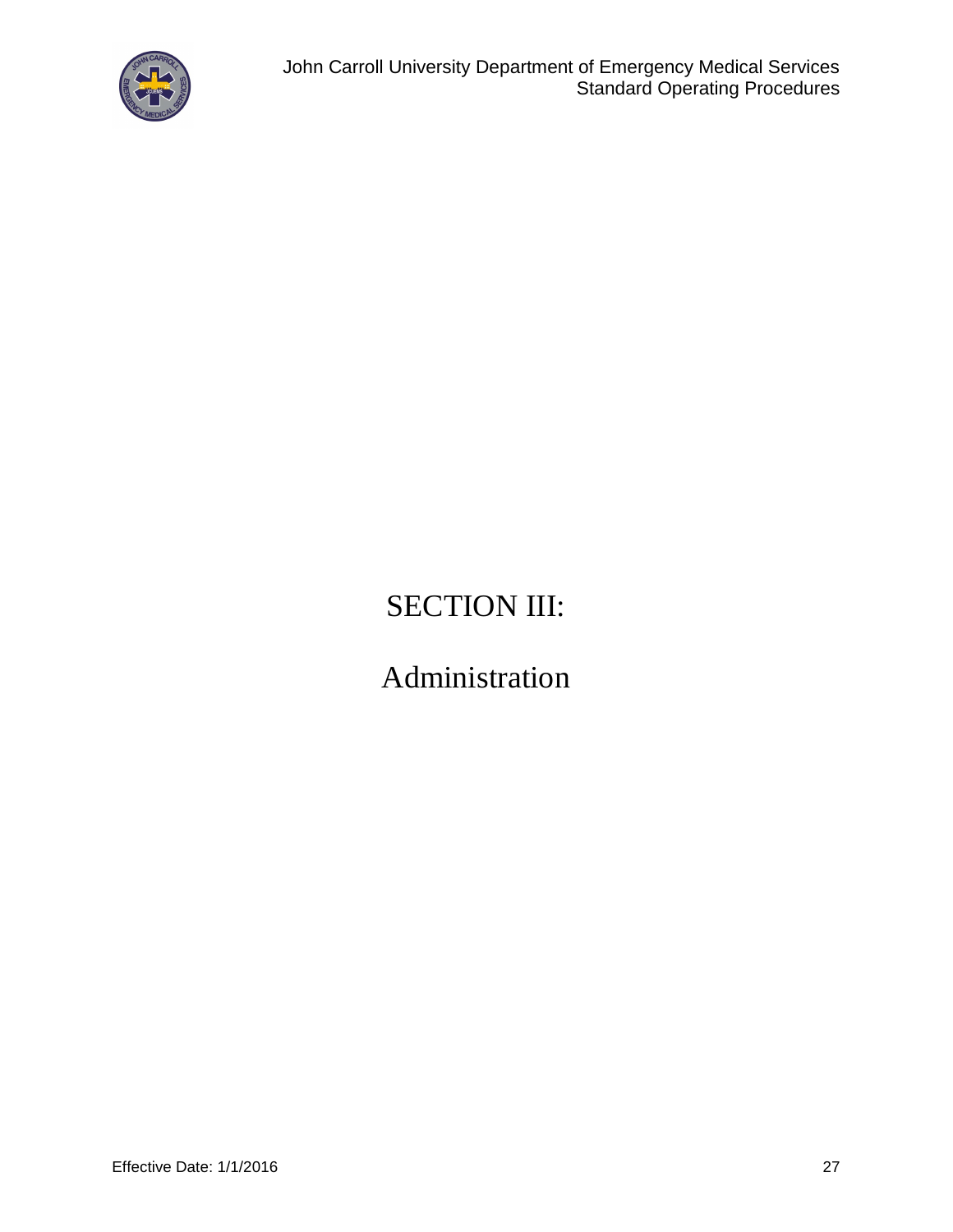# SECTION III:

# Administration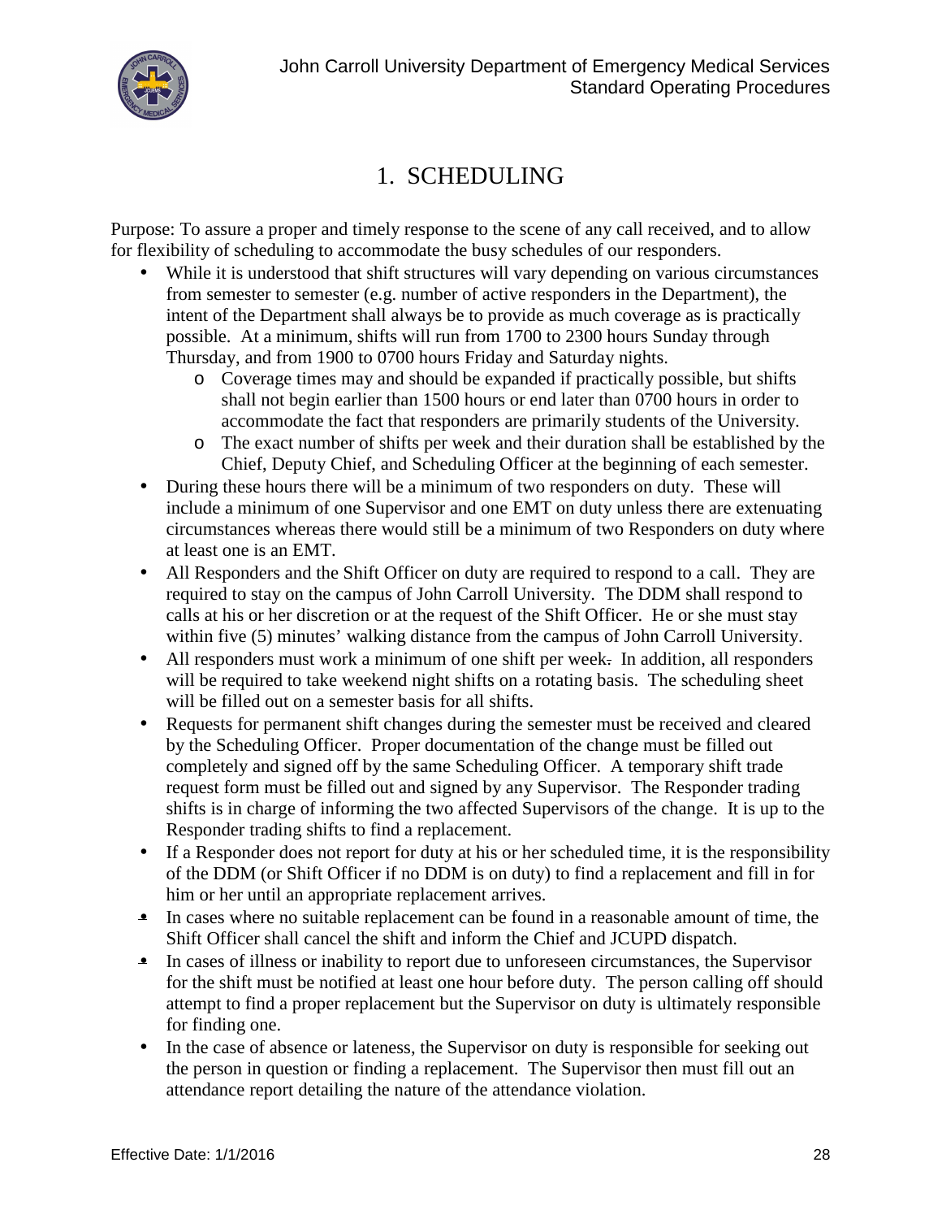# 1. SCHEDULING

Purpose: To assure a proper and timely response to the scene of any call received, and to allow for flexibility of scheduling to accommodate the busy schedules of our responders.

- While it is understood that shift structures will vary depending on various circumstances from semester to semester (e.g. number of active responders in the Department), the intent of the Department shall always be to provide as much coverage as is practically possible. At a minimum, shifts will run from 1700 to 2300 hours Sunday through Thursday, and from 1900 to 0700 hours Friday and Saturday nights.
  - Coverage times may and should be expanded if practically possible, but shifts shall not begin earlier than 1500 hours or end later than 0700 hours in order to accommodate the fact that responders are primarily students of the University.
  - The exact number of shifts per week and their duration shall be established by the Chief, Deputy Chief, and Scheduling Officer at the beginning of each semester.
- During these hours there will be a minimum of two responders on duty. These will include a minimum of one Supervisor and one EMT on duty unless there are extenuating circumstances whereas there would still be a minimum of two Responders on duty where at least one is an EMT.
- All Responders and the Shift Officer on duty are required to respond to a call. They are required to stay on the campus of John Carroll University. The DDM shall respond to calls at his or her discretion or at the request of the Shift Officer. He or she must stay within five (5) minutes' walking distance from the campus of John Carroll University.
- All responders must work a minimum of one shift per week. In addition, all responders will be required to take weekend night shifts on a rotating basis. The scheduling sheet will be filled out on a semester basis for all shifts.
- Requests for permanent shift changes during the semester must be received and cleared by the Scheduling Officer. Proper documentation of the change must be filled out completely and signed off by the same Scheduling Officer. A temporary shift trade request form must be filled out and signed by any Supervisor. The Responder trading shifts is in charge of informing the two affected Supervisors of the change. It is up to the Responder trading shifts to find a replacement.
- If a Responder does not report for duty at his or her scheduled time, it is the responsibility of the DDM (or Shift Officer if no DDM is on duty) to find a replacement and fill in for him or her until an appropriate replacement arrives.
- In cases where no suitable replacement can be found in a reasonable amount of time, the Shift Officer shall cancel the shift and inform the Chief and JCUPD dispatch.
- In cases of illness or inability to report due to unforeseen circumstances, the Supervisor for the shift must be notified at least one hour before duty. The person calling off should attempt to find a proper replacement but the Supervisor on duty is ultimately responsible for finding one.
- In the case of absence or lateness, the Supervisor on duty is responsible for seeking out the person in question or finding a replacement. The Supervisor then must fill out an attendance report detailing the nature of the attendance violation.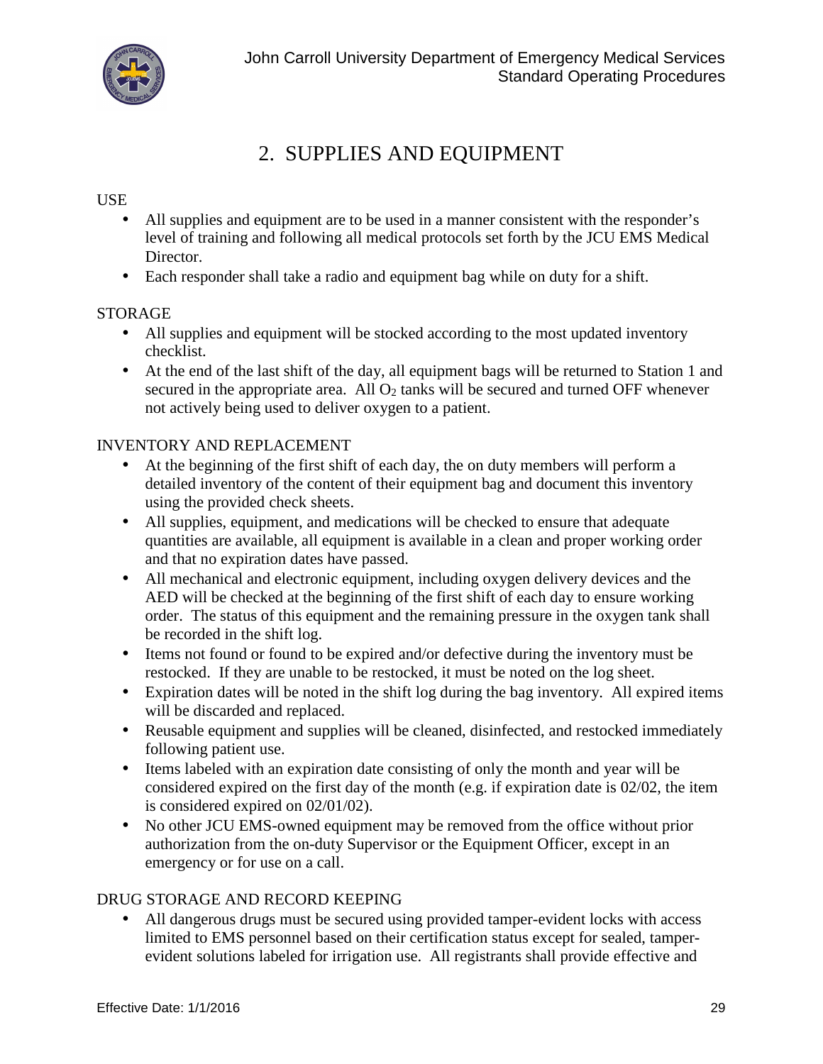# 2. SUPPLIES AND EQUIPMENT

USE

- All supplies and equipment are to be used in a manner consistent with the responder's level of training and following all medical protocols set forth by the JCU EMS Medical Director.
- Each responder shall take a radio and equipment bag while on duty for a shift.

STORAGE

- All supplies and equipment will be stocked according to the most updated inventory checklist.
- At the end of the last shift of the day, all equipment bags will be returned to Station 1 and secured in the appropriate area. All $O_2$ tanks will be secured and turned OFF whenever not actively being used to deliver oxygen to a patient.

INVENTORY AND REPLACEMENT

- At the beginning of the first shift of each day, the on duty members will perform a detailed inventory of the content of their equipment bag and document this inventory using the provided check sheets.
- All supplies, equipment, and medications will be checked to ensure that adequate quantities are available, all equipment is available in a clean and proper working order and that no expiration dates have passed.
- All mechanical and electronic equipment, including oxygen delivery devices and the AED will be checked at the beginning of the first shift of each day to ensure working order. The status of this equipment and the remaining pressure in the oxygen tank shall be recorded in the shift log.
- Items not found or found to be expired and/or defective during the inventory must be restocked. If they are unable to be restocked, it must be noted on the log sheet.
- Expiration dates will be noted in the shift log during the bag inventory. All expired items will be discarded and replaced.
- Reusable equipment and supplies will be cleaned, disinfected, and restocked immediately following patient use.
- Items labeled with an expiration date consisting of only the month and year will be considered expired on the first day of the month (e.g. if expiration date is 02/02, the item is considered expired on 02/01/02).
- No other JCU EMS-owned equipment may be removed from the office without prior authorization from the on-duty Supervisor or the Equipment Officer, except in an emergency or for use on a call.

DRUG STORAGE AND RECORD KEEPING

- All dangerous drugs must be secured using provided tamper-evident locks with access limited to EMS personnel based on their certification status except for sealed, tamper-evident solutions labeled for irrigation use. All registrants shall provide effective and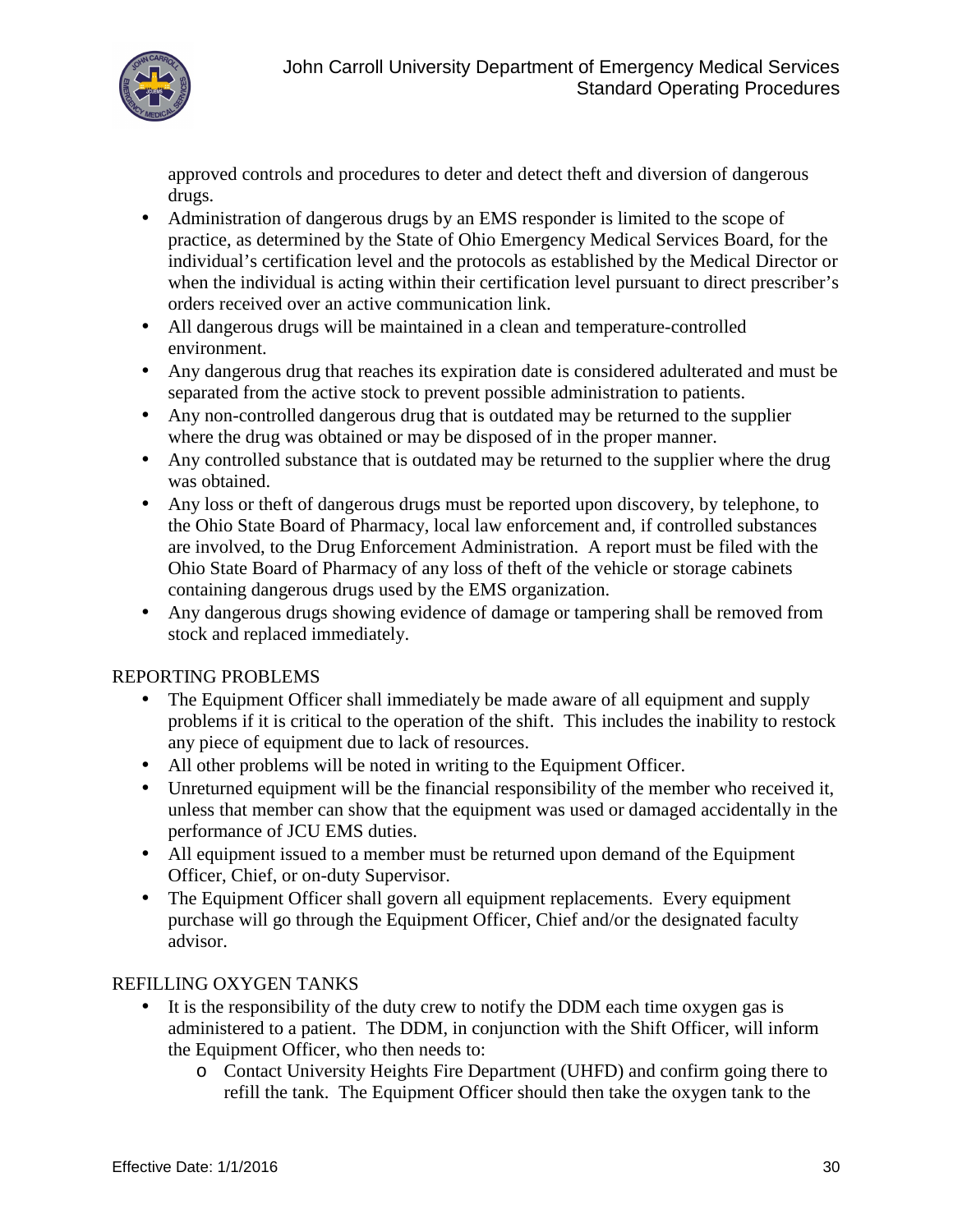approved controls and procedures to deter and detect theft and diversion of dangerous drugs.

- Administration of dangerous drugs by an EMS responder is limited to the scope of practice, as determined by the State of Ohio Emergency Medical Services Board, for the individual's certification level and the protocols as established by the Medical Director or when the individual is acting within their certification level pursuant to direct prescriber's orders received over an active communication link.
- All dangerous drugs will be maintained in a clean and temperature-controlled environment.
- Any dangerous drug that reaches its expiration date is considered adulterated and must be separated from the active stock to prevent possible administration to patients.
- Any non-controlled dangerous drug that is outdated may be returned to the supplier where the drug was obtained or may be disposed of in the proper manner.
- Any controlled substance that is outdated may be returned to the supplier where the drug was obtained.
- Any loss or theft of dangerous drugs must be reported upon discovery, by telephone, to the Ohio State Board of Pharmacy, local law enforcement and, if controlled substances are involved, to the Drug Enforcement Administration. A report must be filed with the Ohio State Board of Pharmacy of any loss of theft of the vehicle or storage cabinets containing dangerous drugs used by the EMS organization.
- Any dangerous drugs showing evidence of damage or tampering shall be removed from stock and replaced immediately.

## REPORTING PROBLEMS

- The Equipment Officer shall immediately be made aware of all equipment and supply problems if it is critical to the operation of the shift. This includes the inability to restock any piece of equipment due to lack of resources.
- All other problems will be noted in writing to the Equipment Officer.
- Unreturned equipment will be the financial responsibility of the member who received it, unless that member can show that the equipment was used or damaged accidentally in the performance of JCU EMS duties.
- All equipment issued to a member must be returned upon demand of the Equipment Officer, Chief, or on-duty Supervisor.
- The Equipment Officer shall govern all equipment replacements. Every equipment purchase will go through the Equipment Officer, Chief and/or the designated faculty advisor.

## REFILLING OXYGEN TANKS

- It is the responsibility of the duty crew to notify the DDM each time oxygen gas is administered to a patient. The DDM, in conjunction with the Shift Officer, will inform the Equipment Officer, who then needs to:
  - Contact University Heights Fire Department (UHFD) and confirm going there to refill the tank. The Equipment Officer should then take the oxygen tank to the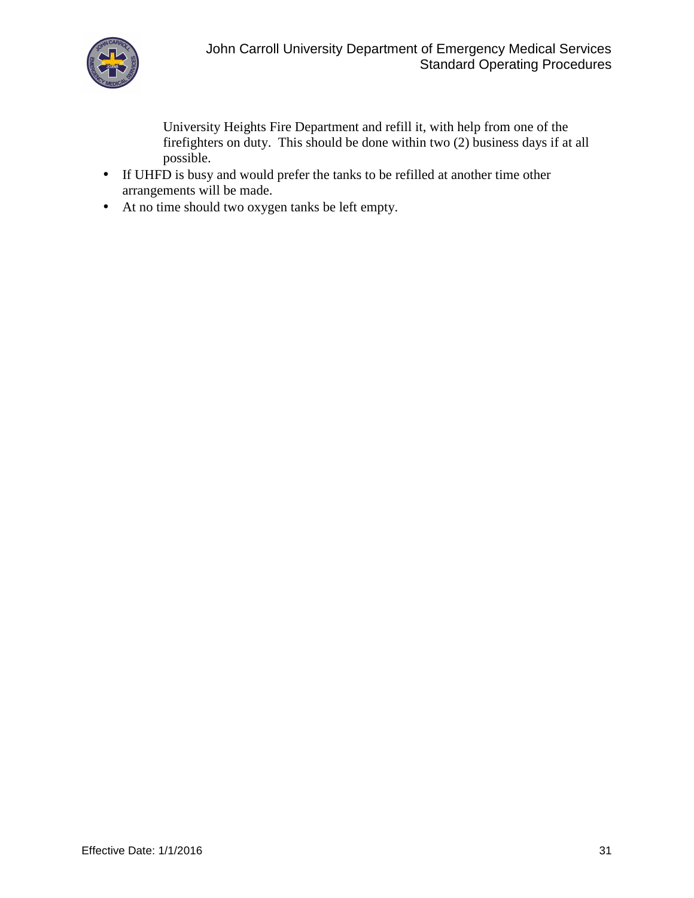University Heights Fire Department and refill it, with help from one of the firefighters on duty. This should be done within two (2) business days if at all possible.

- If UHFD is busy and would prefer the tanks to be refilled at another time other arrangements will be made.
- At no time should two oxygen tanks be left empty.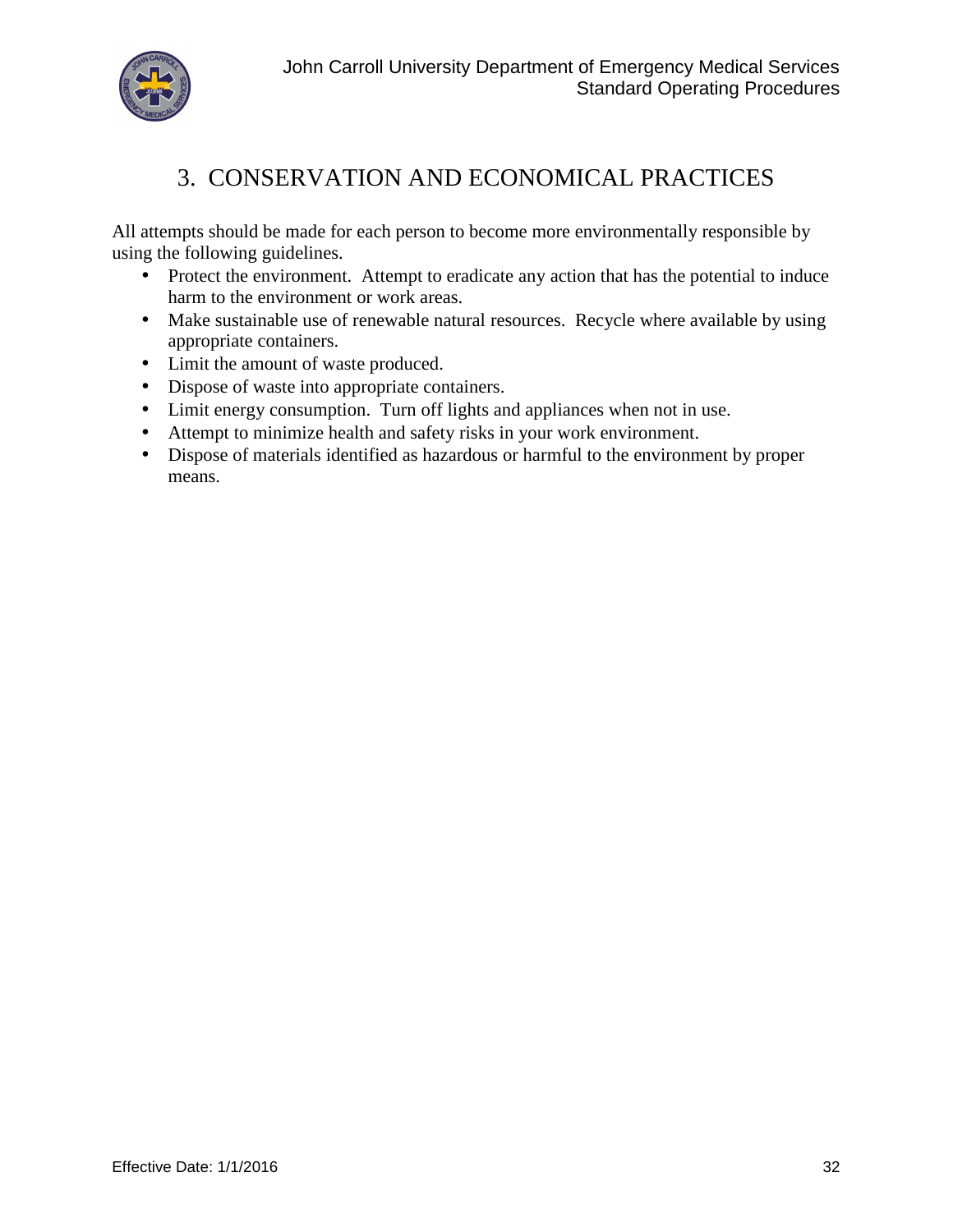# 3. CONSERVATION AND ECONOMICAL PRACTICES

All attempts should be made for each person to become more environmentally responsible by using the following guidelines.

- Protect the environment. Attempt to eradicate any action that has the potential to induce harm to the environment or work areas.
- Make sustainable use of renewable natural resources. Recycle where available by using appropriate containers.
- Limit the amount of waste produced.
- Dispose of waste into appropriate containers.
- Limit energy consumption. Turn off lights and appliances when not in use.
- Attempt to minimize health and safety risks in your work environment.
- Dispose of materials identified as hazardous or harmful to the environment by proper means.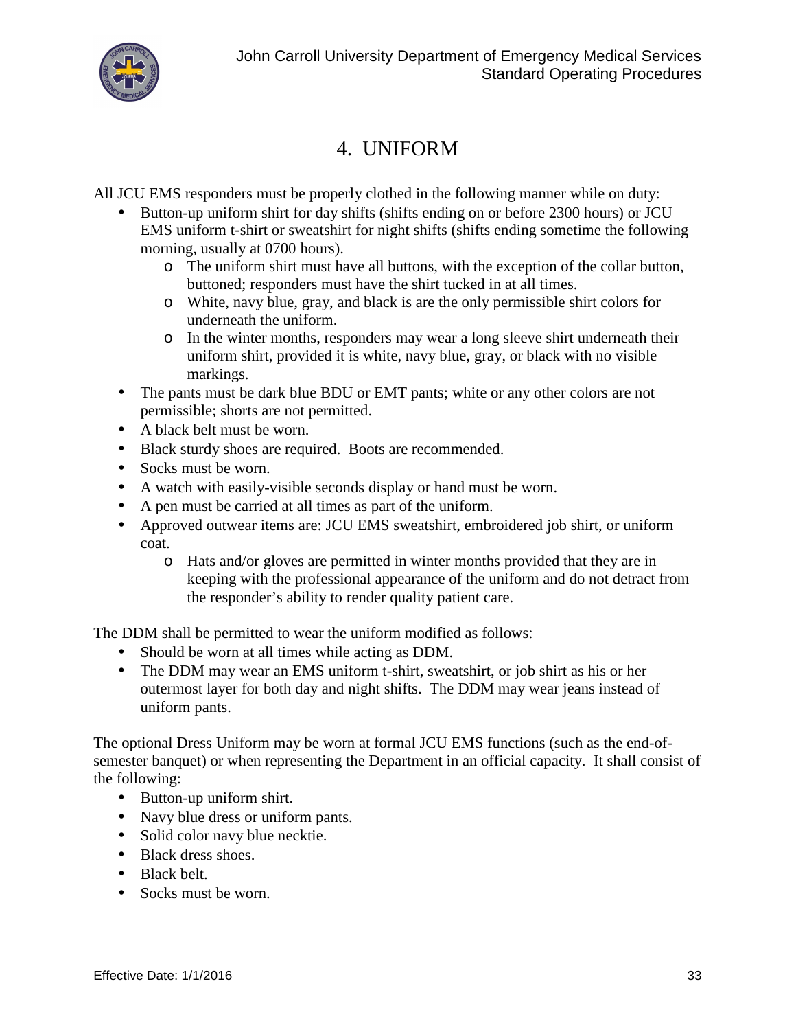# 4. UNIFORM

All JCU EMS responders must be properly clothed in the following manner while on duty:

- Button-up uniform shirt for day shifts (shifts ending on or before 2300 hours) or JCU EMS uniform t-shirt or sweatshirt for night shifts (shifts ending sometime the following morning, usually at 0700 hours).
  - The uniform shirt must have all buttons, with the exception of the collar button, buttoned; responders must have the shirt tucked in at all times.
  - White, navy blue, gray, and black ~~is~~ are the only permissible shirt colors for underneath the uniform.
  - In the winter months, responders may wear a long sleeve shirt underneath their uniform shirt, provided it is white, navy blue, gray, or black with no visible markings.
- The pants must be dark blue BDU or EMT pants; white or any other colors are not permissible; shorts are not permitted.
- A black belt must be worn.
- Black sturdy shoes are required. Boots are recommended.
- Socks must be worn.
- A watch with easily-visible seconds display or hand must be worn.
- A pen must be carried at all times as part of the uniform.
- Approved outwear items are: JCU EMS sweatshirt, embroidered job shirt, or uniform coat.
  - Hats and/or gloves are permitted in winter months provided that they are in keeping with the professional appearance of the uniform and do not detract from the responder's ability to render quality patient care.

The DDM shall be permitted to wear the uniform modified as follows:

- Should be worn at all times while acting as DDM.
- The DDM may wear an EMS uniform t-shirt, sweatshirt, or job shirt as his or her outermost layer for both day and night shifts. The DDM may wear jeans instead of uniform pants.

The optional Dress Uniform may be worn at formal JCU EMS functions (such as the end-of-semester banquet) or when representing the Department in an official capacity. It shall consist of the following:

- Button-up uniform shirt.
- Navy blue dress or uniform pants.
- Solid color navy blue necktie.
- Black dress shoes.
- Black belt.
- Socks must be worn.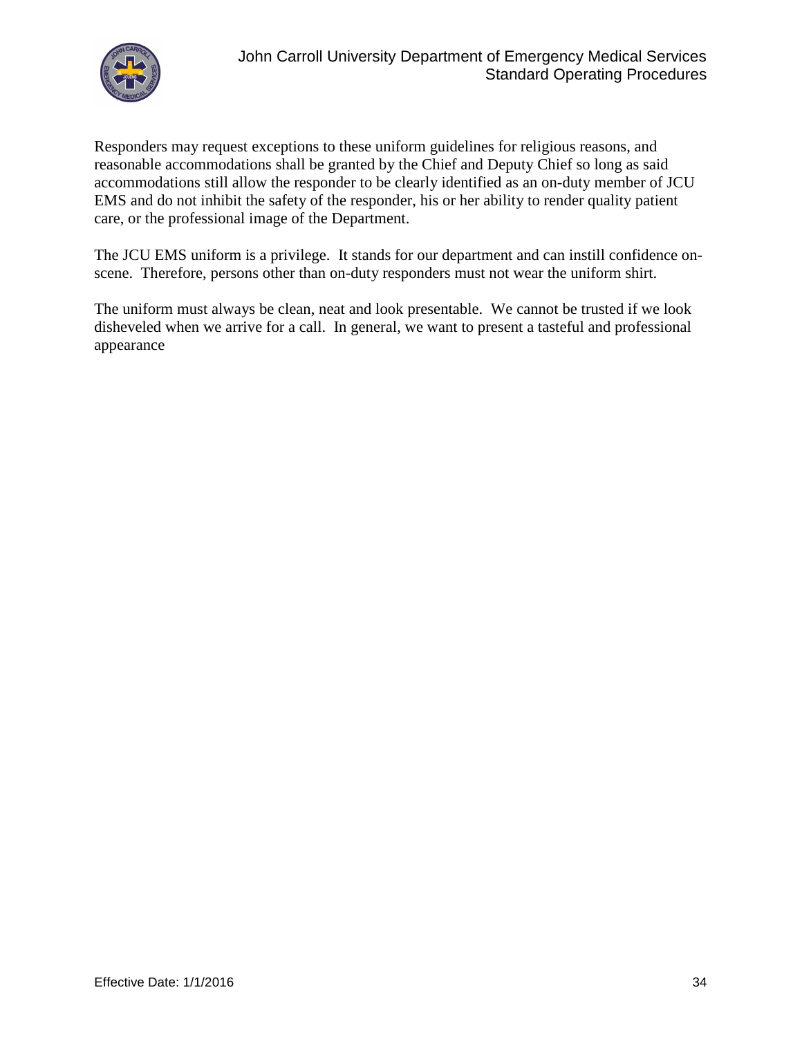Responders may request exceptions to these uniform guidelines for religious reasons, and reasonable accommodations shall be granted by the Chief and Deputy Chief so long as said accommodations still allow the responder to be clearly identified as an on-duty member of JCU EMS and do not inhibit the safety of the responder, his or her ability to render quality patient care, or the professional image of the Department.

The JCU EMS uniform is a privilege. It stands for our department and can instill confidence on-scene. Therefore, persons other than on-duty responders must not wear the uniform shirt.

The uniform must always be clean, neat and look presentable. We cannot be trusted if we look disheveled when we arrive for a call. In general, we want to present a tasteful and professional appearance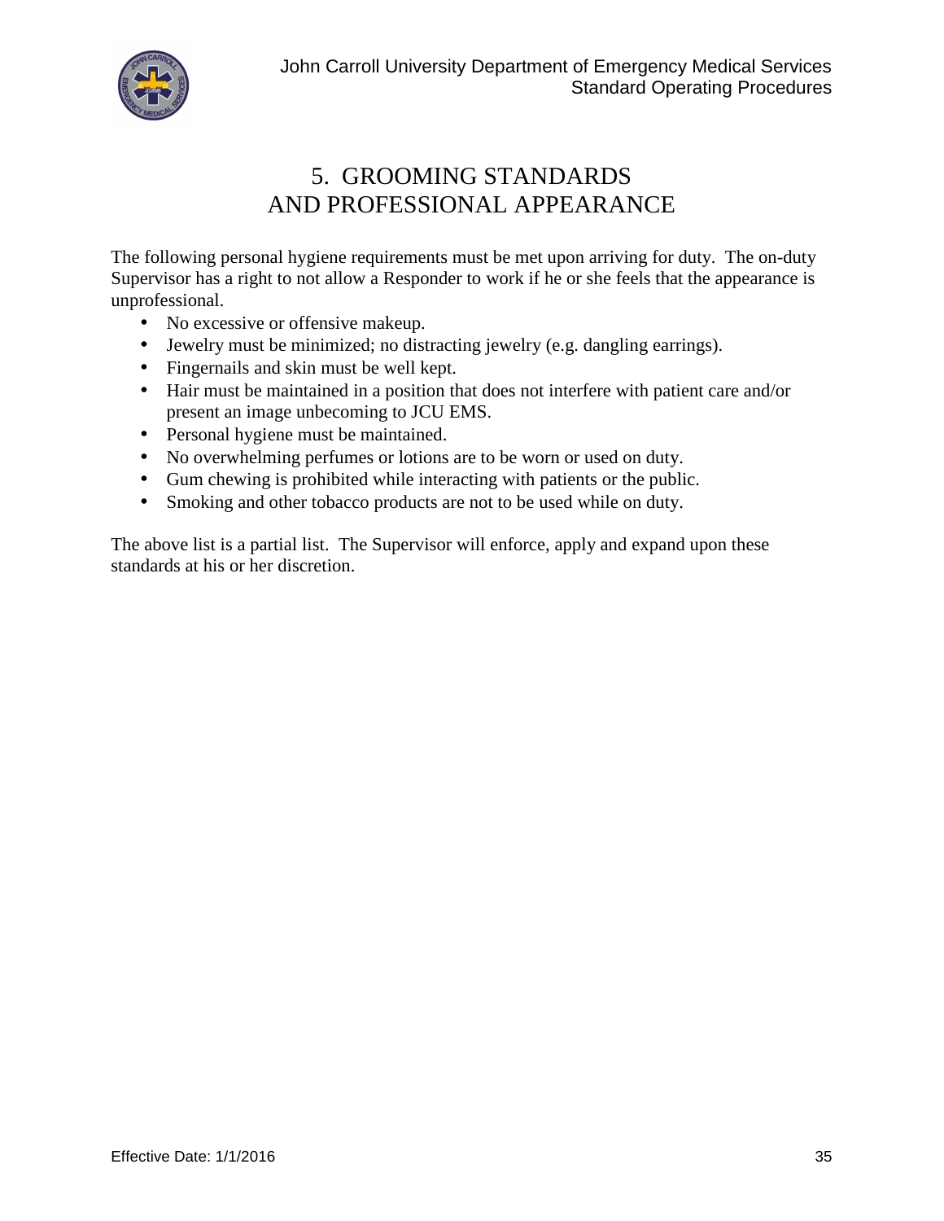# 5. GROOMING STANDARDS AND PROFESSIONAL APPEARANCE

The following personal hygiene requirements must be met upon arriving for duty. The on-duty Supervisor has a right to not allow a Responder to work if he or she feels that the appearance is unprofessional.

- No excessive or offensive makeup.
- Jewelry must be minimized; no distracting jewelry (e.g. dangling earrings).
- Fingernails and skin must be well kept.
- Hair must be maintained in a position that does not interfere with patient care and/or present an image unbecoming to JCU EMS.
- Personal hygiene must be maintained.
- No overwhelming perfumes or lotions are to be worn or used on duty.
- Gum chewing is prohibited while interacting with patients or the public.
- Smoking and other tobacco products are not to be used while on duty.

The above list is a partial list. The Supervisor will enforce, apply and expand upon these standards at his or her discretion.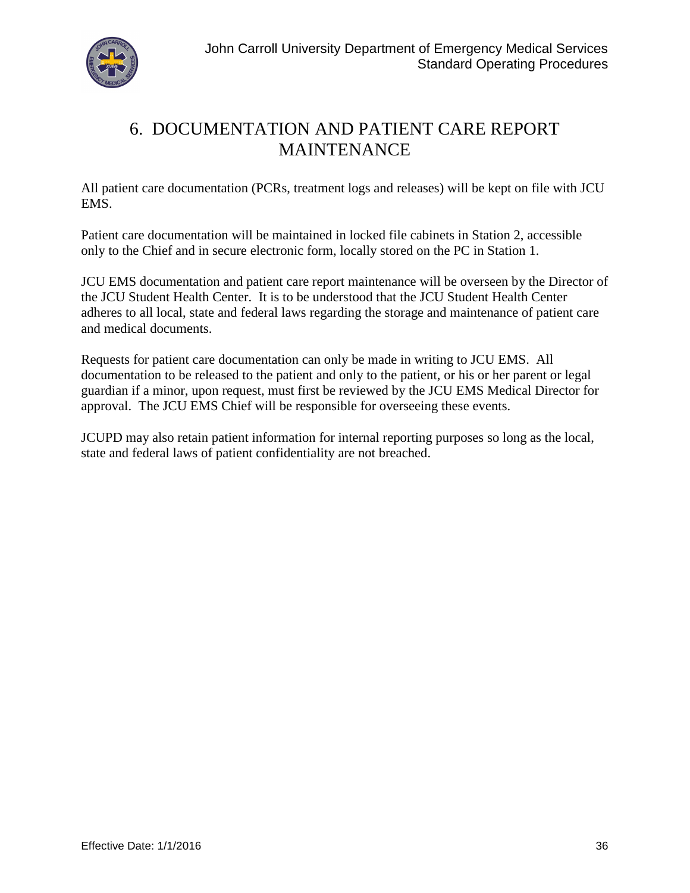# 6. DOCUMENTATION AND PATIENT CARE REPORT MAINTENANCE

All patient care documentation (PCRs, treatment logs and releases) will be kept on file with JCU EMS.

Patient care documentation will be maintained in locked file cabinets in Station 2, accessible only to the Chief and in secure electronic form, locally stored on the PC in Station 1.

JCU EMS documentation and patient care report maintenance will be overseen by the Director of the JCU Student Health Center. It is to be understood that the JCU Student Health Center adheres to all local, state and federal laws regarding the storage and maintenance of patient care and medical documents.

Requests for patient care documentation can only be made in writing to JCU EMS. All documentation to be released to the patient and only to the patient, or his or her parent or legal guardian if a minor, upon request, must first be reviewed by the JCU EMS Medical Director for approval. The JCU EMS Chief will be responsible for overseeing these events.

JCUPD may also retain patient information for internal reporting purposes so long as the local, state and federal laws of patient confidentiality are not breached.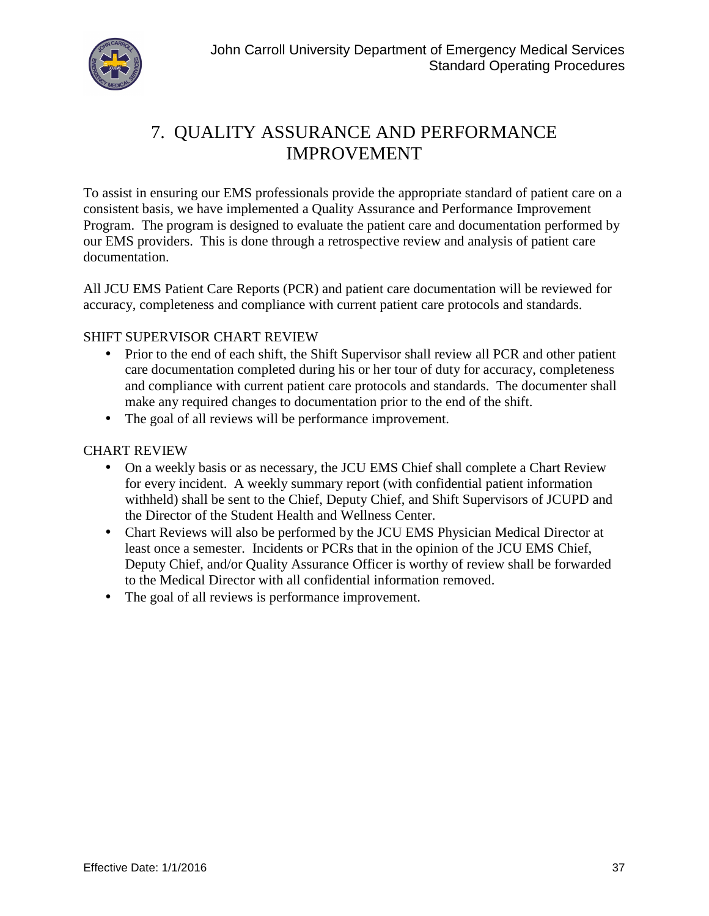# 7. QUALITY ASSURANCE AND PERFORMANCE IMPROVEMENT

To assist in ensuring our EMS professionals provide the appropriate standard of patient care on a consistent basis, we have implemented a Quality Assurance and Performance Improvement Program. The program is designed to evaluate the patient care and documentation performed by our EMS providers. This is done through a retrospective review and analysis of patient care documentation.

All JCU EMS Patient Care Reports (PCR) and patient care documentation will be reviewed for accuracy, completeness and compliance with current patient care protocols and standards.

SHIFT SUPERVISOR CHART REVIEW

- Prior to the end of each shift, the Shift Supervisor shall review all PCR and other patient care documentation completed during his or her tour of duty for accuracy, completeness and compliance with current patient care protocols and standards. The documenter shall make any required changes to documentation prior to the end of the shift.
- The goal of all reviews will be performance improvement.

CHART REVIEW

- On a weekly basis or as necessary, the JCU EMS Chief shall complete a Chart Review for every incident. A weekly summary report (with confidential patient information withheld) shall be sent to the Chief, Deputy Chief, and Shift Supervisors of JCUPD and the Director of the Student Health and Wellness Center.
- Chart Reviews will also be performed by the JCU EMS Physician Medical Director at least once a semester. Incidents or PCRs that in the opinion of the JCU EMS Chief, Deputy Chief, and/or Quality Assurance Officer is worthy of review shall be forwarded to the Medical Director with all confidential information removed.
- The goal of all reviews is performance improvement.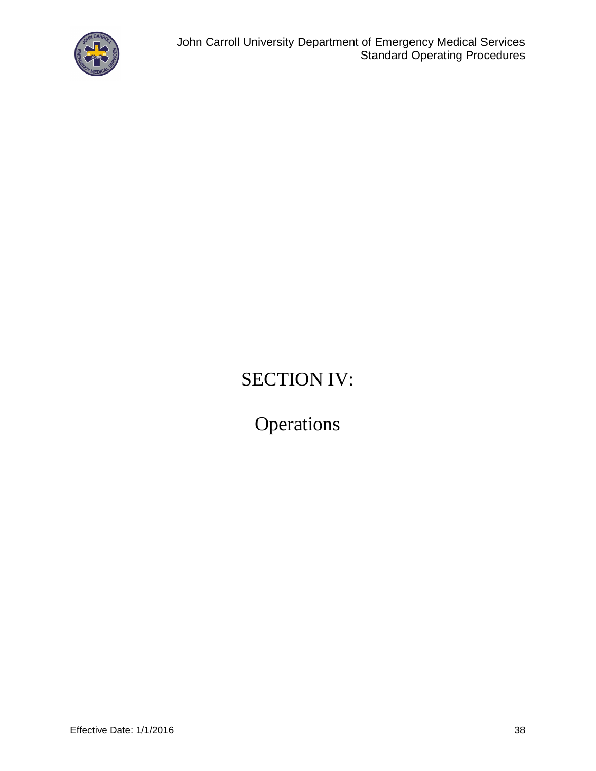# SECTION IV:

# Operations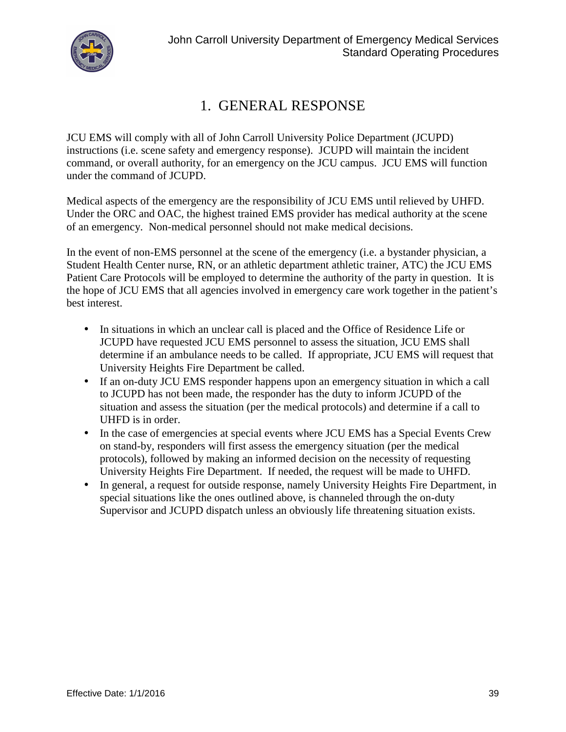# 1. GENERAL RESPONSE

JCU EMS will comply with all of John Carroll University Police Department (JCUPD) instructions (i.e. scene safety and emergency response). JCUPD will maintain the incident command, or overall authority, for an emergency on the JCU campus. JCU EMS will function under the command of JCUPD.

Medical aspects of the emergency are the responsibility of JCU EMS until relieved by UHFD. Under the ORC and OAC, the highest trained EMS provider has medical authority at the scene of an emergency. Non-medical personnel should not make medical decisions.

In the event of non-EMS personnel at the scene of the emergency (i.e. a bystander physician, a Student Health Center nurse, RN, or an athletic department athletic trainer, ATC) the JCU EMS Patient Care Protocols will be employed to determine the authority of the party in question. It is the hope of JCU EMS that all agencies involved in emergency care work together in the patient's best interest.

- In situations in which an unclear call is placed and the Office of Residence Life or JCUPD have requested JCU EMS personnel to assess the situation, JCU EMS shall determine if an ambulance needs to be called. If appropriate, JCU EMS will request that University Heights Fire Department be called.
- If an on-duty JCU EMS responder happens upon an emergency situation in which a call to JCUPD has not been made, the responder has the duty to inform JCUPD of the situation and assess the situation (per the medical protocols) and determine if a call to UHFD is in order.
- In the case of emergencies at special events where JCU EMS has a Special Events Crew on stand-by, responders will first assess the emergency situation (per the medical protocols), followed by making an informed decision on the necessity of requesting University Heights Fire Department. If needed, the request will be made to UHFD.
- In general, a request for outside response, namely University Heights Fire Department, in special situations like the ones outlined above, is channeled through the on-duty Supervisor and JCUPD dispatch unless an obviously life threatening situation exists.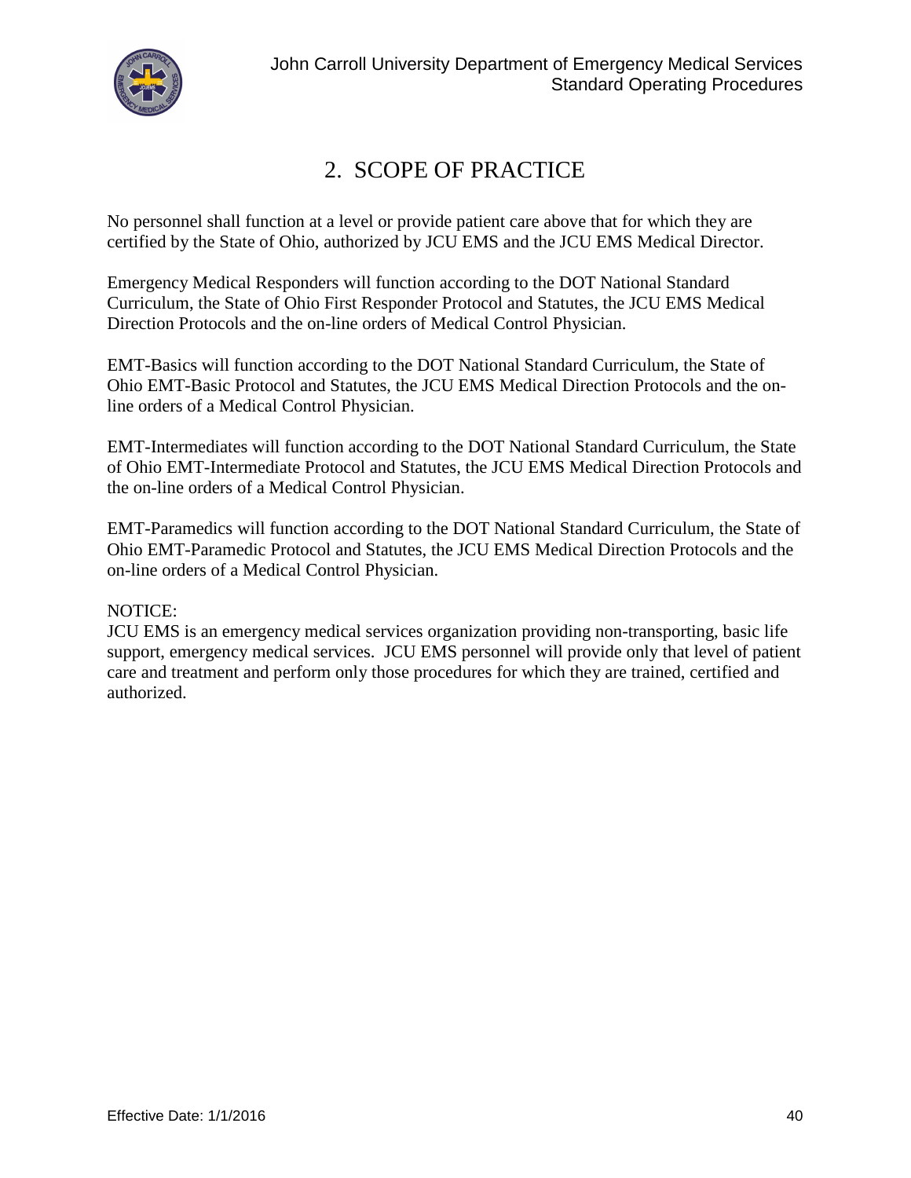# 2. SCOPE OF PRACTICE

No personnel shall function at a level or provide patient care above that for which they are certified by the State of Ohio, authorized by JCU EMS and the JCU EMS Medical Director.

Emergency Medical Responders will function according to the DOT National Standard Curriculum, the State of Ohio First Responder Protocol and Statutes, the JCU EMS Medical Direction Protocols and the on-line orders of Medical Control Physician.

EMT-Basics will function according to the DOT National Standard Curriculum, the State of Ohio EMT-Basic Protocol and Statutes, the JCU EMS Medical Direction Protocols and the on-line orders of a Medical Control Physician.

EMT-Intermediates will function according to the DOT National Standard Curriculum, the State of Ohio EMT-Intermediate Protocol and Statutes, the JCU EMS Medical Direction Protocols and the on-line orders of a Medical Control Physician.

EMT-Paramedics will function according to the DOT National Standard Curriculum, the State of Ohio EMT-Paramedic Protocol and Statutes, the JCU EMS Medical Direction Protocols and the on-line orders of a Medical Control Physician.

NOTICE:
JCU EMS is an emergency medical services organization providing non-transporting, basic life support, emergency medical services. JCU EMS personnel will provide only that level of patient care and treatment and perform only those procedures for which they are trained, certified and authorized.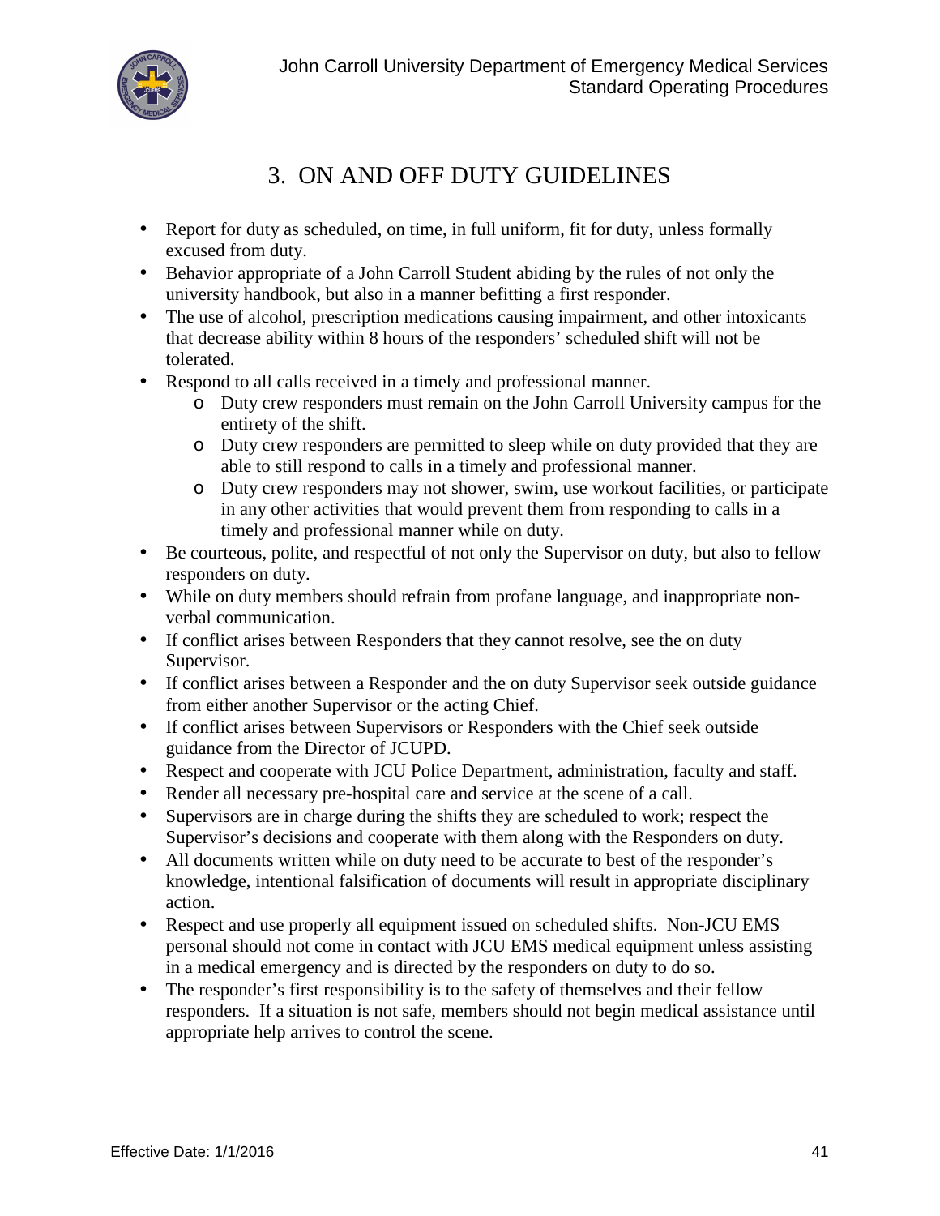# 3. ON AND OFF DUTY GUIDELINES

- Report for duty as scheduled, on time, in full uniform, fit for duty, unless formally excused from duty.
- Behavior appropriate of a John Carroll Student abiding by the rules of not only the university handbook, but also in a manner befitting a first responder.
- The use of alcohol, prescription medications causing impairment, and other intoxicants that decrease ability within 8 hours of the responders' scheduled shift will not be tolerated.
- Respond to all calls received in a timely and professional manner.
  - Duty crew responders must remain on the John Carroll University campus for the entirety of the shift.
  - Duty crew responders are permitted to sleep while on duty provided that they are able to still respond to calls in a timely and professional manner.
  - Duty crew responders may not shower, swim, use workout facilities, or participate in any other activities that would prevent them from responding to calls in a timely and professional manner while on duty.
- Be courteous, polite, and respectful of not only the Supervisor on duty, but also to fellow responders on duty.
- While on duty members should refrain from profane language, and inappropriate non-verbal communication.
- If conflict arises between Responders that they cannot resolve, see the on duty Supervisor.
- If conflict arises between a Responder and the on duty Supervisor seek outside guidance from either another Supervisor or the acting Chief.
- If conflict arises between Supervisors or Responders with the Chief seek outside guidance from the Director of JCUPD.
- Respect and cooperate with JCU Police Department, administration, faculty and staff.
- Render all necessary pre-hospital care and service at the scene of a call.
- Supervisors are in charge during the shifts they are scheduled to work; respect the Supervisor's decisions and cooperate with them along with the Responders on duty.
- All documents written while on duty need to be accurate to best of the responder's knowledge, intentional falsification of documents will result in appropriate disciplinary action.
- Respect and use properly all equipment issued on scheduled shifts. Non-JCU EMS personal should not come in contact with JCU EMS medical equipment unless assisting in a medical emergency and is directed by the responders on duty to do so.
- The responder's first responsibility is to the safety of themselves and their fellow responders. If a situation is not safe, members should not begin medical assistance until appropriate help arrives to control the scene.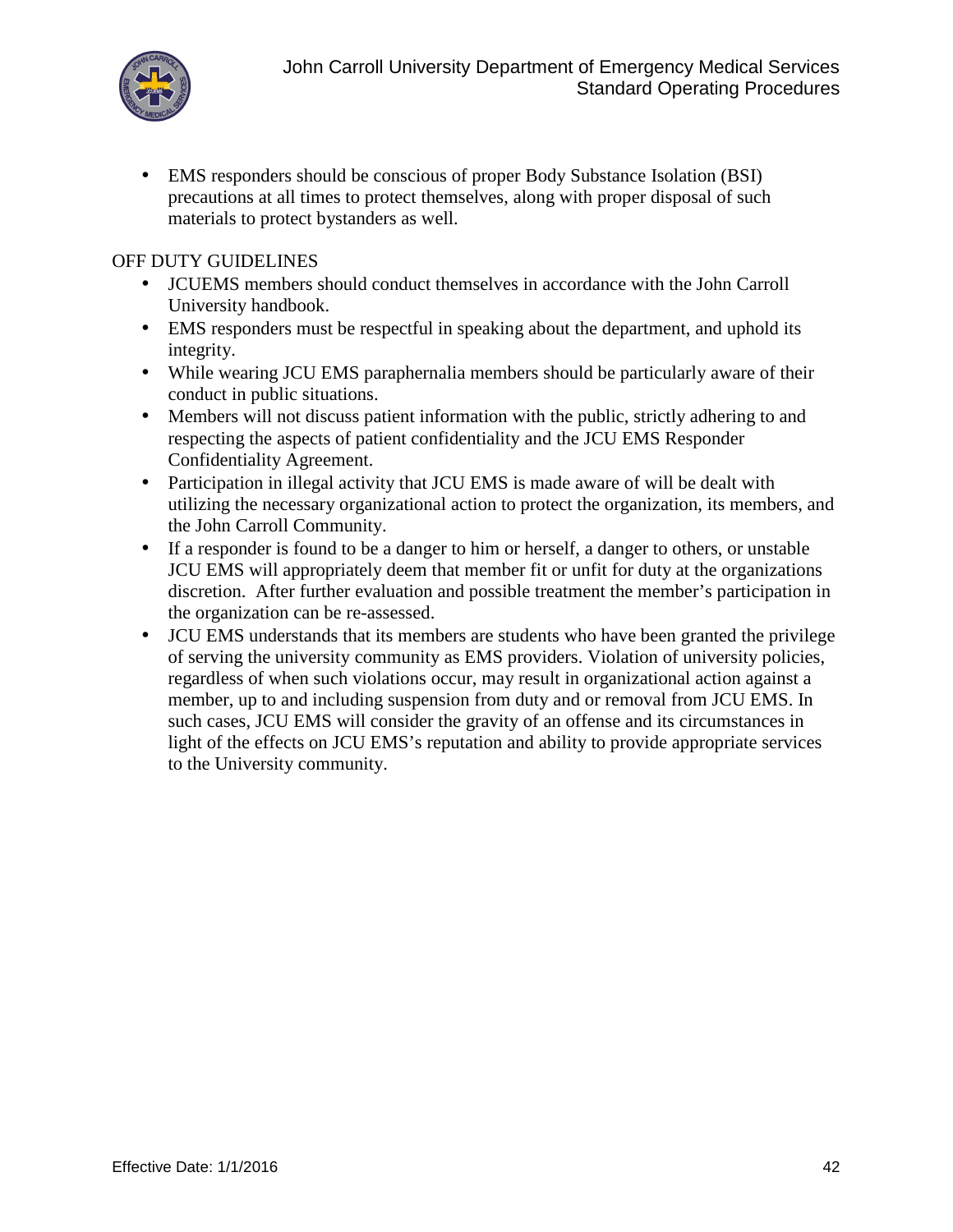- EMS responders should be conscious of proper Body Substance Isolation (BSI) precautions at all times to protect themselves, along with proper disposal of such materials to protect bystanders as well.

OFF DUTY GUIDELINES

- JCUEMS members should conduct themselves in accordance with the John Carroll University handbook.
- EMS responders must be respectful in speaking about the department, and uphold its integrity.
- While wearing JCU EMS paraphernalia members should be particularly aware of their conduct in public situations.
- Members will not discuss patient information with the public, strictly adhering to and respecting the aspects of patient confidentiality and the JCU EMS Responder Confidentiality Agreement.
- Participation in illegal activity that JCU EMS is made aware of will be dealt with utilizing the necessary organizational action to protect the organization, its members, and the John Carroll Community.
- If a responder is found to be a danger to him or herself, a danger to others, or unstable JCU EMS will appropriately deem that member fit or unfit for duty at the organizations discretion. After further evaluation and possible treatment the member's participation in the organization can be re-assessed.
- JCU EMS understands that its members are students who have been granted the privilege of serving the university community as EMS providers. Violation of university policies, regardless of when such violations occur, may result in organizational action against a member, up to and including suspension from duty and or removal from JCU EMS. In such cases, JCU EMS will consider the gravity of an offense and its circumstances in light of the effects on JCU EMS's reputation and ability to provide appropriate services to the University community.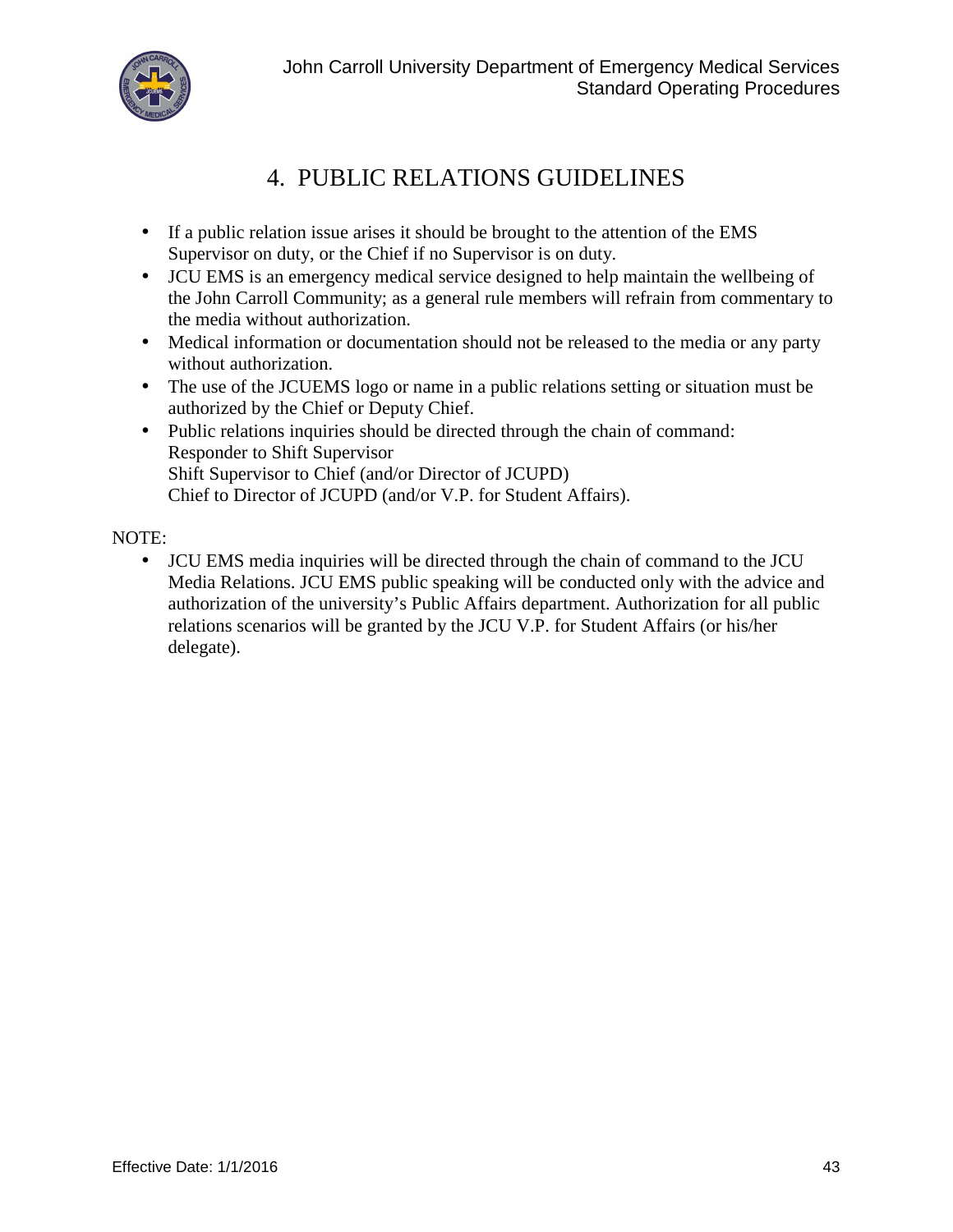# 4. PUBLIC RELATIONS GUIDELINES

- If a public relation issue arises it should be brought to the attention of the EMS Supervisor on duty, or the Chief if no Supervisor is on duty.
- JCU EMS is an emergency medical service designed to help maintain the wellbeing of the John Carroll Community; as a general rule members will refrain from commentary to the media without authorization.
- Medical information or documentation should not be released to the media or any party without authorization.
- The use of the JCUEMS logo or name in a public relations setting or situation must be authorized by the Chief or Deputy Chief.
- Public relations inquiries should be directed through the chain of command:
  Responder to Shift Supervisor
  Shift Supervisor to Chief (and/or Director of JCUPD)
  Chief to Director of JCUPD (and/or V.P. for Student Affairs).

NOTE:

- JCU EMS media inquiries will be directed through the chain of command to the JCU Media Relations. JCU EMS public speaking will be conducted only with the advice and authorization of the university's Public Affairs department. Authorization for all public relations scenarios will be granted by the JCU V.P. for Student Affairs (or his/her delegate).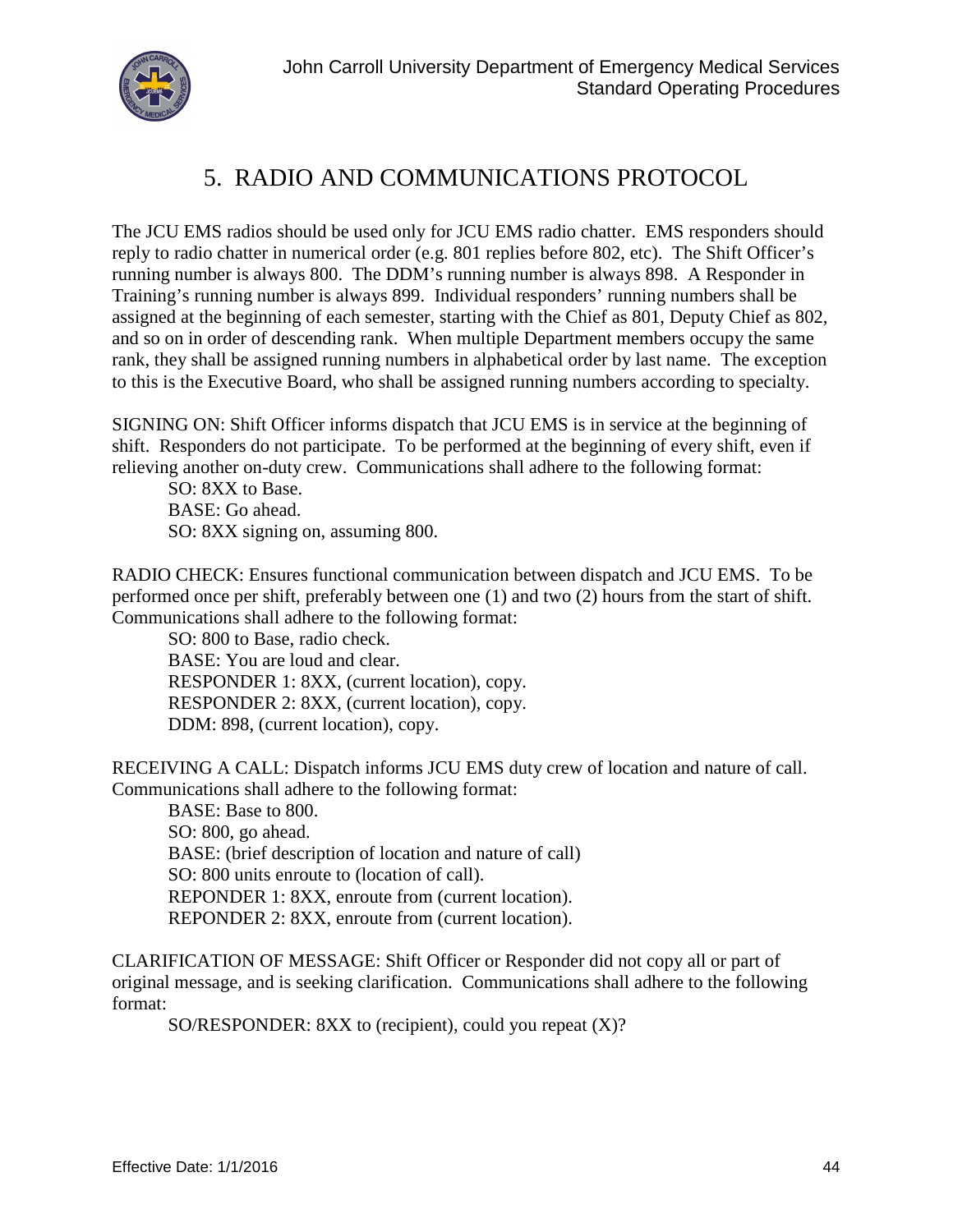# 5. RADIO AND COMMUNICATIONS PROTOCOL

The JCU EMS radios should be used only for JCU EMS radio chatter. EMS responders should reply to radio chatter in numerical order (e.g. 801 replies before 802, etc). The Shift Officer's running number is always 800. The DDM's running number is always 898. A Responder in Training's running number is always 899. Individual responders' running numbers shall be assigned at the beginning of each semester, starting with the Chief as 801, Deputy Chief as 802, and so on in order of descending rank. When multiple Department members occupy the same rank, they shall be assigned running numbers in alphabetical order by last name. The exception to this is the Executive Board, who shall be assigned running numbers according to specialty.

SIGNING ON: Shift Officer informs dispatch that JCU EMS is in service at the beginning of shift. Responders do not participate. To be performed at the beginning of every shift, even if relieving another on-duty crew. Communications shall adhere to the following format:

> SO: 8XX to Base.
> BASE: Go ahead.
> SO: 8XX signing on, assuming 800.

RADIO CHECK: Ensures functional communication between dispatch and JCU EMS. To be performed once per shift, preferably between one (1) and two (2) hours from the start of shift. Communications shall adhere to the following format:

> SO: 800 to Base, radio check.
> BASE: You are loud and clear.
> RESPONDER 1: 8XX, (current location), copy.
> RESPONDER 2: 8XX, (current location), copy.
> DDM: 898, (current location), copy.

RECEIVING A CALL: Dispatch informs JCU EMS duty crew of location and nature of call. Communications shall adhere to the following format:

> BASE: Base to 800.
> SO: 800, go ahead.
> BASE: (brief description of location and nature of call)
> SO: 800 units enroute to (location of call).
> REPONDER 1: 8XX, enroute from (current location).
> REPONDER 2: 8XX, enroute from (current location).

CLARIFICATION OF MESSAGE: Shift Officer or Responder did not copy all or part of original message, and is seeking clarification. Communications shall adhere to the following format:

> SO/RESPONDER: 8XX to (recipient), could you repeat (X)?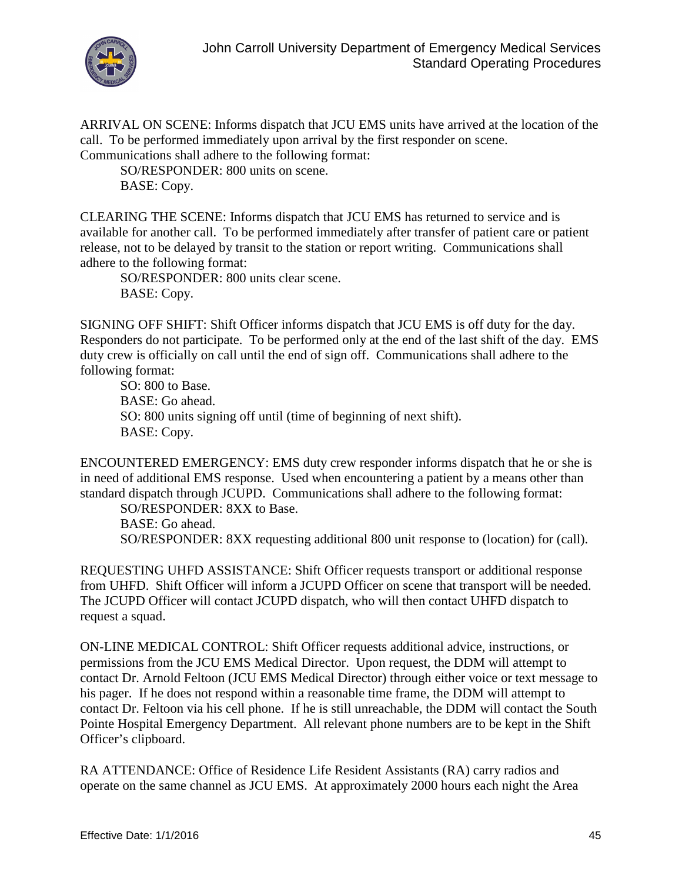ARRIVAL ON SCENE: Informs dispatch that JCU EMS units have arrived at the location of the call. To be performed immediately upon arrival by the first responder on scene. Communications shall adhere to the following format:

> SO/RESPONDER: 800 units on scene.
> BASE: Copy.

CLEARING THE SCENE: Informs dispatch that JCU EMS has returned to service and is available for another call. To be performed immediately after transfer of patient care or patient release, not to be delayed by transit to the station or report writing. Communications shall adhere to the following format:

> SO/RESPONDER: 800 units clear scene.
> BASE: Copy.

SIGNING OFF SHIFT: Shift Officer informs dispatch that JCU EMS is off duty for the day. Responders do not participate. To be performed only at the end of the last shift of the day. EMS duty crew is officially on call until the end of sign off. Communications shall adhere to the following format:

> SO: 800 to Base.
> BASE: Go ahead.
> SO: 800 units signing off until (time of beginning of next shift).
> BASE: Copy.

ENCOUNTERED EMERGENCY: EMS duty crew responder informs dispatch that he or she is in need of additional EMS response. Used when encountering a patient by a means other than standard dispatch through JCUPD. Communications shall adhere to the following format:

> SO/RESPONDER: 8XX to Base.
> BASE: Go ahead.
> SO/RESPONDER: 8XX requesting additional 800 unit response to (location) for (call).

REQUESTING UHFD ASSISTANCE: Shift Officer requests transport or additional response from UHFD. Shift Officer will inform a JCUPD Officer on scene that transport will be needed. The JCUPD Officer will contact JCUPD dispatch, who will then contact UHFD dispatch to request a squad.

ON-LINE MEDICAL CONTROL: Shift Officer requests additional advice, instructions, or permissions from the JCU EMS Medical Director. Upon request, the DDM will attempt to contact Dr. Arnold Feltoon (JCU EMS Medical Director) through either voice or text message to his pager. If he does not respond within a reasonable time frame, the DDM will attempt to contact Dr. Feltoon via his cell phone. If he is still unreachable, the DDM will contact the South Pointe Hospital Emergency Department. All relevant phone numbers are to be kept in the Shift Officer's clipboard.

RA ATTENDANCE: Office of Residence Life Resident Assistants (RA) carry radios and operate on the same channel as JCU EMS. At approximately 2000 hours each night the Area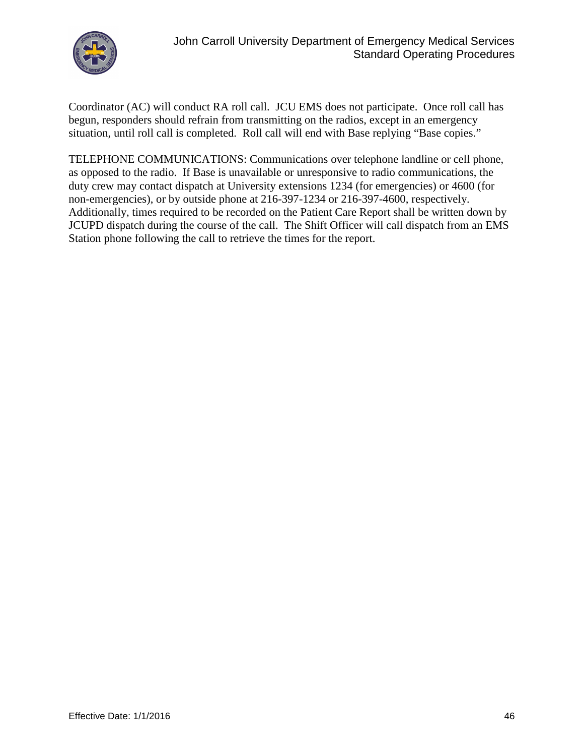Coordinator (AC) will conduct RA roll call. JCU EMS does not participate. Once roll call has begun, responders should refrain from transmitting on the radios, except in an emergency situation, until roll call is completed. Roll call will end with Base replying "Base copies."

TELEPHONE COMMUNICATIONS: Communications over telephone landline or cell phone, as opposed to the radio. If Base is unavailable or unresponsive to radio communications, the duty crew may contact dispatch at University extensions 1234 (for emergencies) or 4600 (for non-emergencies), or by outside phone at 216-397-1234 or 216-397-4600, respectively. Additionally, times required to be recorded on the Patient Care Report shall be written down by JCUPD dispatch during the course of the call. The Shift Officer will call dispatch from an EMS Station phone following the call to retrieve the times for the report.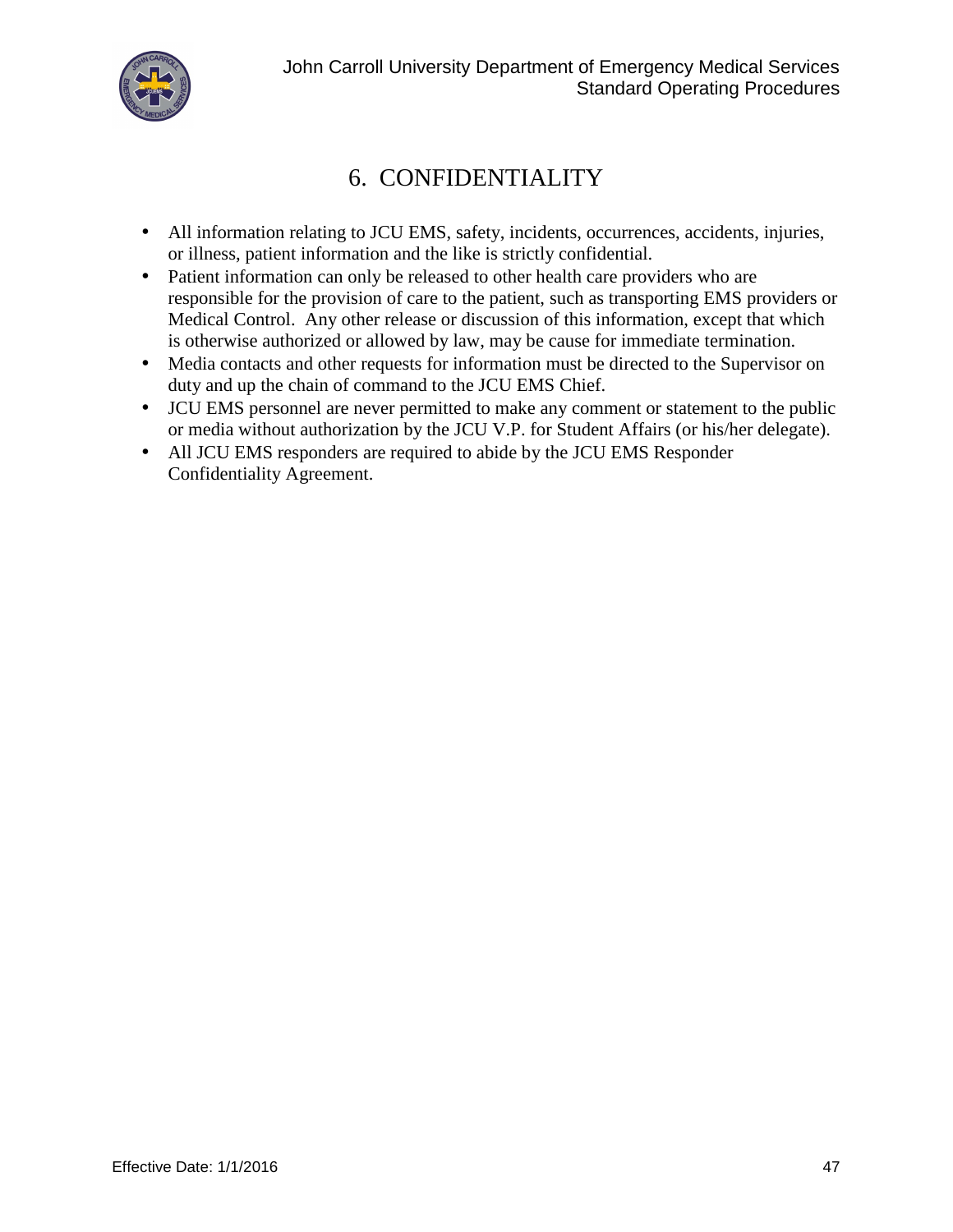# 6. CONFIDENTIALITY

- All information relating to JCU EMS, safety, incidents, occurrences, accidents, injuries, or illness, patient information and the like is strictly confidential.
- Patient information can only be released to other health care providers who are responsible for the provision of care to the patient, such as transporting EMS providers or Medical Control. Any other release or discussion of this information, except that which is otherwise authorized or allowed by law, may be cause for immediate termination.
- Media contacts and other requests for information must be directed to the Supervisor on duty and up the chain of command to the JCU EMS Chief.
- JCU EMS personnel are never permitted to make any comment or statement to the public or media without authorization by the JCU V.P. for Student Affairs (or his/her delegate).
- All JCU EMS responders are required to abide by the JCU EMS Responder Confidentiality Agreement.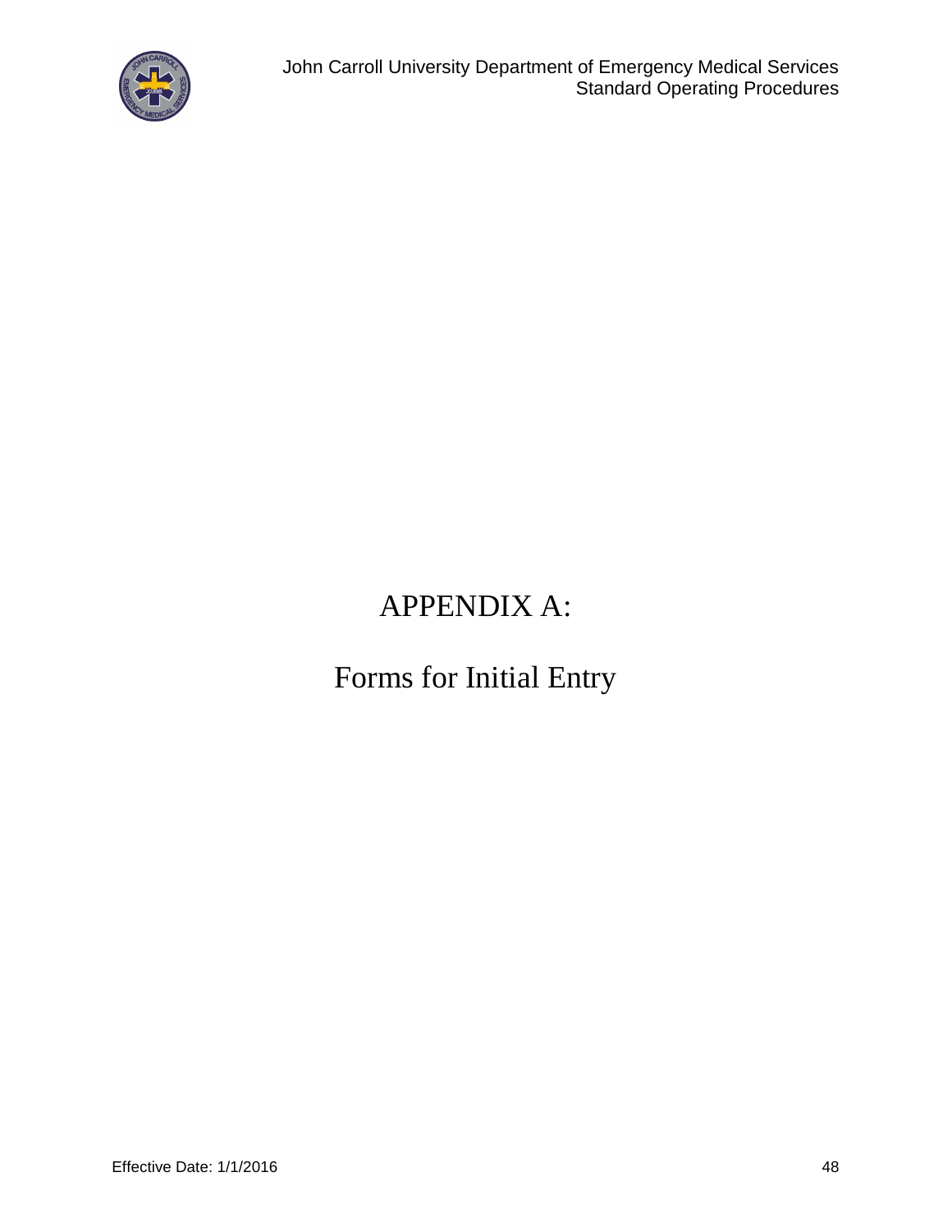# APPENDIX A:

# Forms for Initial Entry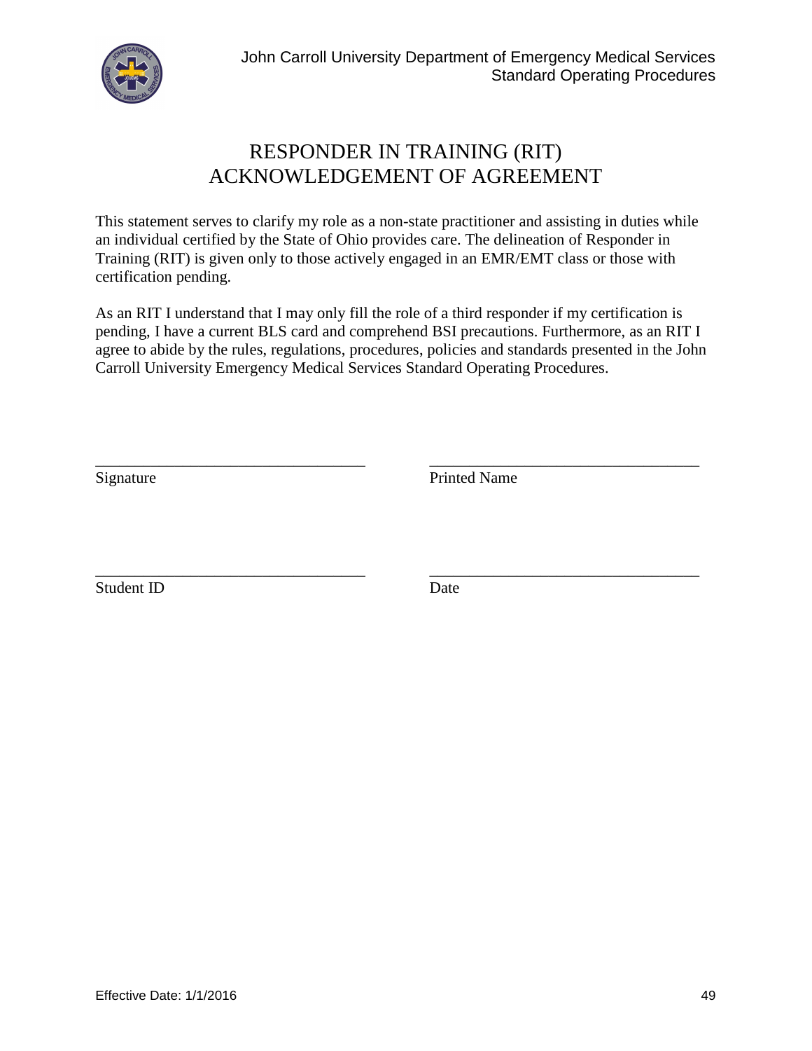# RESPONDER IN TRAINING (RIT) ACKNOWLEDGEMENT OF AGREEMENT

This statement serves to clarify my role as a non-state practitioner and assisting in duties while an individual certified by the State of Ohio provides care. The delineation of Responder in Training (RIT) is given only to those actively engaged in an EMR/EMT class or those with certification pending.

As an RIT I understand that I may only fill the role of a third responder if my certification is pending, I have a current BLS card and comprehend BSI precautions. Furthermore, as an RIT I agree to abide by the rules, regulations, procedures, policies and standards presented in the John Carroll University Emergency Medical Services Standard Operating Procedures.

| | |
|---|---|
| ______________________________ | ______________________________ |
| Signature | Printed Name |
| ______________________________ | ______________________________ |
| Student ID | Date |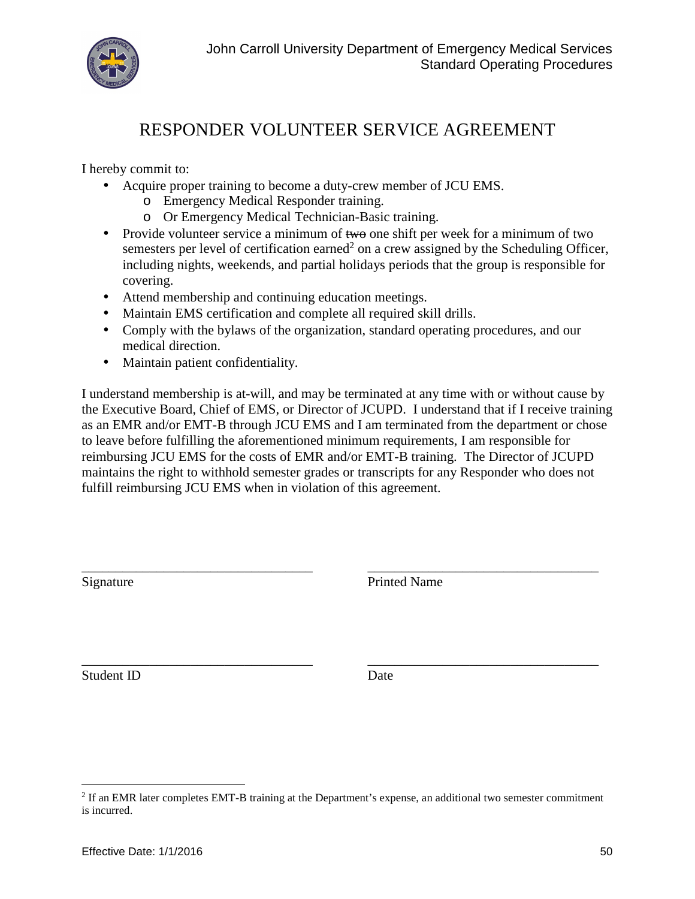# RESPONDER VOLUNTEER SERVICE AGREEMENT

I hereby commit to:

- Acquire proper training to become a duty-crew member of JCU EMS.
  - Emergency Medical Responder training.
  - Or Emergency Medical Technician-Basic training.
- Provide volunteer service a minimum of ~~two~~ one shift per week for a minimum of two semesters per level of certification earned[2] on a crew assigned by the Scheduling Officer, including nights, weekends, and partial holidays periods that the group is responsible for covering.
- Attend membership and continuing education meetings.
- Maintain EMS certification and complete all required skill drills.
- Comply with the bylaws of the organization, standard operating procedures, and our medical direction.
- Maintain patient confidentiality.

I understand membership is at-will, and may be terminated at any time with or without cause by the Executive Board, Chief of EMS, or Director of JCUPD. I understand that if I receive training as an EMR and/or EMT-B through JCU EMS and I am terminated from the department or chose to leave before fulfilling the aforementioned minimum requirements, I am responsible for reimbursing JCU EMS for the costs of EMR and/or EMT-B training. The Director of JCUPD maintains the right to withhold semester grades or transcripts for any Responder who does not fulfill reimbursing JCU EMS when in violation of this agreement.

\_\_\_\_\_\_\_\_\_\_\_\_\_\_\_\_\_\_\_\_\_\_\_\_\_\_\_\_\_\_\_\_\_\_ &nbsp;&nbsp;&nbsp;&nbsp; \_\_\_\_\_\_\_\_\_\_\_\_\_\_\_\_\_\_\_\_\_\_\_\_\_\_\_\_\_\_\_\_\_\_
Signature &nbsp;&nbsp;&nbsp;&nbsp; Printed Name

\_\_\_\_\_\_\_\_\_\_\_\_\_\_\_\_\_\_\_\_\_\_\_\_\_\_\_\_\_\_\_\_\_\_ &nbsp;&nbsp;&nbsp;&nbsp; \_\_\_\_\_\_\_\_\_\_\_\_\_\_\_\_\_\_\_\_\_\_\_\_\_\_\_\_\_\_\_\_\_\_
Student ID &nbsp;&nbsp;&nbsp;&nbsp; Date

---

[2] If an EMR later completes EMT-B training at the Department's expense, an additional two semester commitment is incurred.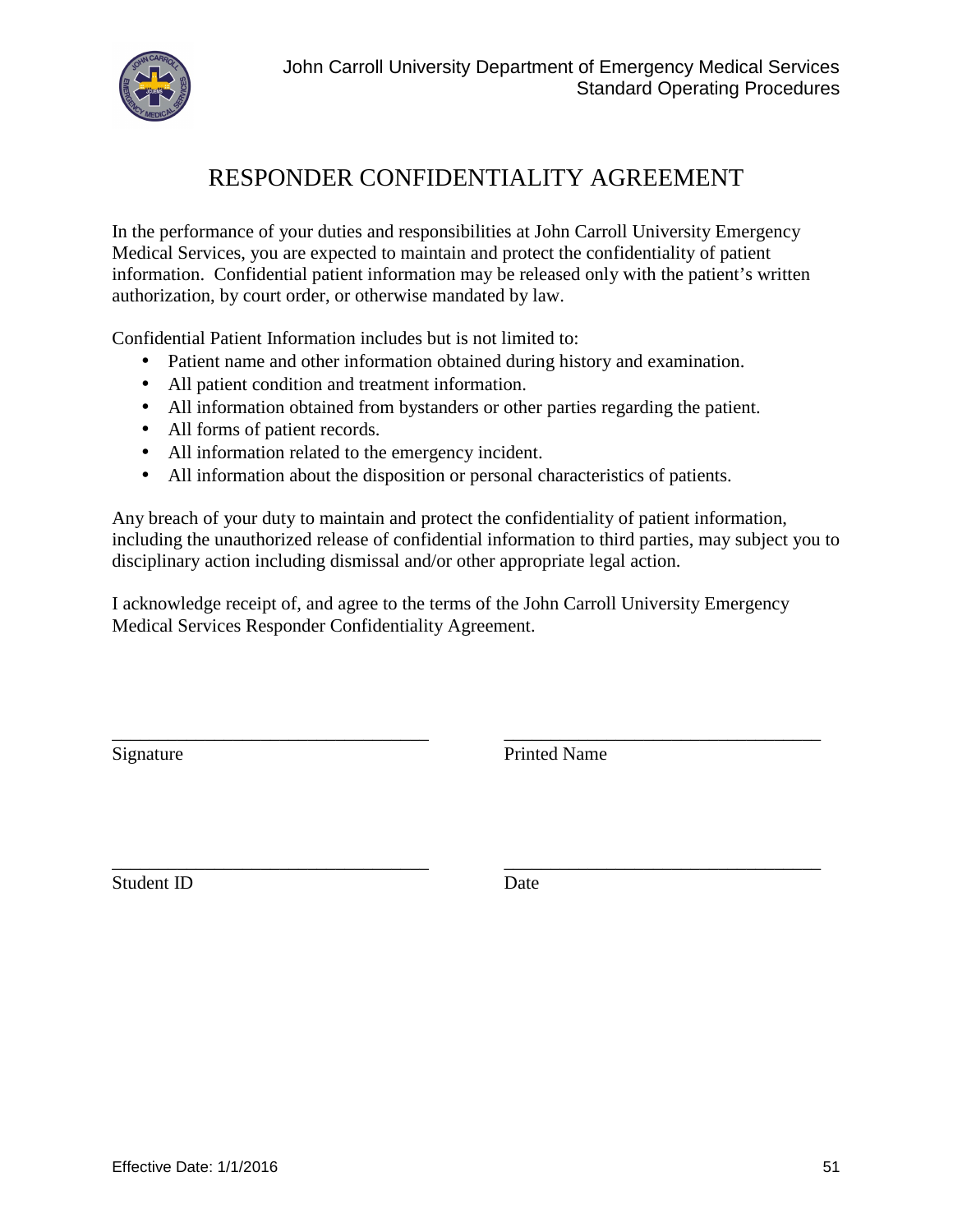# RESPONDER CONFIDENTIALITY AGREEMENT

In the performance of your duties and responsibilities at John Carroll University Emergency Medical Services, you are expected to maintain and protect the confidentiality of patient information. Confidential patient information may be released only with the patient's written authorization, by court order, or otherwise mandated by law.

Confidential Patient Information includes but is not limited to:

- Patient name and other information obtained during history and examination.
- All patient condition and treatment information.
- All information obtained from bystanders or other parties regarding the patient.
- All forms of patient records.
- All information related to the emergency incident.
- All information about the disposition or personal characteristics of patients.

Any breach of your duty to maintain and protect the confidentiality of patient information, including the unauthorized release of confidential information to third parties, may subject you to disciplinary action including dismissal and/or other appropriate legal action.

I acknowledge receipt of, and agree to the terms of the John Carroll University Emergency Medical Services Responder Confidentiality Agreement.

\_\_\_\_\_\_\_\_\_\_\_\_\_\_\_\_\_\_\_\_\_\_\_\_\_\_\_\_\_\_\_\_\_\_ \_\_\_\_\_\_\_\_\_\_\_\_\_\_\_\_\_\_\_\_\_\_\_\_\_\_\_\_\_\_\_\_\_\_

Signature Printed Name

\_\_\_\_\_\_\_\_\_\_\_\_\_\_\_\_\_\_\_\_\_\_\_\_\_\_\_\_\_\_\_\_\_\_ \_\_\_\_\_\_\_\_\_\_\_\_\_\_\_\_\_\_\_\_\_\_\_\_\_\_\_\_\_\_\_\_\_\_

Student ID Date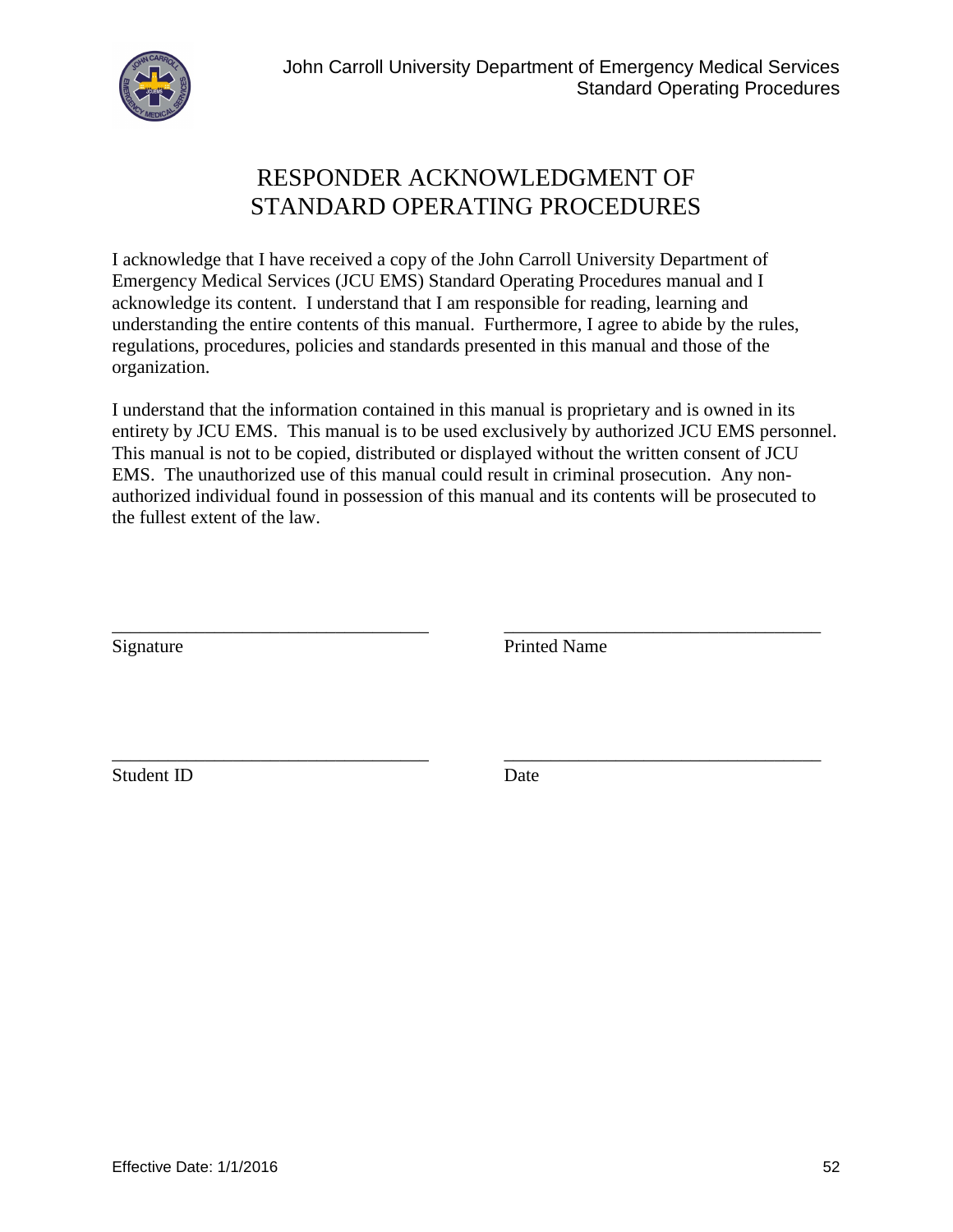# RESPONDER ACKNOWLEDGMENT OF STANDARD OPERATING PROCEDURES

I acknowledge that I have received a copy of the John Carroll University Department of Emergency Medical Services (JCU EMS) Standard Operating Procedures manual and I acknowledge its content. I understand that I am responsible for reading, learning and understanding the entire contents of this manual. Furthermore, I agree to abide by the rules, regulations, procedures, policies and standards presented in this manual and those of the organization.

I understand that the information contained in this manual is proprietary and is owned in its entirety by JCU EMS. This manual is to be used exclusively by authorized JCU EMS personnel. This manual is not to be copied, distributed or displayed without the written consent of JCU EMS. The unauthorized use of this manual could result in criminal prosecution. Any non-authorized individual found in possession of this manual and its contents will be prosecuted to the fullest extent of the law.

\_\_\_\_\_\_\_\_\_\_\_\_\_\_\_\_\_\_\_\_\_\_\_\_\_\_\_\_\_\_\_\_\_ \_\_\_\_\_\_\_\_\_\_\_\_\_\_\_\_\_\_\_\_\_\_\_\_\_\_\_\_\_\_\_\_\_

Signature Printed Name

\_\_\_\_\_\_\_\_\_\_\_\_\_\_\_\_\_\_\_\_\_\_\_\_\_\_\_\_\_\_\_\_\_ \_\_\_\_\_\_\_\_\_\_\_\_\_\_\_\_\_\_\_\_\_\_\_\_\_\_\_\_\_\_\_\_\_

Student ID Date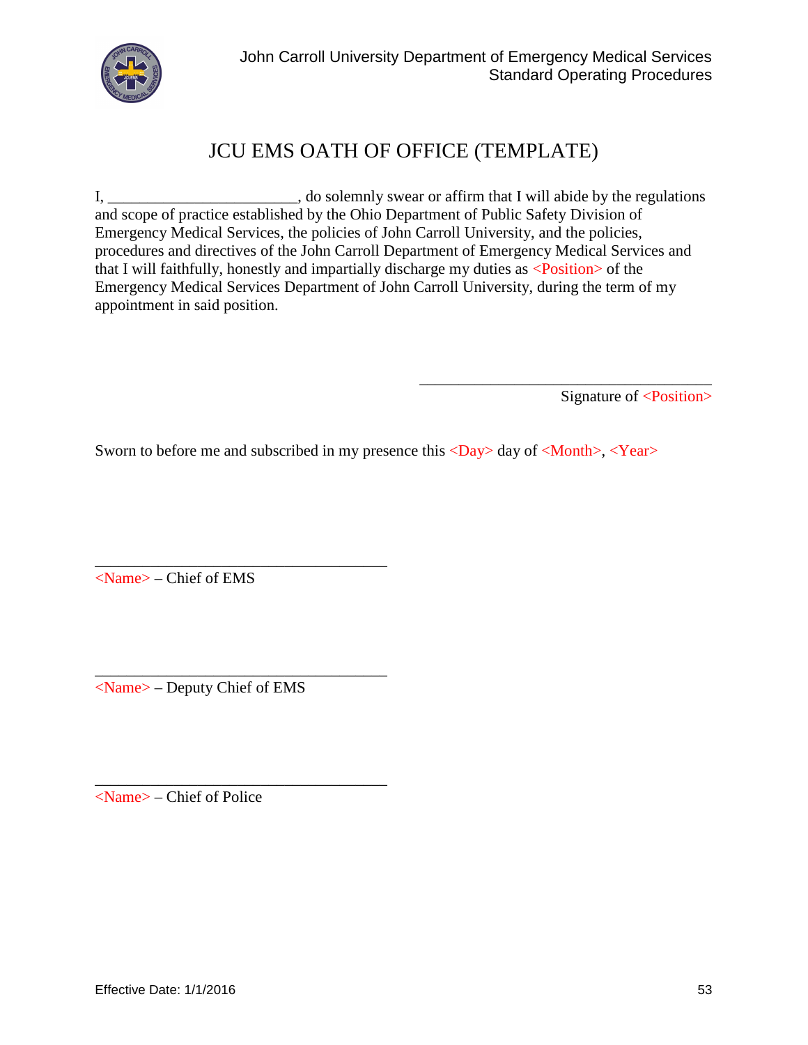# JCU EMS OATH OF OFFICE (TEMPLATE)

I, ________________________, do solemnly swear or affirm that I will abide by the regulations and scope of practice established by the Ohio Department of Public Safety Division of Emergency Medical Services, the policies of John Carroll University, and the policies, procedures and directives of the John Carroll Department of Emergency Medical Services and that I will faithfully, honestly and impartially discharge my duties as <Position> of the Emergency Medical Services Department of John Carroll University, during the term of my appointment in said position.

____________________________________
Signature of <Position>

Sworn to before me and subscribed in my presence this <Day> day of <Month>, <Year>

____________________________________
<Name> – Chief of EMS

____________________________________
<Name> – Deputy Chief of EMS

____________________________________
<Name> – Chief of Police

Effective Date: 1/1/2016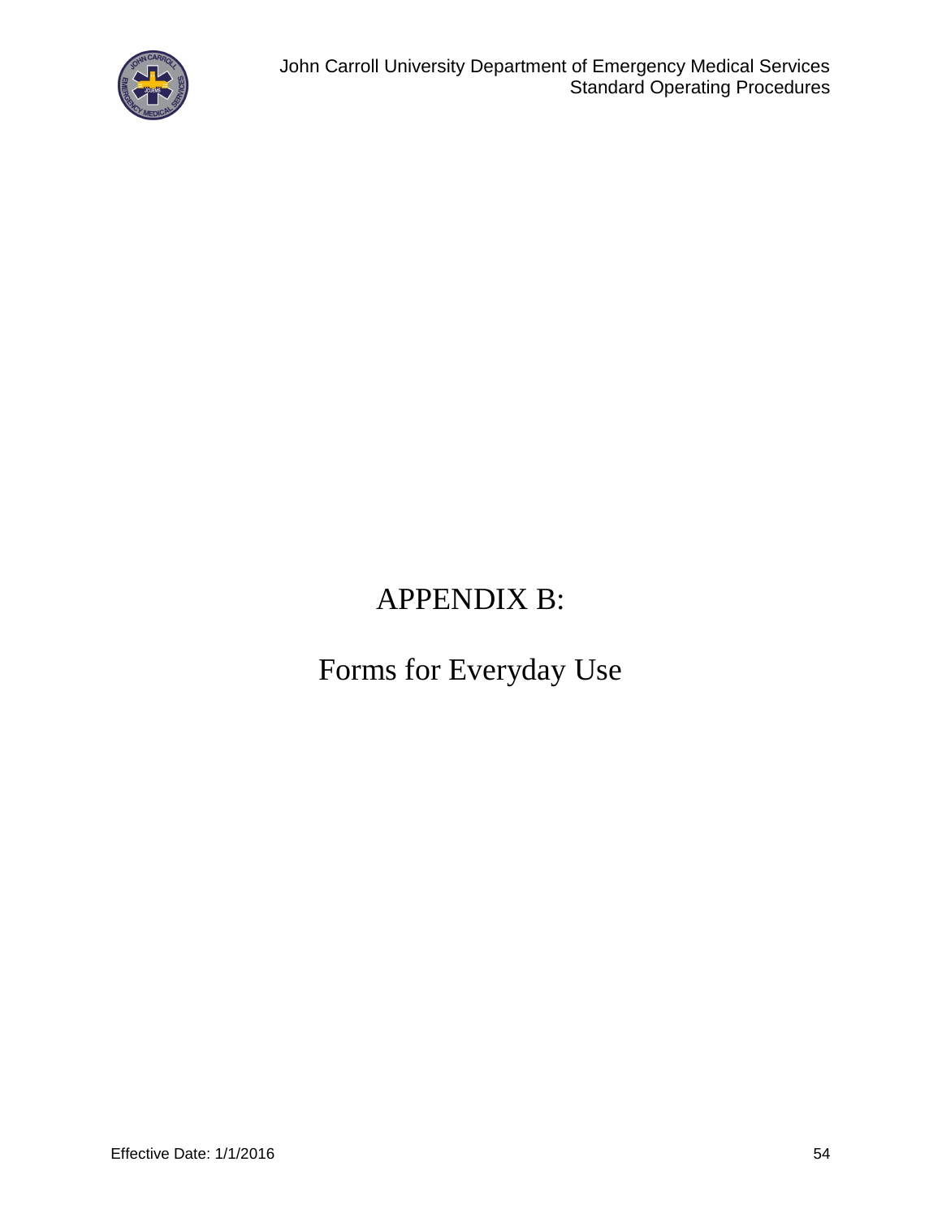# APPENDIX B:

## Forms for Everyday Use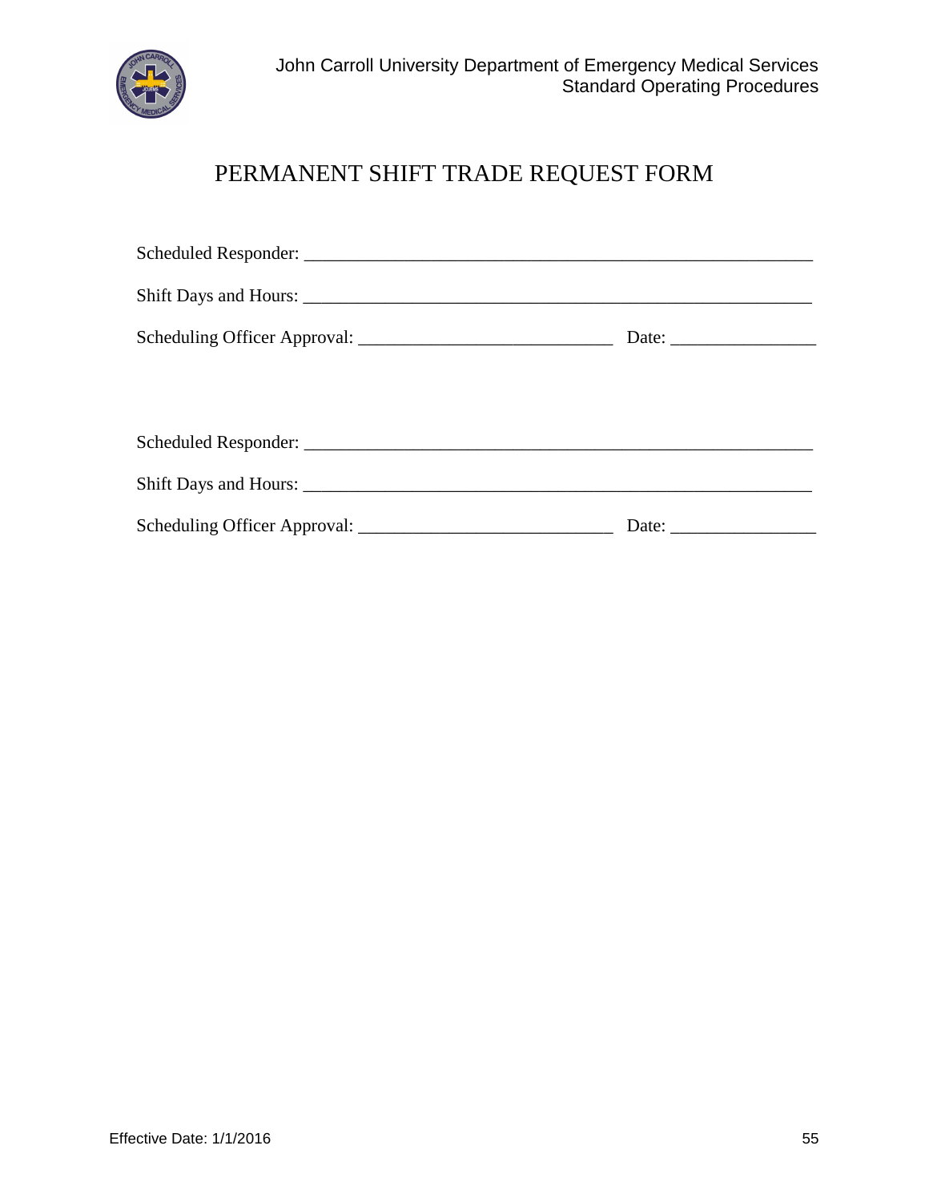# PERMANENT SHIFT TRADE REQUEST FORM

Scheduled Responder: ___________________________________________________________

Shift Days and Hours: __________________________________________________________

Scheduling Officer Approval: ____________________________ Date: ________________

Scheduled Responder: ___________________________________________________________

Shift Days and Hours: __________________________________________________________

Scheduling Officer Approval: ____________________________ Date: ________________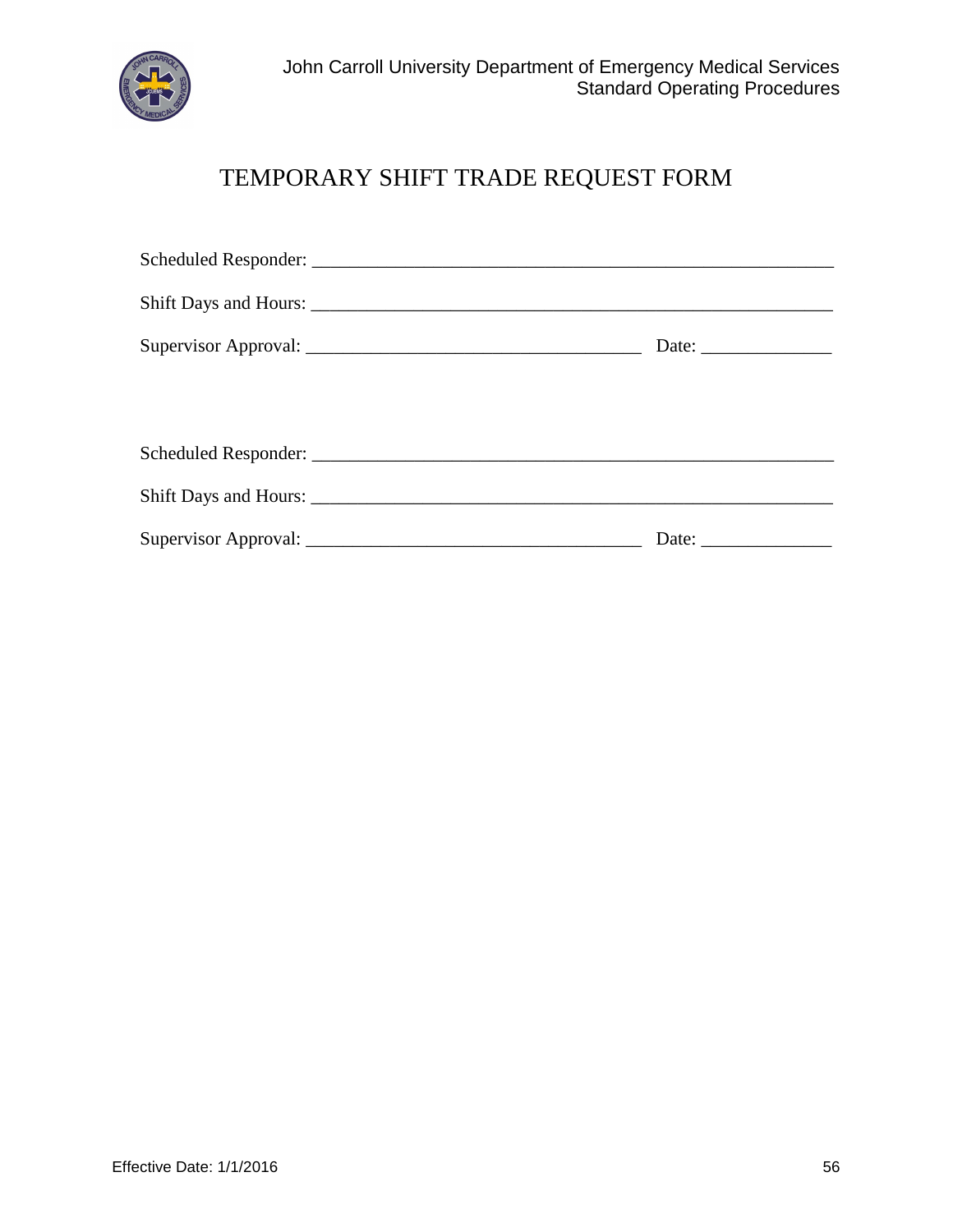# TEMPORARY SHIFT TRADE REQUEST FORM

Scheduled Responder: ___________________________________________________________

Shift Days and Hours: __________________________________________________________

Supervisor Approval: ____________________________________ Date: ______________

Scheduled Responder: ___________________________________________________________

Shift Days and Hours: __________________________________________________________

Supervisor Approval: ____________________________________ Date: ______________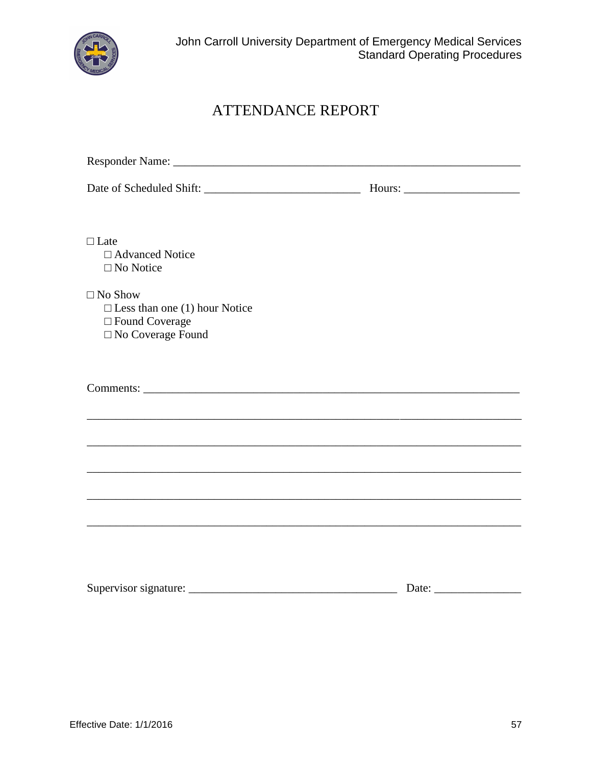# ATTENDANCE REPORT

Responder Name: ___________________________________________________________

Date of Scheduled Shift: ___________________________ Hours: ____________________

- □ Late
  - □ Advanced Notice
  - □ No Notice

- □ No Show
  - □ Less than one (1) hour Notice
  - □ Found Coverage
  - □ No Coverage Found

Comments: _________________________________________________________________

___________________________________________________________________________

___________________________________________________________________________

___________________________________________________________________________

___________________________________________________________________________

___________________________________________________________________________

Supervisor signature: _____________________________________ Date: _______________

Effective Date: 1/1/2016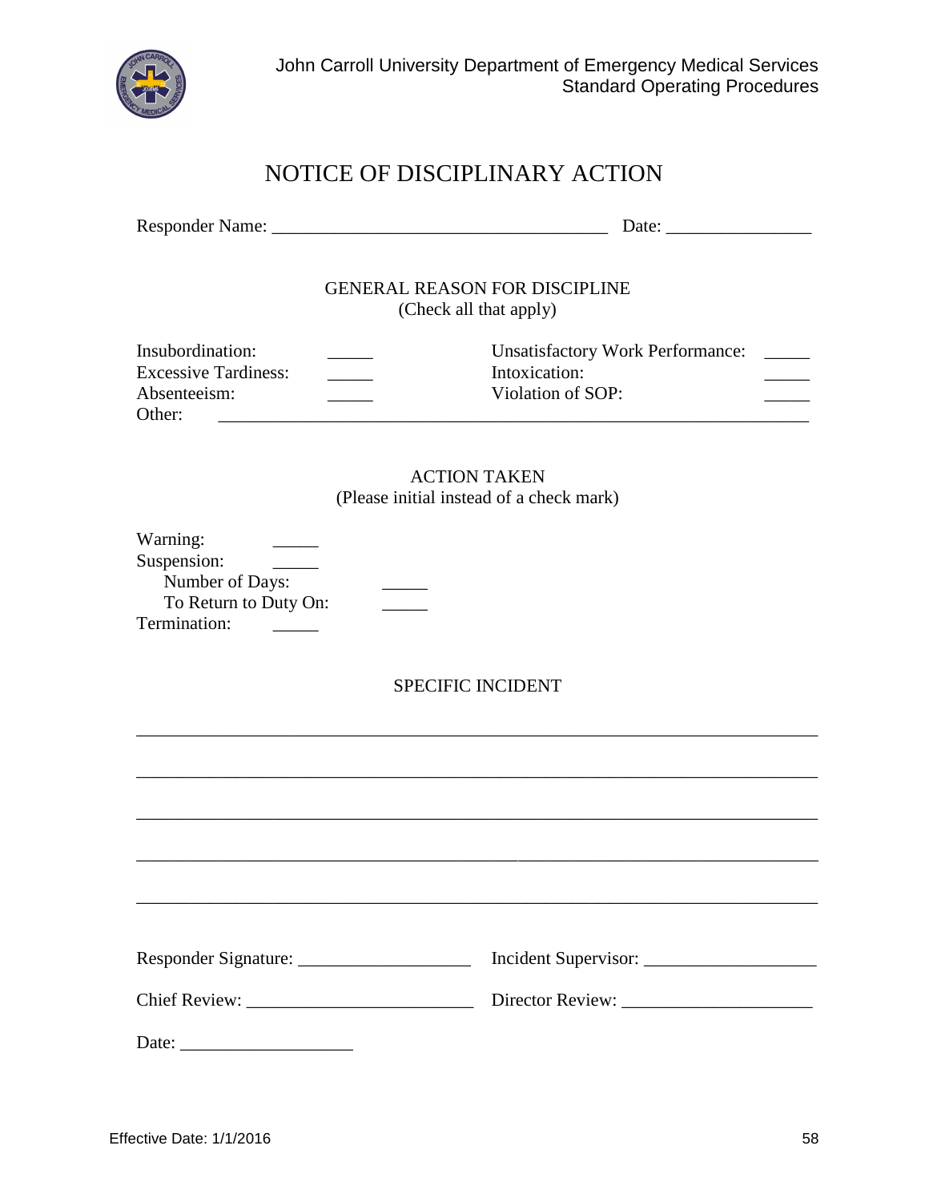# NOTICE OF DISCIPLINARY ACTION

Responder Name: ____________________________________ Date: _______________

## GENERAL REASON FOR DISCIPLINE
(Check all that apply)

Insubordination: _____ Unsatisfactory Work Performance: _____

Excessive Tardiness: _____ Intoxication: _____

Absenteeism: _____ Violation of SOP: _____

Other: ________________________________________________________________

## ACTION TAKEN
(Please initial instead of a check mark)

Warning: _____

Suspension: _____

Number of Days: _____

To Return to Duty On: _____

Termination: _____

## SPECIFIC INCIDENT

__________________________________________________________________________

__________________________________________________________________________

__________________________________________________________________________

__________________________________________________________________________

__________________________________________________________________________

Responder Signature: ___________________ Incident Supervisor: __________________

Chief Review: _________________________ Director Review: _____________________

Date: ___________________

Effective Date: 1/1/2016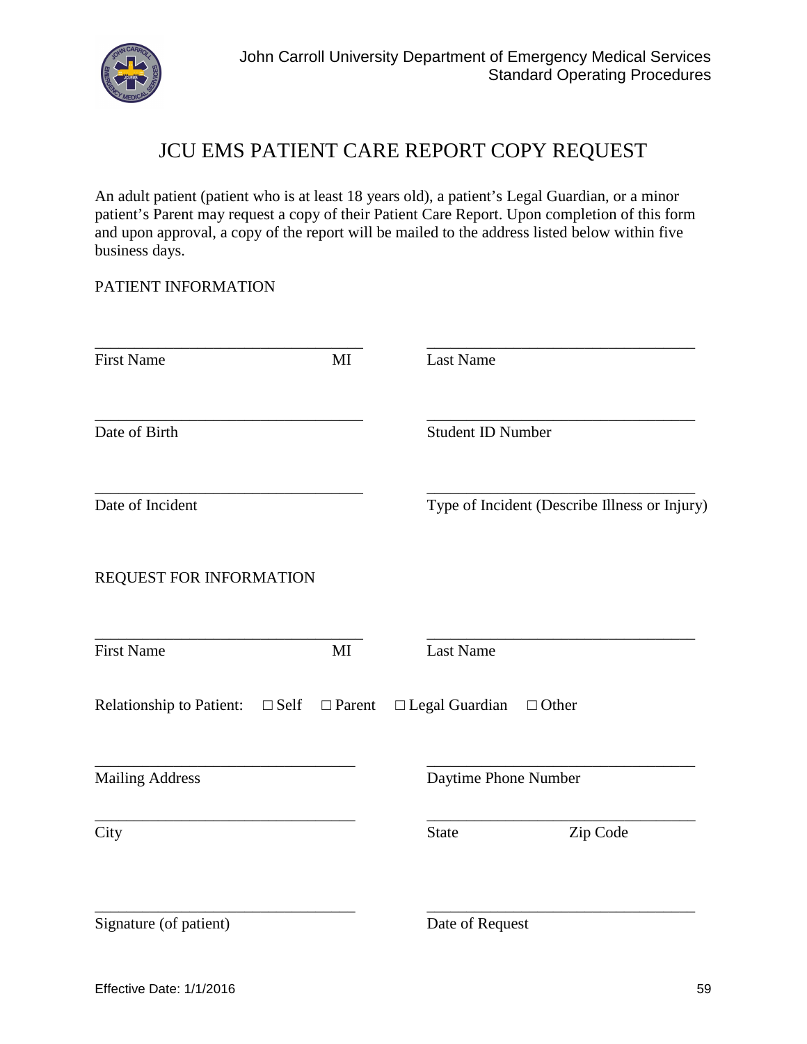# JCU EMS PATIENT CARE REPORT COPY REQUEST

An adult patient (patient who is at least 18 years old), a patient's Legal Guardian, or a minor patient's Parent may request a copy of their Patient Care Report. Upon completion of this form and upon approval, a copy of the report will be mailed to the address listed below within five business days.

## PATIENT INFORMATION

\_\_\_\_\_\_\_\_\_\_\_\_\_\_\_\_\_\_\_\_\_\_\_\_\_\_\_\_\_\_\_\_ \_\_\_\_\_\_\_\_\_\_\_\_\_\_\_\_\_\_\_\_\_\_\_\_\_\_\_\_\_\_\_\_
First Name MI Last Name

\_\_\_\_\_\_\_\_\_\_\_\_\_\_\_\_\_\_\_\_\_\_\_\_\_\_\_\_\_\_\_\_ \_\_\_\_\_\_\_\_\_\_\_\_\_\_\_\_\_\_\_\_\_\_\_\_\_\_\_\_\_\_\_\_
Date of Birth Student ID Number

\_\_\_\_\_\_\_\_\_\_\_\_\_\_\_\_\_\_\_\_\_\_\_\_\_\_\_\_\_\_\_\_ \_\_\_\_\_\_\_\_\_\_\_\_\_\_\_\_\_\_\_\_\_\_\_\_\_\_\_\_\_\_\_\_
Date of Incident Type of Incident (Describe Illness or Injury)

## REQUEST FOR INFORMATION

\_\_\_\_\_\_\_\_\_\_\_\_\_\_\_\_\_\_\_\_\_\_\_\_\_\_\_\_\_\_\_\_ \_\_\_\_\_\_\_\_\_\_\_\_\_\_\_\_\_\_\_\_\_\_\_\_\_\_\_\_\_\_\_\_
First Name MI Last Name

Relationship to Patient: ☐ Self ☐ Parent ☐ Legal Guardian ☐ Other

\_\_\_\_\_\_\_\_\_\_\_\_\_\_\_\_\_\_\_\_\_\_\_\_\_\_\_\_\_\_\_\_ \_\_\_\_\_\_\_\_\_\_\_\_\_\_\_\_\_\_\_\_\_\_\_\_\_\_\_\_\_\_\_\_
Mailing Address Daytime Phone Number

\_\_\_\_\_\_\_\_\_\_\_\_\_\_\_\_\_\_\_\_\_\_\_\_\_\_\_\_\_\_\_\_ \_\_\_\_\_\_\_\_\_\_\_\_\_\_\_\_\_\_\_\_\_\_\_\_\_\_\_\_\_\_\_\_
City State Zip Code

\_\_\_\_\_\_\_\_\_\_\_\_\_\_\_\_\_\_\_\_\_\_\_\_\_\_\_\_\_\_\_\_ \_\_\_\_\_\_\_\_\_\_\_\_\_\_\_\_\_\_\_\_\_\_\_\_\_\_\_\_\_\_\_\_
Signature (of patient) Date of Request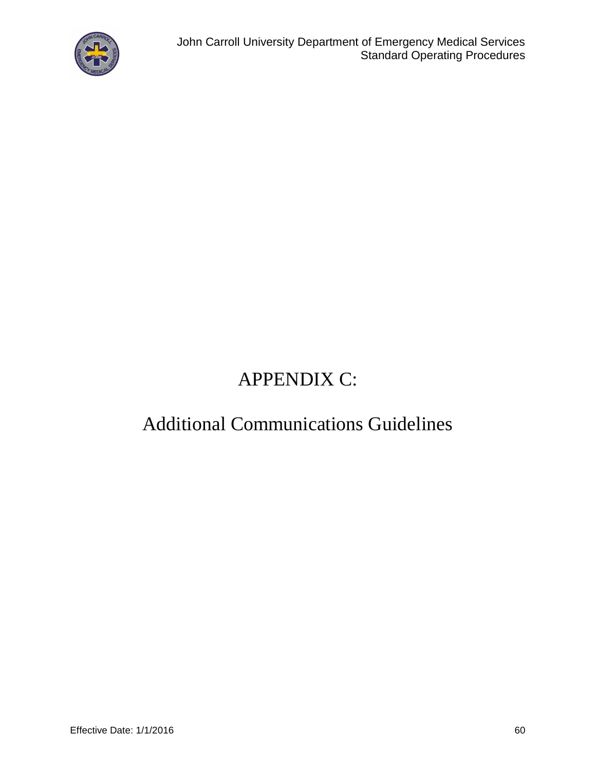# APPENDIX C:

# Additional Communications Guidelines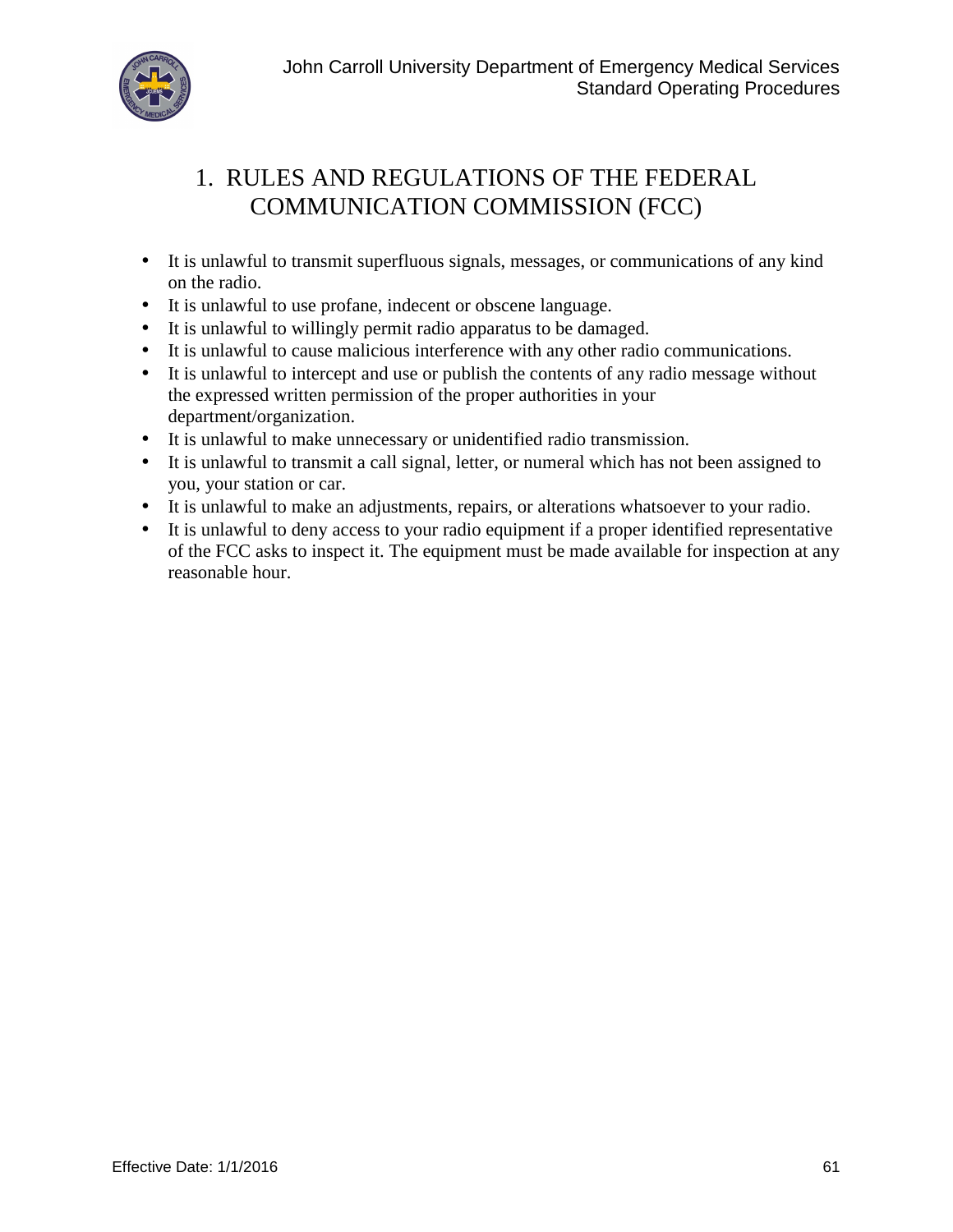# 1. RULES AND REGULATIONS OF THE FEDERAL COMMUNICATION COMMISSION (FCC)

- It is unlawful to transmit superfluous signals, messages, or communications of any kind on the radio.
- It is unlawful to use profane, indecent or obscene language.
- It is unlawful to willingly permit radio apparatus to be damaged.
- It is unlawful to cause malicious interference with any other radio communications.
- It is unlawful to intercept and use or publish the contents of any radio message without the expressed written permission of the proper authorities in your department/organization.
- It is unlawful to make unnecessary or unidentified radio transmission.
- It is unlawful to transmit a call signal, letter, or numeral which has not been assigned to you, your station or car.
- It is unlawful to make an adjustments, repairs, or alterations whatsoever to your radio.
- It is unlawful to deny access to your radio equipment if a proper identified representative of the FCC asks to inspect it. The equipment must be made available for inspection at any reasonable hour.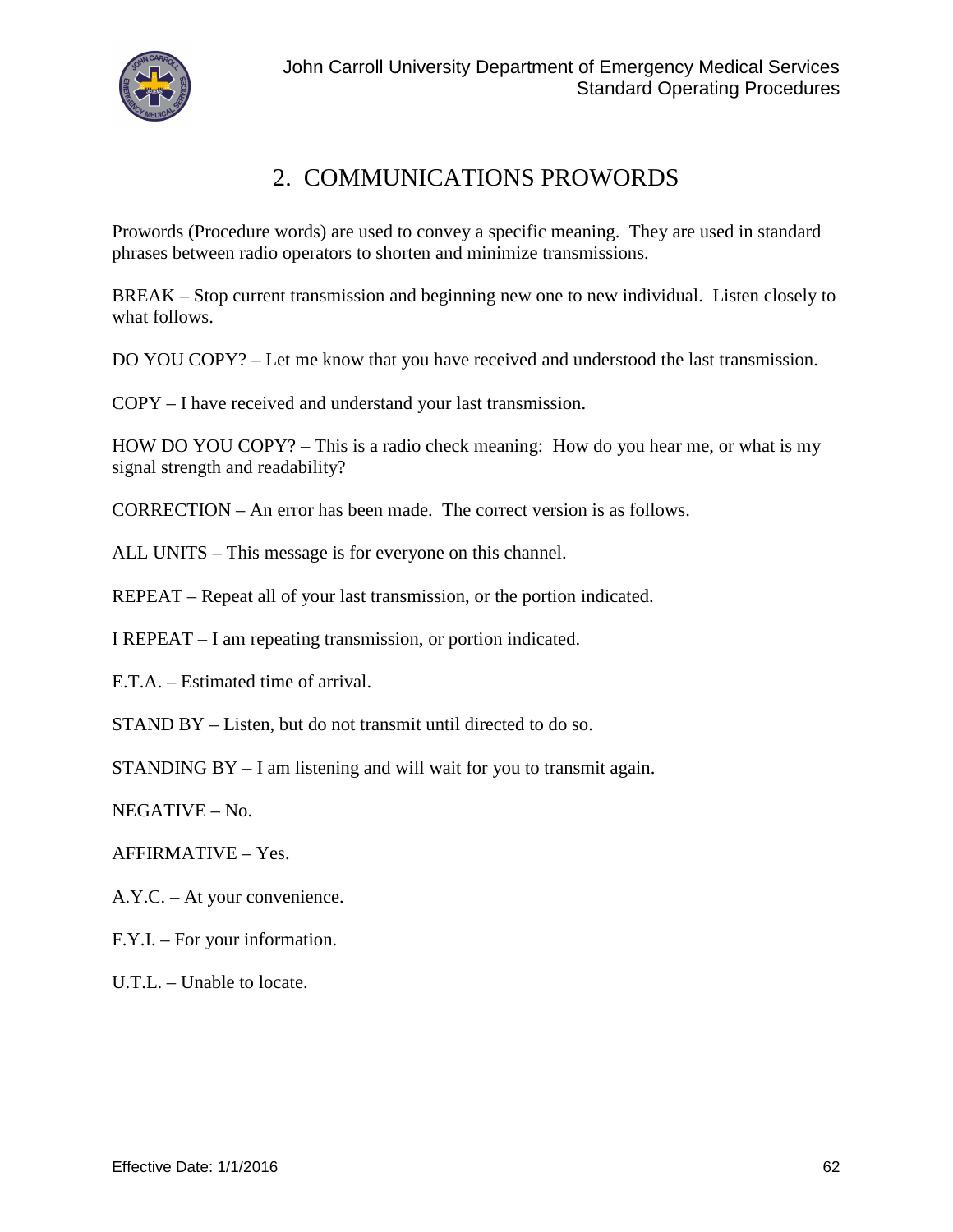# 2. COMMUNICATIONS PROWORDS

Prowords (Procedure words) are used to convey a specific meaning. They are used in standard phrases between radio operators to shorten and minimize transmissions.

BREAK – Stop current transmission and beginning new one to new individual. Listen closely to what follows.

DO YOU COPY? – Let me know that you have received and understood the last transmission.

COPY – I have received and understand your last transmission.

HOW DO YOU COPY? – This is a radio check meaning: How do you hear me, or what is my signal strength and readability?

CORRECTION – An error has been made. The correct version is as follows.

ALL UNITS – This message is for everyone on this channel.

REPEAT – Repeat all of your last transmission, or the portion indicated.

I REPEAT – I am repeating transmission, or portion indicated.

E.T.A. – Estimated time of arrival.

STAND BY – Listen, but do not transmit until directed to do so.

STANDING BY – I am listening and will wait for you to transmit again.

NEGATIVE – No.

AFFIRMATIVE – Yes.

A.Y.C. – At your convenience.

F.Y.I. – For your information.

U.T.L. – Unable to locate.